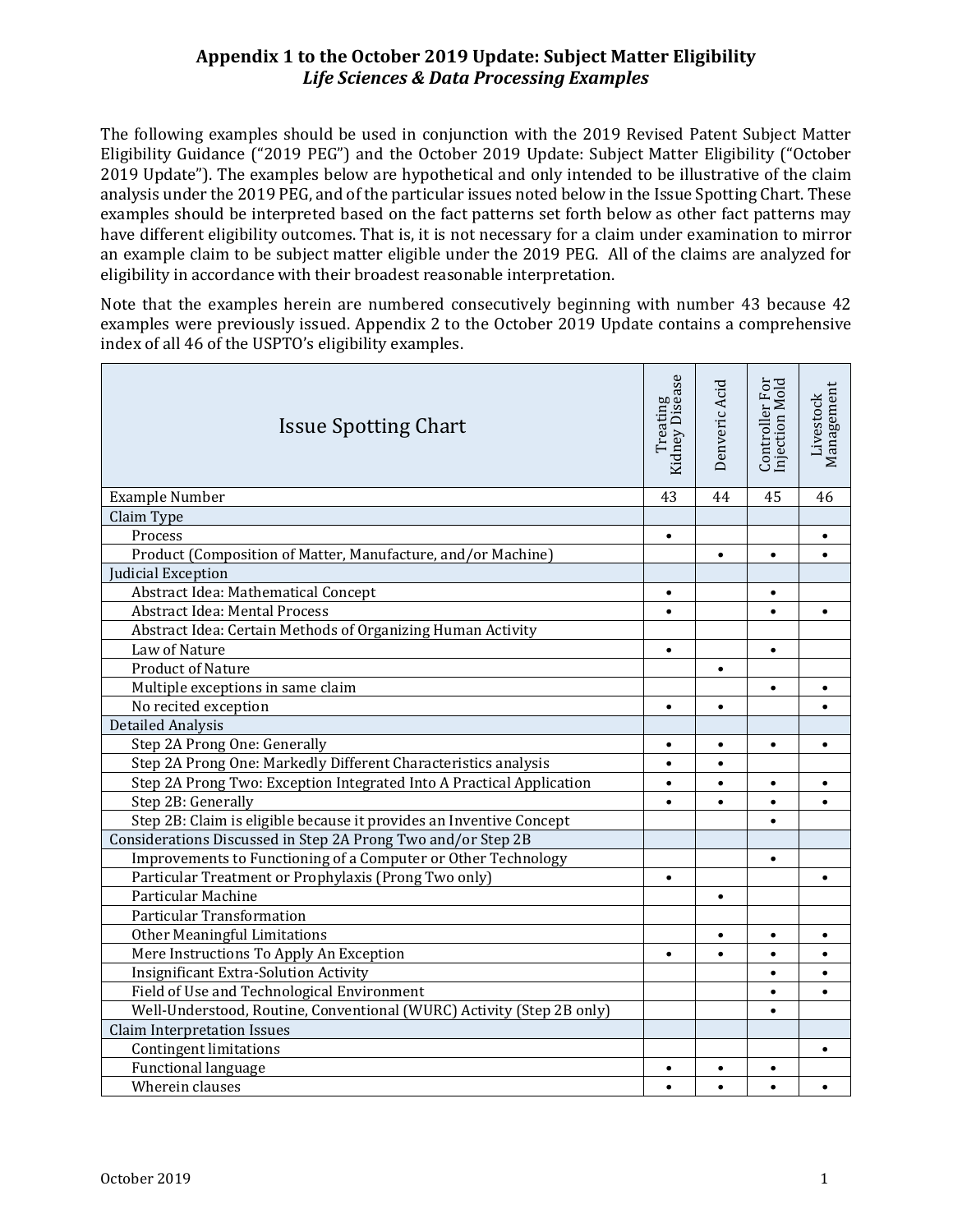# Appendix 1 to the October 2019 Update: Subject Matter Eligibility

## *Life Sciences & Data Processing Examples*

The following examples should be used in conjunction with the 2019 Revised Patent Subject Matter Eligibility Guidance ("2019 PEG") and the October 2019 Update: Subject Matter Eligibility ("October 2019 Update"). The examples below are hypothetical and only intended to be illustrative of the claim analysis under the 2019 PEG, and of the particular issues noted below in the Issue Spotting Chart. These examples should be interpreted based on the fact patterns set forth below as other fact patterns may have different eligibility outcomes. That is, it is not necessary for a claim under examination to mirror an example claim to be subject matter eligible under the 2019 PEG. All of the claims are analyzed for eligibility in accordance with their broadest reasonable interpretation.

Note that the examples herein are numbered consecutively beginning with number 43 because 42 examples were previously issued. Appendix 2 to the October 2019 Update contains a comprehensive index of all 46 of the USPTO's eligibility examples.

| Issue Spotting Chart | Treating Kidney Disease | Denveric Acid | Controller For Injection Mold | Livestock Management |
|---|---|---|---|---|
| Example Number | 43 | 44 | 45 | 46 |
| **Claim Type** | | | | |
| Process | • | | | • |
| Product (Composition of Matter, Manufacture, and/or Machine) | | • | • | • |
| **Judicial Exception** | | | | |
| Abstract Idea: Mathematical Concept | • | | • | |
| Abstract Idea: Mental Process | • | | • | • |
| Abstract Idea: Certain Methods of Organizing Human Activity | | | | |
| Law of Nature | • | | • | |
| Product of Nature | | • | | |
| Multiple exceptions in same claim | | | • | • |
| No recited exception | • | • | | • |
| **Detailed Analysis** | | | | |
| Step 2A Prong One: Generally | • | • | • | • |
| Step 2A Prong One: Markedly Different Characteristics analysis | • | • | | |
| Step 2A Prong Two: Exception Integrated Into A Practical Application | • | • | • | • |
| Step 2B: Generally | • | • | • | • |
| Step 2B: Claim is eligible because it provides an Inventive Concept | | | • | |
| **Considerations Discussed in Step 2A Prong Two and/or Step 2B** | | | | |
| Improvements to Functioning of a Computer or Other Technology | | | • | |
| Particular Treatment or Prophylaxis (Prong Two only) | • | | | • |
| Particular Machine | | • | | |
| Particular Transformation | | | | |
| Other Meaningful Limitations | | • | • | • |
| Mere Instructions To Apply An Exception | • | • | • | • |
| Insignificant Extra-Solution Activity | | | • | • |
| Field of Use and Technological Environment | | | • | • |
| Well-Understood, Routine, Conventional (WURC) Activity (Step 2B only) | | | • | |
| **Claim Interpretation Issues** | | | | |
| Contingent limitations | | | | • |
| Functional language | • | • | • | |
| Wherein clauses | • | • | • | • |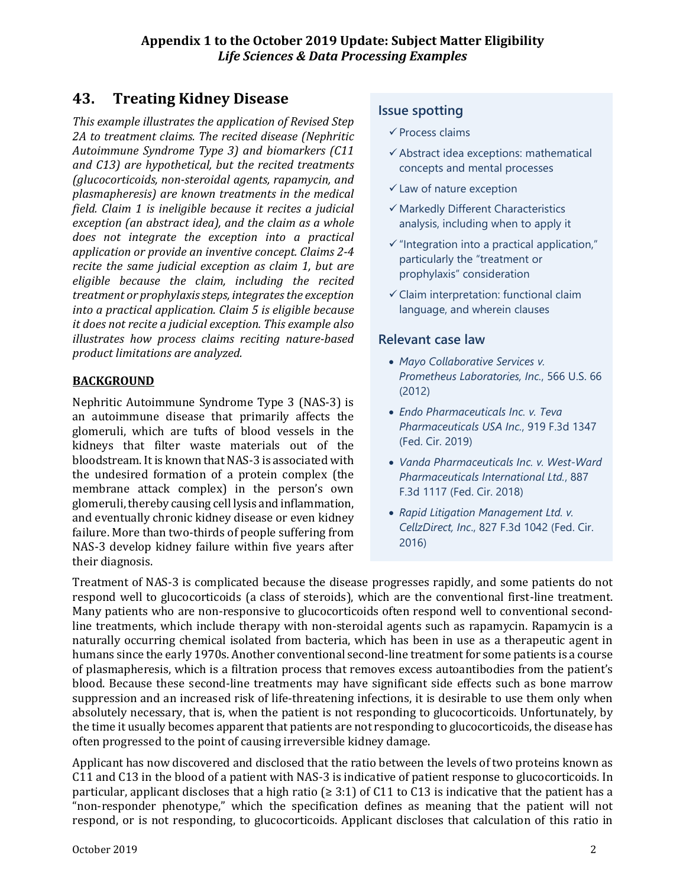## 43. Treating Kidney Disease

*This example illustrates the application of Revised Step 2A to treatment claims. The recited disease (Nephritic Autoimmune Syndrome Type 3) and biomarkers (C11 and C13) are hypothetical, but the recited treatments (glucocorticoids, non-steroidal agents, rapamycin, and plasmapheresis) are known treatments in the medical field. Claim 1 is ineligible because it recites a judicial exception (an abstract idea), and the claim as a whole does not integrate the exception into a practical application or provide an inventive concept. Claims 2-4 recite the same judicial exception as claim 1, but are eligible because the claim, including the recited treatment or prophylaxis steps, integrates the exception into a practical application. Claim 5 is eligible because it does not recite a judicial exception. This example also illustrates how process claims reciting nature-based product limitations are analyzed.*

### Issue spotting

- ✓ Process claims
- ✓ Abstract idea exceptions: mathematical concepts and mental processes
- ✓ Law of nature exception
- ✓ Markedly Different Characteristics analysis, including when to apply it
- ✓ "Integration into a practical application," particularly the "treatment or prophylaxis" consideration
- ✓ Claim interpretation: functional claim language, and wherein clauses

### Relevant case law

- *Mayo Collaborative Services v. Prometheus Laboratories, Inc.*, 566 U.S. 66 (2012)
- *Endo Pharmaceuticals Inc. v. Teva Pharmaceuticals USA Inc.*, 919 F.3d 1347 (Fed. Cir. 2019)
- *Vanda Pharmaceuticals Inc. v. West-Ward Pharmaceuticals International Ltd.*, 887 F.3d 1117 (Fed. Cir. 2018)
- *Rapid Litigation Management Ltd. v. CellzDirect, Inc.*, 827 F.3d 1042 (Fed. Cir. 2016)

**BACKGROUND**

Nephritic Autoimmune Syndrome Type 3 (NAS-3) is an autoimmune disease that primarily affects the glomeruli, which are tufts of blood vessels in the kidneys that filter waste materials out of the bloodstream. It is known that NAS-3 is associated with the undesired formation of a protein complex (the membrane attack complex) in the person's own glomeruli, thereby causing cell lysis and inflammation, and eventually chronic kidney disease or even kidney failure. More than two-thirds of people suffering from NAS-3 develop kidney failure within five years after their diagnosis.

Treatment of NAS-3 is complicated because the disease progresses rapidly, and some patients do not respond well to glucocorticoids (a class of steroids), which are the conventional first-line treatment. Many patients who are non-responsive to glucocorticoids often respond well to conventional second-line treatments, which include therapy with non-steroidal agents such as rapamycin. Rapamycin is a naturally occurring chemical isolated from bacteria, which has been in use as a therapeutic agent in humans since the early 1970s. Another conventional second-line treatment for some patients is a course of plasmapheresis, which is a filtration process that removes excess autoantibodies from the patient's blood. Because these second-line treatments may have significant side effects such as bone marrow suppression and an increased risk of life-threatening infections, it is desirable to use them only when absolutely necessary, that is, when the patient is not responding to glucocorticoids. Unfortunately, by the time it usually becomes apparent that patients are not responding to glucocorticoids, the disease has often progressed to the point of causing irreversible kidney damage.

Applicant has now discovered and disclosed that the ratio between the levels of two proteins known as C11 and C13 in the blood of a patient with NAS-3 is indicative of patient response to glucocorticoids. In particular, applicant discloses that a high ratio (≥ 3:1) of C11 to C13 is indicative that the patient has a "non-responder phenotype," which the specification defines as meaning that the patient will not respond, or is not responding, to glucocorticoids. Applicant discloses that calculation of this ratio in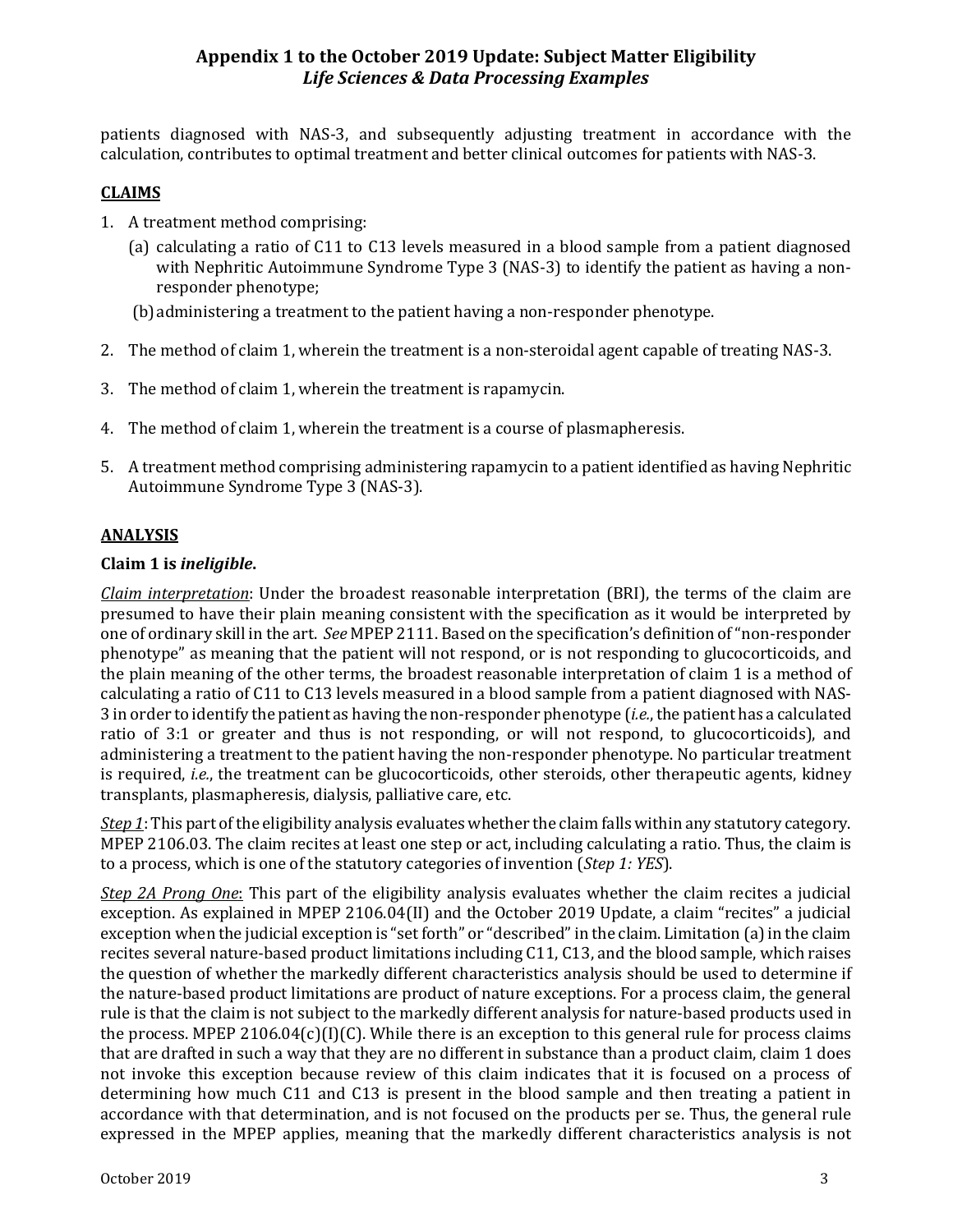patients diagnosed with NAS-3, and subsequently adjusting treatment in accordance with the calculation, contributes to optimal treatment and better clinical outcomes for patients with NAS-3.

## CLAIMS

1. A treatment method comprising:
   - (a) calculating a ratio of C11 to C13 levels measured in a blood sample from a patient diagnosed with Nephritic Autoimmune Syndrome Type 3 (NAS-3) to identify the patient as having a non-responder phenotype;
   - (b) administering a treatment to the patient having a non-responder phenotype.
2. The method of claim 1, wherein the treatment is a non-steroidal agent capable of treating NAS-3.
3. The method of claim 1, wherein the treatment is rapamycin.
4. The method of claim 1, wherein the treatment is a course of plasmapheresis.
5. A treatment method comprising administering rapamycin to a patient identified as having Nephritic Autoimmune Syndrome Type 3 (NAS-3).

## ANALYSIS

### Claim 1 is *ineligible*.

*Claim interpretation*: Under the broadest reasonable interpretation (BRI), the terms of the claim are presumed to have their plain meaning consistent with the specification as it would be interpreted by one of ordinary skill in the art. *See* MPEP 2111. Based on the specification's definition of "non-responder phenotype" as meaning that the patient will not respond, or is not responding to glucocorticoids, and the plain meaning of the other terms, the broadest reasonable interpretation of claim 1 is a method of calculating a ratio of C11 to C13 levels measured in a blood sample from a patient diagnosed with NAS-3 in order to identify the patient as having the non-responder phenotype (*i.e.*, the patient has a calculated ratio of 3:1 or greater and thus is not responding, or will not respond, to glucocorticoids), and administering a treatment to the patient having the non-responder phenotype. No particular treatment is required, *i.e.*, the treatment can be glucocorticoids, other steroids, other therapeutic agents, kidney transplants, plasmapheresis, dialysis, palliative care, etc.

*Step 1*: This part of the eligibility analysis evaluates whether the claim falls within any statutory category. MPEP 2106.03. The claim recites at least one step or act, including calculating a ratio. Thus, the claim is to a process, which is one of the statutory categories of invention (*Step 1: YES*).

*Step 2A Prong One*: This part of the eligibility analysis evaluates whether the claim recites a judicial exception. As explained in MPEP 2106.04(II) and the October 2019 Update, a claim "recites" a judicial exception when the judicial exception is "set forth" or "described" in the claim. Limitation (a) in the claim recites several nature-based product limitations including C11, C13, and the blood sample, which raises the question of whether the markedly different characteristics analysis should be used to determine if the nature-based product limitations are product of nature exceptions. For a process claim, the general rule is that the claim is not subject to the markedly different analysis for nature-based products used in the process. MPEP 2106.04(c)(I)(C). While there is an exception to this general rule for process claims that are drafted in such a way that they are no different in substance than a product claim, claim 1 does not invoke this exception because review of this claim indicates that it is focused on a process of determining how much C11 and C13 is present in the blood sample and then treating a patient in accordance with that determination, and is not focused on the products per se. Thus, the general rule expressed in the MPEP applies, meaning that the markedly different characteristics analysis is not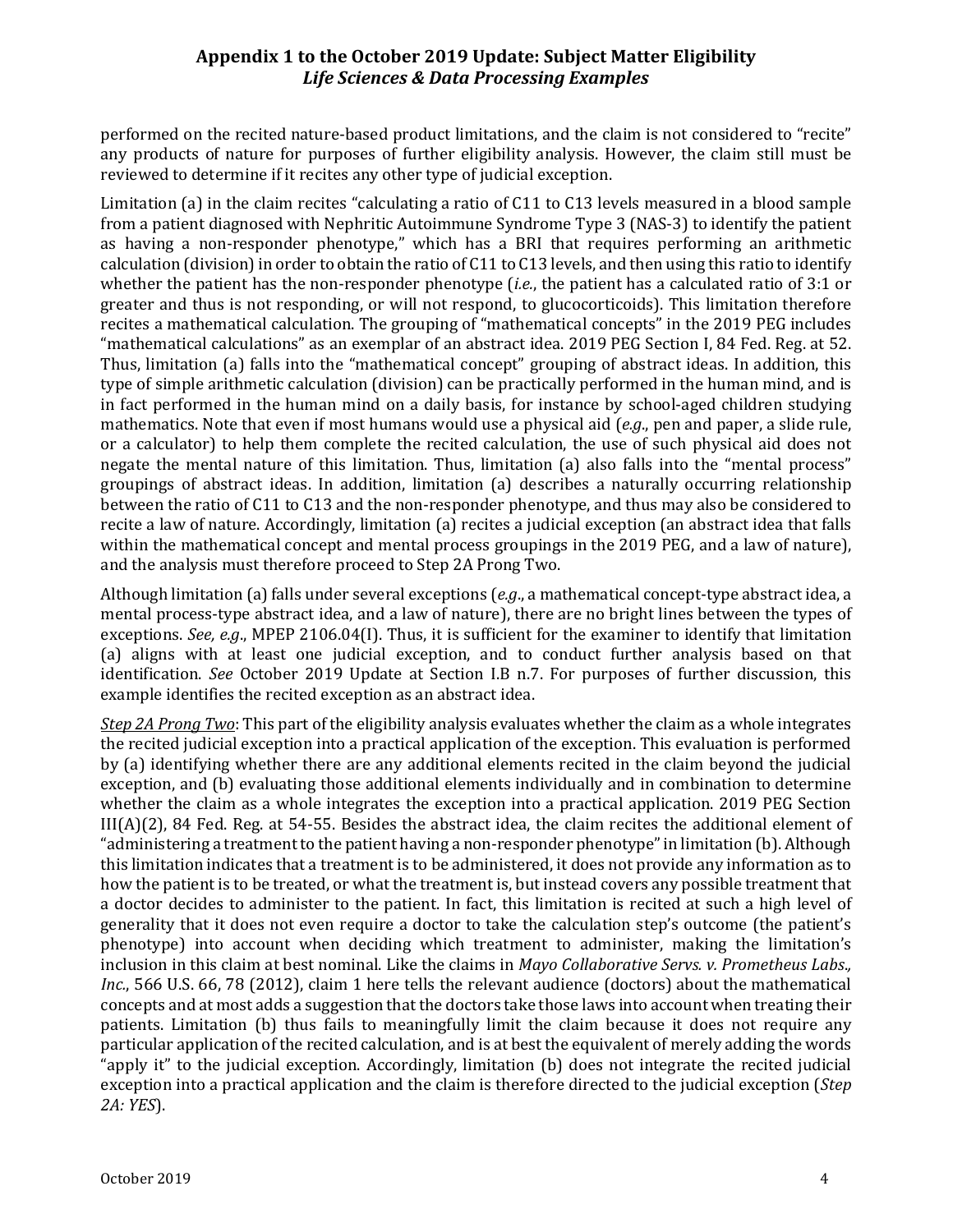performed on the recited nature-based product limitations, and the claim is not considered to "recite" any products of nature for purposes of further eligibility analysis. However, the claim still must be reviewed to determine if it recites any other type of judicial exception.

Limitation (a) in the claim recites "calculating a ratio of C11 to C13 levels measured in a blood sample from a patient diagnosed with Nephritic Autoimmune Syndrome Type 3 (NAS-3) to identify the patient as having a non-responder phenotype," which has a BRI that requires performing an arithmetic calculation (division) in order to obtain the ratio of C11 to C13 levels, and then using this ratio to identify whether the patient has the non-responder phenotype (*i.e.*, the patient has a calculated ratio of 3:1 or greater and thus is not responding, or will not respond, to glucocorticoids). This limitation therefore recites a mathematical calculation. The grouping of "mathematical concepts" in the 2019 PEG includes "mathematical calculations" as an exemplar of an abstract idea. 2019 PEG Section I, 84 Fed. Reg. at 52. Thus, limitation (a) falls into the "mathematical concept" grouping of abstract ideas. In addition, this type of simple arithmetic calculation (division) can be practically performed in the human mind, and is in fact performed in the human mind on a daily basis, for instance by school-aged children studying mathematics. Note that even if most humans would use a physical aid (*e.g.*, pen and paper, a slide rule, or a calculator) to help them complete the recited calculation, the use of such physical aid does not negate the mental nature of this limitation. Thus, limitation (a) also falls into the "mental process" groupings of abstract ideas. In addition, limitation (a) describes a naturally occurring relationship between the ratio of C11 to C13 and the non-responder phenotype, and thus may also be considered to recite a law of nature. Accordingly, limitation (a) recites a judicial exception (an abstract idea that falls within the mathematical concept and mental process groupings in the 2019 PEG, and a law of nature), and the analysis must therefore proceed to Step 2A Prong Two.

Although limitation (a) falls under several exceptions (*e.g.*, a mathematical concept-type abstract idea, a mental process-type abstract idea, and a law of nature), there are no bright lines between the types of exceptions. *See, e.g.*, MPEP 2106.04(I). Thus, it is sufficient for the examiner to identify that limitation (a) aligns with at least one judicial exception, and to conduct further analysis based on that identification. *See* October 2019 Update at Section I.B n.7. For purposes of further discussion, this example identifies the recited exception as an abstract idea.

*Step 2A Prong Two*: This part of the eligibility analysis evaluates whether the claim as a whole integrates the recited judicial exception into a practical application of the exception. This evaluation is performed by (a) identifying whether there are any additional elements recited in the claim beyond the judicial exception, and (b) evaluating those additional elements individually and in combination to determine whether the claim as a whole integrates the exception into a practical application. 2019 PEG Section III(A)(2), 84 Fed. Reg. at 54-55. Besides the abstract idea, the claim recites the additional element of "administering a treatment to the patient having a non-responder phenotype" in limitation (b). Although this limitation indicates that a treatment is to be administered, it does not provide any information as to how the patient is to be treated, or what the treatment is, but instead covers any possible treatment that a doctor decides to administer to the patient. In fact, this limitation is recited at such a high level of generality that it does not even require a doctor to take the calculation step's outcome (the patient's phenotype) into account when deciding which treatment to administer, making the limitation's inclusion in this claim at best nominal. Like the claims in *Mayo Collaborative Servs. v. Prometheus Labs., Inc.*, 566 U.S. 66, 78 (2012), claim 1 here tells the relevant audience (doctors) about the mathematical concepts and at most adds a suggestion that the doctors take those laws into account when treating their patients. Limitation (b) thus fails to meaningfully limit the claim because it does not require any particular application of the recited calculation, and is at best the equivalent of merely adding the words "apply it" to the judicial exception. Accordingly, limitation (b) does not integrate the recited judicial exception into a practical application and the claim is therefore directed to the judicial exception (*Step 2A: YES*).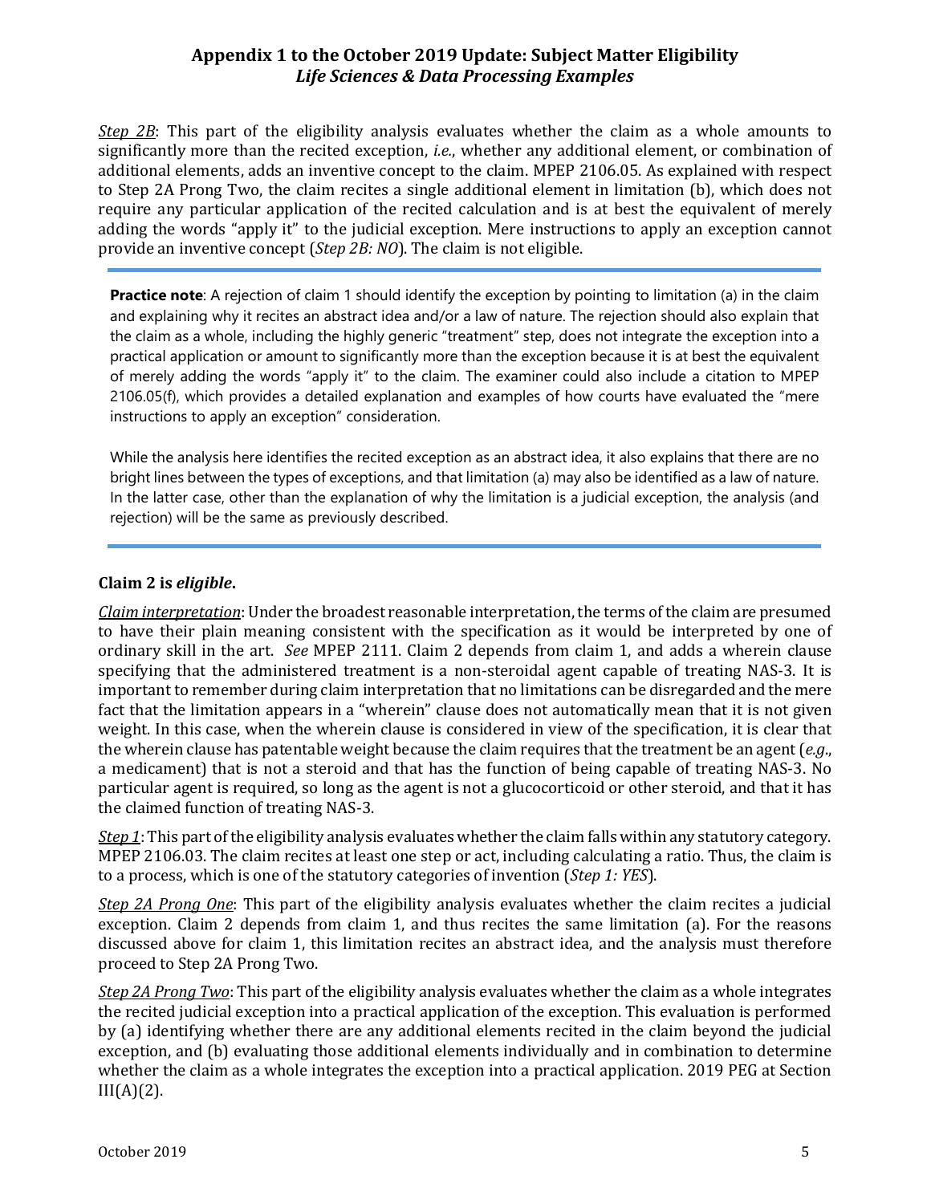*Step 2B*: This part of the eligibility analysis evaluates whether the claim as a whole amounts to significantly more than the recited exception, *i.e.*, whether any additional element, or combination of additional elements, adds an inventive concept to the claim. MPEP 2106.05. As explained with respect to Step 2A Prong Two, the claim recites a single additional element in limitation (b), which does not require any particular application of the recited calculation and is at best the equivalent of merely adding the words "apply it" to the judicial exception. Mere instructions to apply an exception cannot provide an inventive concept (*Step 2B: NO*). The claim is not eligible.

---

**Practice note**: A rejection of claim 1 should identify the exception by pointing to limitation (a) in the claim and explaining why it recites an abstract idea and/or a law of nature. The rejection should also explain that the claim as a whole, including the highly generic "treatment" step, does not integrate the exception into a practical application or amount to significantly more than the exception because it is at best the equivalent of merely adding the words "apply it" to the claim. The examiner could also include a citation to MPEP 2106.05(f), which provides a detailed explanation and examples of how courts have evaluated the "mere instructions to apply an exception" consideration.

While the analysis here identifies the recited exception as an abstract idea, it also explains that there are no bright lines between the types of exceptions, and that limitation (a) may also be identified as a law of nature. In the latter case, other than the explanation of why the limitation is a judicial exception, the analysis (and rejection) will be the same as previously described.

---

**Claim 2 is *eligible*.**

*Claim interpretation*: Under the broadest reasonable interpretation, the terms of the claim are presumed to have their plain meaning consistent with the specification as it would be interpreted by one of ordinary skill in the art. *See* MPEP 2111. Claim 2 depends from claim 1, and adds a wherein clause specifying that the administered treatment is a non-steroidal agent capable of treating NAS-3. It is important to remember during claim interpretation that no limitations can be disregarded and the mere fact that the limitation appears in a "wherein" clause does not automatically mean that it is not given weight. In this case, when the wherein clause is considered in view of the specification, it is clear that the wherein clause has patentable weight because the claim requires that the treatment be an agent (*e.g.*, a medicament) that is not a steroid and that has the function of being capable of treating NAS-3. No particular agent is required, so long as the agent is not a glucocorticoid or other steroid, and that it has the claimed function of treating NAS-3.

*Step 1*: This part of the eligibility analysis evaluates whether the claim falls within any statutory category. MPEP 2106.03. The claim recites at least one step or act, including calculating a ratio. Thus, the claim is to a process, which is one of the statutory categories of invention (*Step 1: YES*).

*Step 2A Prong One*: This part of the eligibility analysis evaluates whether the claim recites a judicial exception. Claim 2 depends from claim 1, and thus recites the same limitation (a). For the reasons discussed above for claim 1, this limitation recites an abstract idea, and the analysis must therefore proceed to Step 2A Prong Two.

*Step 2A Prong Two*: This part of the eligibility analysis evaluates whether the claim as a whole integrates the recited judicial exception into a practical application of the exception. This evaluation is performed by (a) identifying whether there are any additional elements recited in the claim beyond the judicial exception, and (b) evaluating those additional elements individually and in combination to determine whether the claim as a whole integrates the exception into a practical application. 2019 PEG at Section III(A)(2).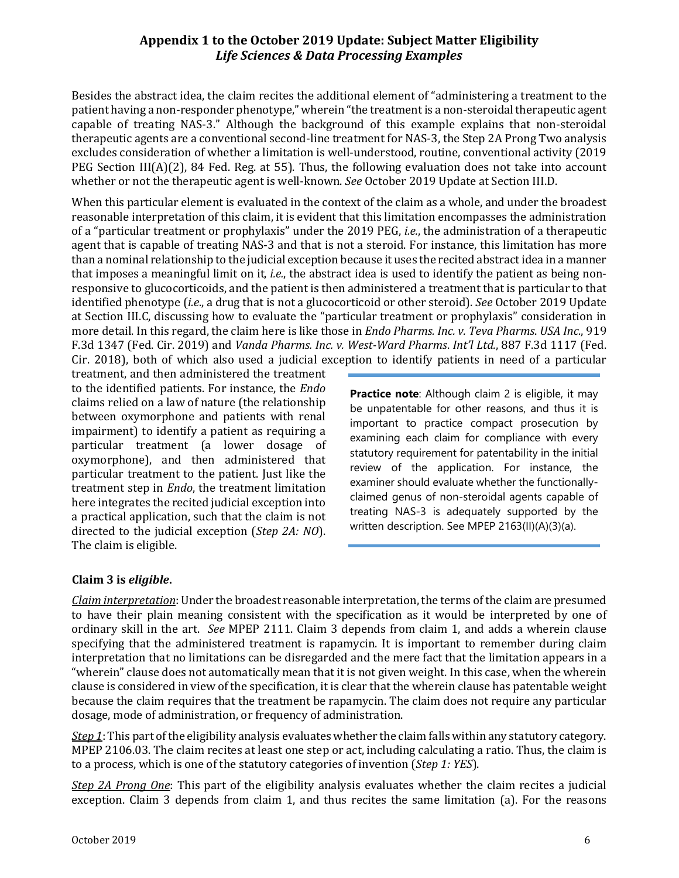Besides the abstract idea, the claim recites the additional element of "administering a treatment to the patient having a non-responder phenotype," wherein "the treatment is a non-steroidal therapeutic agent capable of treating NAS-3." Although the background of this example explains that non-steroidal therapeutic agents are a conventional second-line treatment for NAS-3, the Step 2A Prong Two analysis excludes consideration of whether a limitation is well-understood, routine, conventional activity (2019 PEG Section III(A)(2), 84 Fed. Reg. at 55). Thus, the following evaluation does not take into account whether or not the therapeutic agent is well-known. *See* October 2019 Update at Section III.D.

When this particular element is evaluated in the context of the claim as a whole, and under the broadest reasonable interpretation of this claim, it is evident that this limitation encompasses the administration of a "particular treatment or prophylaxis" under the 2019 PEG, *i.e.*, the administration of a therapeutic agent that is capable of treating NAS-3 and that is not a steroid. For instance, this limitation has more than a nominal relationship to the judicial exception because it uses the recited abstract idea in a manner that imposes a meaningful limit on it, *i.e.*, the abstract idea is used to identify the patient as being non-responsive to glucocorticoids, and the patient is then administered a treatment that is particular to that identified phenotype (*i.e.*, a drug that is not a glucocorticoid or other steroid). *See* October 2019 Update at Section III.C, discussing how to evaluate the "particular treatment or prophylaxis" consideration in more detail. In this regard, the claim here is like those in *Endo Pharms. Inc. v. Teva Pharms. USA Inc.*, 919 F.3d 1347 (Fed. Cir. 2019) and *Vanda Pharms. Inc. v. West-Ward Pharms. Int'l Ltd.*, 887 F.3d 1117 (Fed. Cir. 2018), both of which also used a judicial exception to identify patients in need of a particular treatment, and then administered the treatment to the identified patients. For instance, the *Endo* claims relied on a law of nature (the relationship between oxymorphone and patients with renal impairment) to identify a patient as requiring a particular treatment (a lower dosage of oxymorphone), and then administered that particular treatment to the patient. Just like the treatment step in *Endo*, the treatment limitation here integrates the recited judicial exception into a practical application, such that the claim is not directed to the judicial exception (*Step 2A: NO*). The claim is eligible.

> **Practice note**: Although claim 2 is eligible, it may be unpatentable for other reasons, and thus it is important to practice compact prosecution by examining each claim for compliance with every statutory requirement for patentability in the initial review of the application. For instance, the examiner should evaluate whether the functionally-claimed genus of non-steroidal agents capable of treating NAS-3 is adequately supported by the written description. See MPEP 2163(II)(A)(3)(a).

**Claim 3 is *eligible*.**

*Claim interpretation*: Under the broadest reasonable interpretation, the terms of the claim are presumed to have their plain meaning consistent with the specification as it would be interpreted by one of ordinary skill in the art. *See* MPEP 2111. Claim 3 depends from claim 1, and adds a wherein clause specifying that the administered treatment is rapamycin. It is important to remember during claim interpretation that no limitations can be disregarded and the mere fact that the limitation appears in a "wherein" clause does not automatically mean that it is not given weight. In this case, when the wherein clause is considered in view of the specification, it is clear that the wherein clause has patentable weight because the claim requires that the treatment be rapamycin. The claim does not require any particular dosage, mode of administration, or frequency of administration.

*Step 1*: This part of the eligibility analysis evaluates whether the claim falls within any statutory category. MPEP 2106.03. The claim recites at least one step or act, including calculating a ratio. Thus, the claim is to a process, which is one of the statutory categories of invention (*Step 1: YES*).

*Step 2A Prong One*: This part of the eligibility analysis evaluates whether the claim recites a judicial exception. Claim 3 depends from claim 1, and thus recites the same limitation (a). For the reasons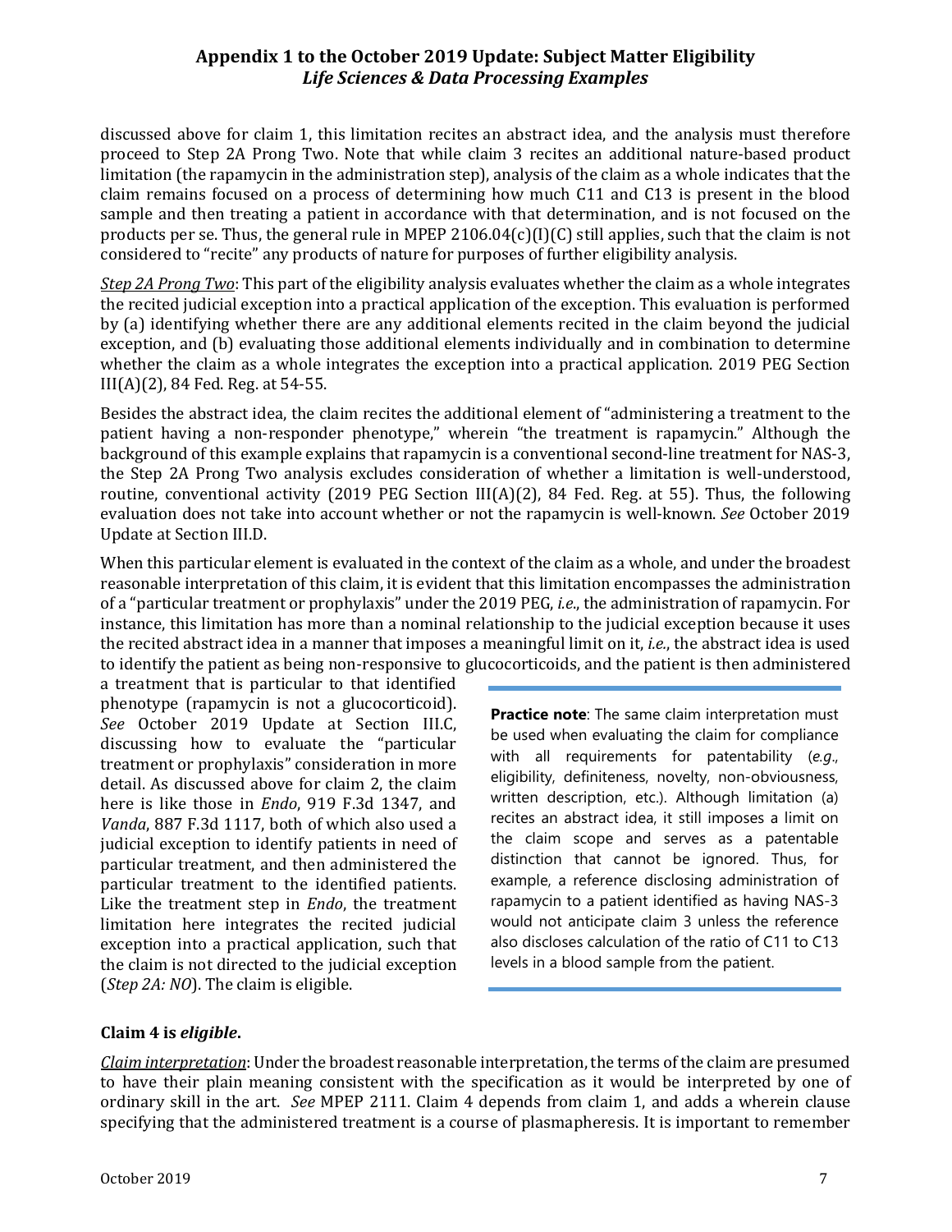discussed above for claim 1, this limitation recites an abstract idea, and the analysis must therefore proceed to Step 2A Prong Two. Note that while claim 3 recites an additional nature-based product limitation (the rapamycin in the administration step), analysis of the claim as a whole indicates that the claim remains focused on a process of determining how much C11 and C13 is present in the blood sample and then treating a patient in accordance with that determination, and is not focused on the products per se. Thus, the general rule in MPEP 2106.04(c)(I)(C) still applies, such that the claim is not considered to "recite" any products of nature for purposes of further eligibility analysis.

_Step 2A Prong Two_: This part of the eligibility analysis evaluates whether the claim as a whole integrates the recited judicial exception into a practical application of the exception. This evaluation is performed by (a) identifying whether there are any additional elements recited in the claim beyond the judicial exception, and (b) evaluating those additional elements individually and in combination to determine whether the claim as a whole integrates the exception into a practical application. 2019 PEG Section III(A)(2), 84 Fed. Reg. at 54-55.

Besides the abstract idea, the claim recites the additional element of "administering a treatment to the patient having a non-responder phenotype," wherein "the treatment is rapamycin." Although the background of this example explains that rapamycin is a conventional second-line treatment for NAS-3, the Step 2A Prong Two analysis excludes consideration of whether a limitation is well-understood, routine, conventional activity (2019 PEG Section III(A)(2), 84 Fed. Reg. at 55). Thus, the following evaluation does not take into account whether or not the rapamycin is well-known. *See* October 2019 Update at Section III.D.

When this particular element is evaluated in the context of the claim as a whole, and under the broadest reasonable interpretation of this claim, it is evident that this limitation encompasses the administration of a "particular treatment or prophylaxis" under the 2019 PEG, *i.e.*, the administration of rapamycin. For instance, this limitation has more than a nominal relationship to the judicial exception because it uses the recited abstract idea in a manner that imposes a meaningful limit on it, *i.e.*, the abstract idea is used to identify the patient as being non-responsive to glucocorticoids, and the patient is then administered a treatment that is particular to that identified phenotype (rapamycin is not a glucocorticoid). *See* October 2019 Update at Section III.C, discussing how to evaluate the "particular treatment or prophylaxis" consideration in more detail. As discussed above for claim 2, the claim here is like those in *Endo*, 919 F.3d 1347, and *Vanda*, 887 F.3d 1117, both of which also used a judicial exception to identify patients in need of particular treatment, and then administered the particular treatment to the identified patients. Like the treatment step in *Endo*, the treatment limitation here integrates the recited judicial exception into a practical application, such that the claim is not directed to the judicial exception (*Step 2A: NO*). The claim is eligible.

> **Practice note**: The same claim interpretation must be used when evaluating the claim for compliance with all requirements for patentability (*e.g*., eligibility, definiteness, novelty, non-obviousness, written description, etc.). Although limitation (a) recites an abstract idea, it still imposes a limit on the claim scope and serves as a patentable distinction that cannot be ignored. Thus, for example, a reference disclosing administration of rapamycin to a patient identified as having NAS-3 would not anticipate claim 3 unless the reference also discloses calculation of the ratio of C11 to C13 levels in a blood sample from the patient.

**Claim 4 is *eligible*.**

_Claim interpretation_: Under the broadest reasonable interpretation, the terms of the claim are presumed to have their plain meaning consistent with the specification as it would be interpreted by one of ordinary skill in the art. *See* MPEP 2111. Claim 4 depends from claim 1, and adds a wherein clause specifying that the administered treatment is a course of plasmapheresis. It is important to remember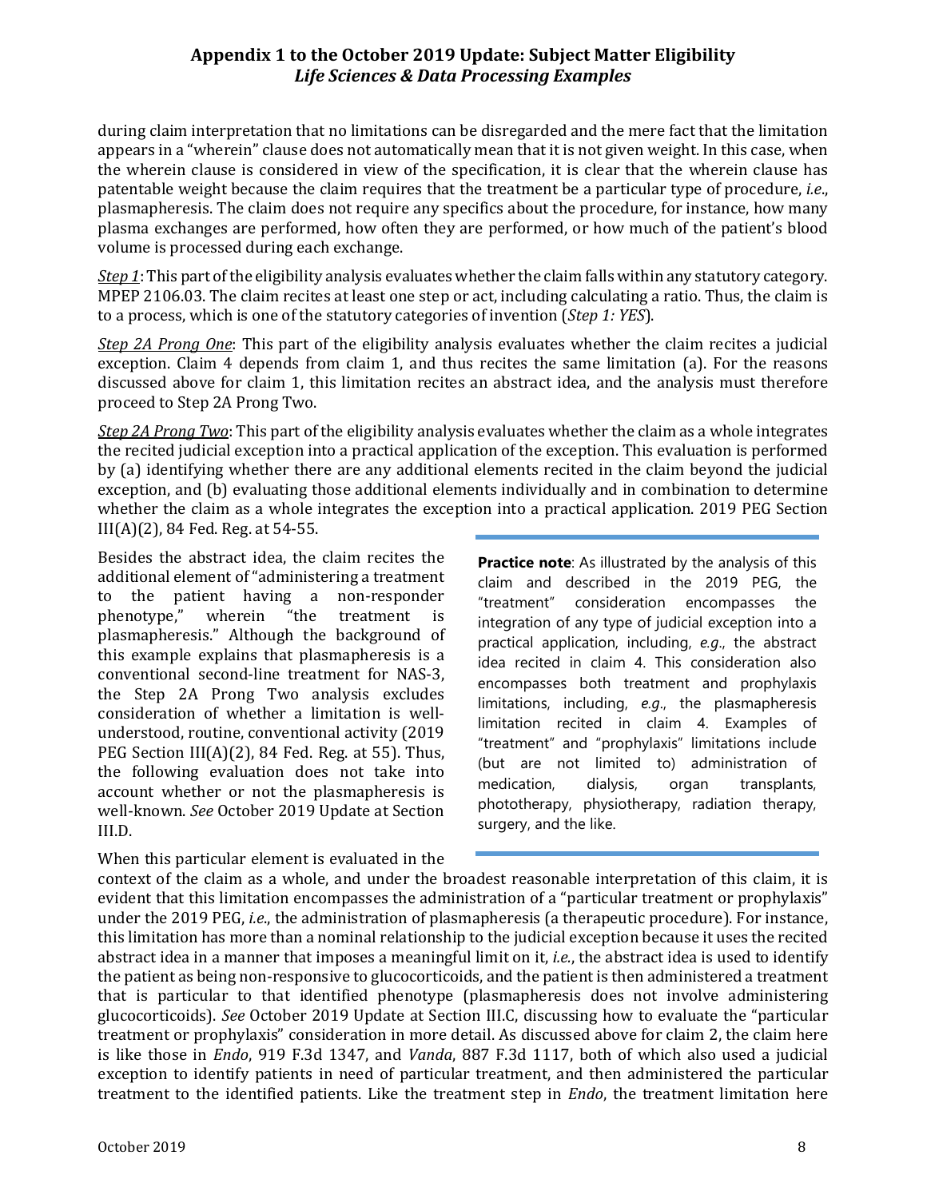during claim interpretation that no limitations can be disregarded and the mere fact that the limitation appears in a "wherein" clause does not automatically mean that it is not given weight. In this case, when the wherein clause is considered in view of the specification, it is clear that the wherein clause has patentable weight because the claim requires that the treatment be a particular type of procedure, *i.e*., plasmapheresis. The claim does not require any specifics about the procedure, for instance, how many plasma exchanges are performed, how often they are performed, or how much of the patient's blood volume is processed during each exchange.

*Step 1*: This part of the eligibility analysis evaluates whether the claim falls within any statutory category. MPEP 2106.03. The claim recites at least one step or act, including calculating a ratio. Thus, the claim is to a process, which is one of the statutory categories of invention (*Step 1: YES*).

*Step 2A Prong One*: This part of the eligibility analysis evaluates whether the claim recites a judicial exception. Claim 4 depends from claim 1, and thus recites the same limitation (a). For the reasons discussed above for claim 1, this limitation recites an abstract idea, and the analysis must therefore proceed to Step 2A Prong Two.

*Step 2A Prong Two*: This part of the eligibility analysis evaluates whether the claim as a whole integrates the recited judicial exception into a practical application of the exception. This evaluation is performed by (a) identifying whether there are any additional elements recited in the claim beyond the judicial exception, and (b) evaluating those additional elements individually and in combination to determine whether the claim as a whole integrates the exception into a practical application. 2019 PEG Section III(A)(2), 84 Fed. Reg. at 54-55.

Besides the abstract idea, the claim recites the additional element of "administering a treatment to the patient having a non-responder phenotype," wherein "the treatment is plasmapheresis." Although the background of this example explains that plasmapheresis is a conventional second-line treatment for NAS-3, the Step 2A Prong Two analysis excludes consideration of whether a limitation is well-understood, routine, conventional activity (2019 PEG Section III(A)(2), 84 Fed. Reg. at 55). Thus, the following evaluation does not take into account whether or not the plasmapheresis is well-known. *See* October 2019 Update at Section III.D.

> **Practice note**: As illustrated by the analysis of this claim and described in the 2019 PEG, the "treatment" consideration encompasses the integration of any type of judicial exception into a practical application, including, *e.g*., the abstract idea recited in claim 4. This consideration also encompasses both treatment and prophylaxis limitations, including, *e.g*., the plasmapheresis limitation recited in claim 4. Examples of "treatment" and "prophylaxis" limitations include (but are not limited to) administration of medication, dialysis, organ transplants, phototherapy, physiotherapy, radiation therapy, surgery, and the like.

When this particular element is evaluated in the context of the claim as a whole, and under the broadest reasonable interpretation of this claim, it is evident that this limitation encompasses the administration of a "particular treatment or prophylaxis" under the 2019 PEG, *i.e*., the administration of plasmapheresis (a therapeutic procedure). For instance, this limitation has more than a nominal relationship to the judicial exception because it uses the recited abstract idea in a manner that imposes a meaningful limit on it, *i.e*., the abstract idea is used to identify the patient as being non-responsive to glucocorticoids, and the patient is then administered a treatment that is particular to that identified phenotype (plasmapheresis does not involve administering glucocorticoids). *See* October 2019 Update at Section III.C, discussing how to evaluate the "particular treatment or prophylaxis" consideration in more detail. As discussed above for claim 2, the claim here is like those in *Endo*, 919 F.3d 1347, and *Vanda*, 887 F.3d 1117, both of which also used a judicial exception to identify patients in need of particular treatment, and then administered the particular treatment to the identified patients. Like the treatment step in *Endo*, the treatment limitation here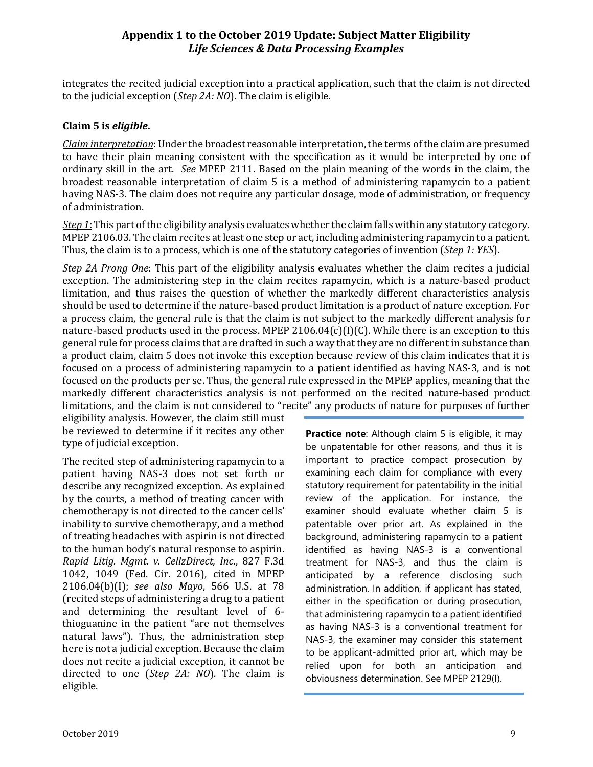integrates the recited judicial exception into a practical application, such that the claim is not directed to the judicial exception (*Step 2A: NO*). The claim is eligible.

**Claim 5 is *eligible*.**

*Claim interpretation*: Under the broadest reasonable interpretation, the terms of the claim are presumed to have their plain meaning consistent with the specification as it would be interpreted by one of ordinary skill in the art. *See* MPEP 2111. Based on the plain meaning of the words in the claim, the broadest reasonable interpretation of claim 5 is a method of administering rapamycin to a patient having NAS-3. The claim does not require any particular dosage, mode of administration, or frequency of administration.

*Step 1*: This part of the eligibility analysis evaluates whether the claim falls within any statutory category. MPEP 2106.03. The claim recites at least one step or act, including administering rapamycin to a patient. Thus, the claim is to a process, which is one of the statutory categories of invention (*Step 1: YES*).

*Step 2A Prong One*: This part of the eligibility analysis evaluates whether the claim recites a judicial exception. The administering step in the claim recites rapamycin, which is a nature-based product limitation, and thus raises the question of whether the markedly different characteristics analysis should be used to determine if the nature-based product limitation is a product of nature exception. For a process claim, the general rule is that the claim is not subject to the markedly different analysis for nature-based products used in the process. MPEP 2106.04(c)(I)(C). While there is an exception to this general rule for process claims that are drafted in such a way that they are no different in substance than a product claim, claim 5 does not invoke this exception because review of this claim indicates that it is focused on a process of administering rapamycin to a patient identified as having NAS-3, and is not focused on the products per se. Thus, the general rule expressed in the MPEP applies, meaning that the markedly different characteristics analysis is not performed on the recited nature-based product limitations, and the claim is not considered to "recite" any products of nature for purposes of further eligibility analysis. However, the claim still must be reviewed to determine if it recites any other type of judicial exception.

The recited step of administering rapamycin to a patient having NAS-3 does not set forth or describe any recognized exception. As explained by the courts, a method of treating cancer with chemotherapy is not directed to the cancer cells' inability to survive chemotherapy, and a method of treating headaches with aspirin is not directed to the human body's natural response to aspirin. *Rapid Litig. Mgmt. v. CellzDirect, Inc.*, 827 F.3d 1042, 1049 (Fed. Cir. 2016), cited in MPEP 2106.04(b)(I); *see also Mayo*, 566 U.S. at 78 (recited steps of administering a drug to a patient and determining the resultant level of 6-thioguanine in the patient "are not themselves natural laws"). Thus, the administration step here is not a judicial exception. Because the claim does not recite a judicial exception, it cannot be directed to one (*Step 2A: NO*). The claim is eligible.

> **Practice note**: Although claim 5 is eligible, it may be unpatentable for other reasons, and thus it is important to practice compact prosecution by examining each claim for compliance with every statutory requirement for patentability in the initial review of the application. For instance, the examiner should evaluate whether claim 5 is patentable over prior art. As explained in the background, administering rapamycin to a patient identified as having NAS-3 is a conventional treatment for NAS-3, and thus the claim is anticipated by a reference disclosing such administration. In addition, if applicant has stated, either in the specification or during prosecution, that administering rapamycin to a patient identified as having NAS-3 is a conventional treatment for NAS-3, the examiner may consider this statement to be applicant-admitted prior art, which may be relied upon for both an anticipation and obviousness determination. See MPEP 2129(I).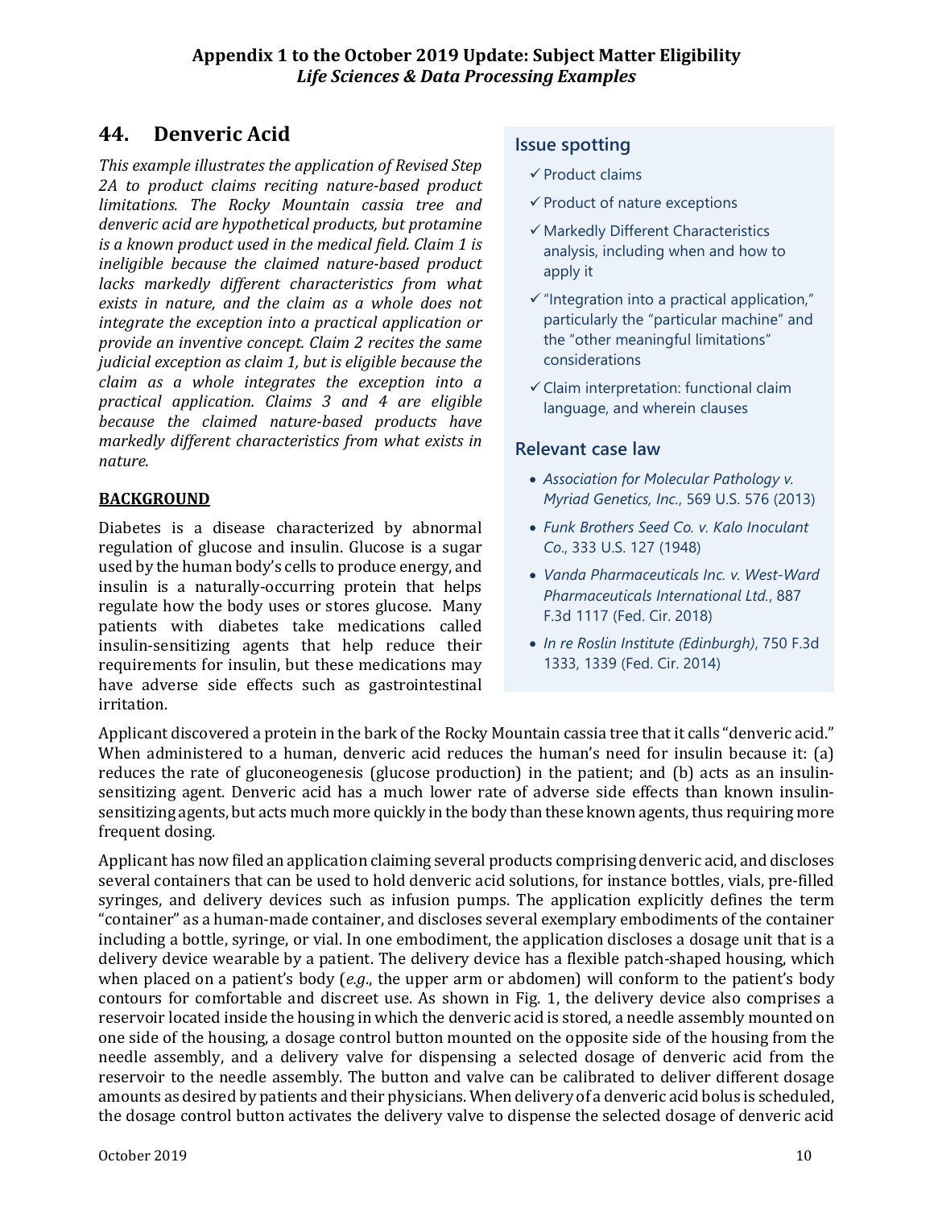## 44. Denveric Acid

*This example illustrates the application of Revised Step 2A to product claims reciting nature-based product limitations. The Rocky Mountain cassia tree and denveric acid are hypothetical products, but protamine is a known product used in the medical field. Claim 1 is ineligible because the claimed nature-based product lacks markedly different characteristics from what exists in nature, and the claim as a whole does not integrate the exception into a practical application or provide an inventive concept. Claim 2 recites the same judicial exception as claim 1, but is eligible because the claim as a whole integrates the exception into a practical application. Claims 3 and 4 are eligible because the claimed nature-based products have markedly different characteristics from what exists in nature.*

### Issue spotting

- ✓ Product claims
- ✓ Product of nature exceptions
- ✓ Markedly Different Characteristics analysis, including when and how to apply it
- ✓ "Integration into a practical application," particularly the "particular machine" and the "other meaningful limitations" considerations
- ✓ Claim interpretation: functional claim language, and wherein clauses

### Relevant case law

- *Association for Molecular Pathology v. Myriad Genetics, Inc.*, 569 U.S. 576 (2013)
- *Funk Brothers Seed Co. v. Kalo Inoculant Co*., 333 U.S. 127 (1948)
- *Vanda Pharmaceuticals Inc. v. West-Ward Pharmaceuticals International Ltd.*, 887 F.3d 1117 (Fed. Cir. 2018)
- *In re Roslin Institute (Edinburgh)*, 750 F.3d 1333, 1339 (Fed. Cir. 2014)

### BACKGROUND

Diabetes is a disease characterized by abnormal regulation of glucose and insulin. Glucose is a sugar used by the human body's cells to produce energy, and insulin is a naturally-occurring protein that helps regulate how the body uses or stores glucose. Many patients with diabetes take medications called insulin-sensitizing agents that help reduce their requirements for insulin, but these medications may have adverse side effects such as gastrointestinal irritation.

Applicant discovered a protein in the bark of the Rocky Mountain cassia tree that it calls "denveric acid." When administered to a human, denveric acid reduces the human's need for insulin because it: (a) reduces the rate of gluconeogenesis (glucose production) in the patient; and (b) acts as an insulin-sensitizing agent. Denveric acid has a much lower rate of adverse side effects than known insulin-sensitizing agents, but acts much more quickly in the body than these known agents, thus requiring more frequent dosing.

Applicant has now filed an application claiming several products comprising denveric acid, and discloses several containers that can be used to hold denveric acid solutions, for instance bottles, vials, pre-filled syringes, and delivery devices such as infusion pumps. The application explicitly defines the term "container" as a human-made container, and discloses several exemplary embodiments of the container including a bottle, syringe, or vial. In one embodiment, the application discloses a dosage unit that is a delivery device wearable by a patient. The delivery device has a flexible patch-shaped housing, which when placed on a patient's body (*e.g*., the upper arm or abdomen) will conform to the patient's body contours for comfortable and discreet use. As shown in Fig. 1, the delivery device also comprises a reservoir located inside the housing in which the denveric acid is stored, a needle assembly mounted on one side of the housing, a dosage control button mounted on the opposite side of the housing from the needle assembly, and a delivery valve for dispensing a selected dosage of denveric acid from the reservoir to the needle assembly. The button and valve can be calibrated to deliver different dosage amounts as desired by patients and their physicians. When delivery of a denveric acid bolus is scheduled, the dosage control button activates the delivery valve to dispense the selected dosage of denveric acid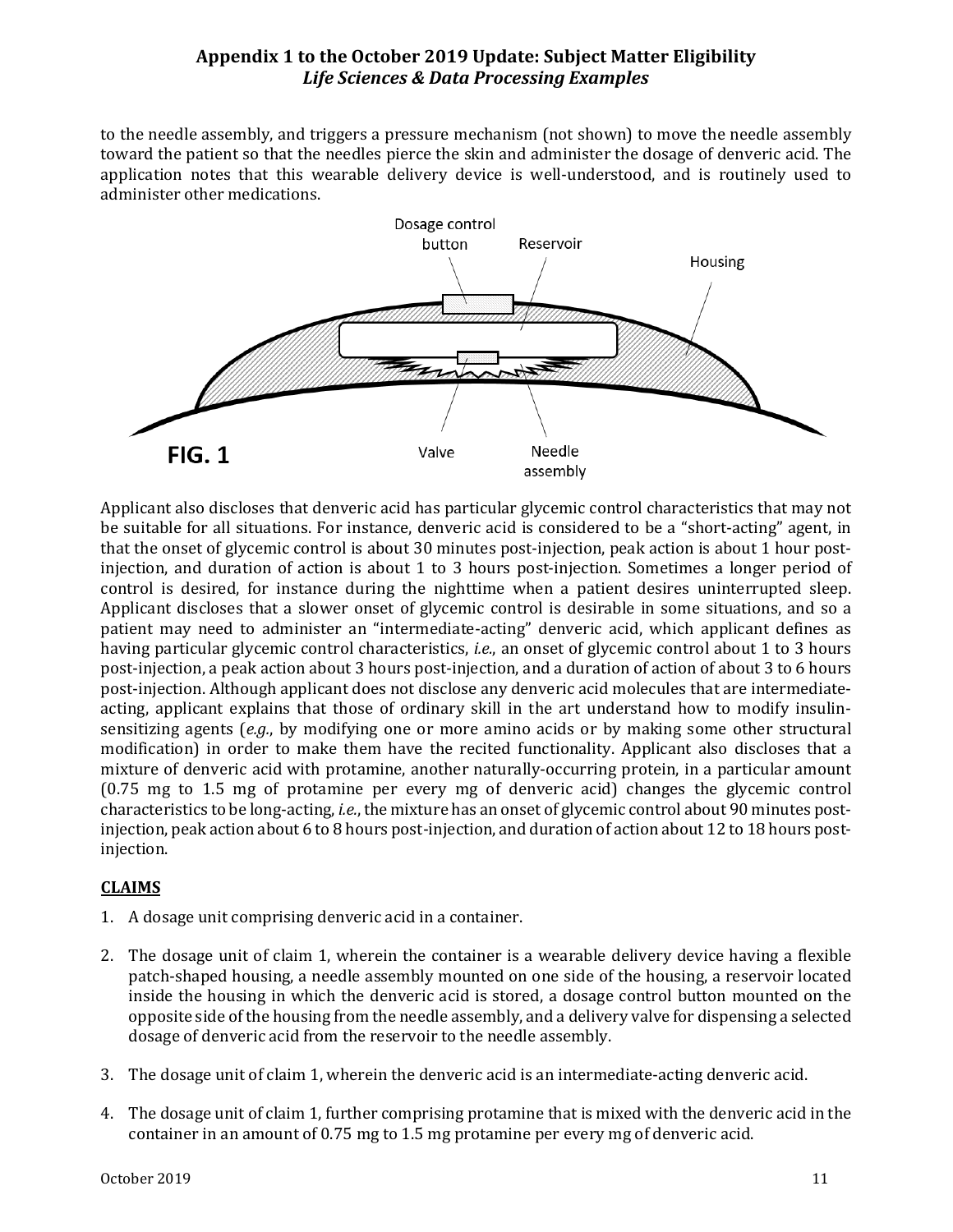to the needle assembly, and triggers a pressure mechanism (not shown) to move the needle assembly toward the patient so that the needles pierce the skin and administer the dosage of denveric acid. The application notes that this wearable delivery device is well-understood, and is routinely used to administer other medications.

**FIG. 1**

Applicant also discloses that denveric acid has particular glycemic control characteristics that may not be suitable for all situations. For instance, denveric acid is considered to be a "short-acting" agent, in that the onset of glycemic control is about 30 minutes post-injection, peak action is about 1 hour post-injection, and duration of action is about 1 to 3 hours post-injection. Sometimes a longer period of control is desired, for instance during the nighttime when a patient desires uninterrupted sleep. Applicant discloses that a slower onset of glycemic control is desirable in some situations, and so a patient may need to administer an "intermediate-acting" denveric acid, which applicant defines as having particular glycemic control characteristics, *i.e.*, an onset of glycemic control about 1 to 3 hours post-injection, a peak action about 3 hours post-injection, and a duration of action of about 3 to 6 hours post-injection. Although applicant does not disclose any denveric acid molecules that are intermediate-acting, applicant explains that those of ordinary skill in the art understand how to modify insulin-sensitizing agents (*e.g.*, by modifying one or more amino acids or by making some other structural modification) in order to make them have the recited functionality. Applicant also discloses that a mixture of denveric acid with protamine, another naturally-occurring protein, in a particular amount (0.75 mg to 1.5 mg of protamine per every mg of denveric acid) changes the glycemic control characteristics to be long-acting, *i.e.*, the mixture has an onset of glycemic control about 90 minutes post-injection, peak action about 6 to 8 hours post-injection, and duration of action about 12 to 18 hours post-injection.

**CLAIMS**

1. A dosage unit comprising denveric acid in a container.

2. The dosage unit of claim 1, wherein the container is a wearable delivery device having a flexible patch-shaped housing, a needle assembly mounted on one side of the housing, a reservoir located inside the housing in which the denveric acid is stored, a dosage control button mounted on the opposite side of the housing from the needle assembly, and a delivery valve for dispensing a selected dosage of denveric acid from the reservoir to the needle assembly.

3. The dosage unit of claim 1, wherein the denveric acid is an intermediate-acting denveric acid.

4. The dosage unit of claim 1, further comprising protamine that is mixed with the denveric acid in the container in an amount of 0.75 mg to 1.5 mg protamine per every mg of denveric acid.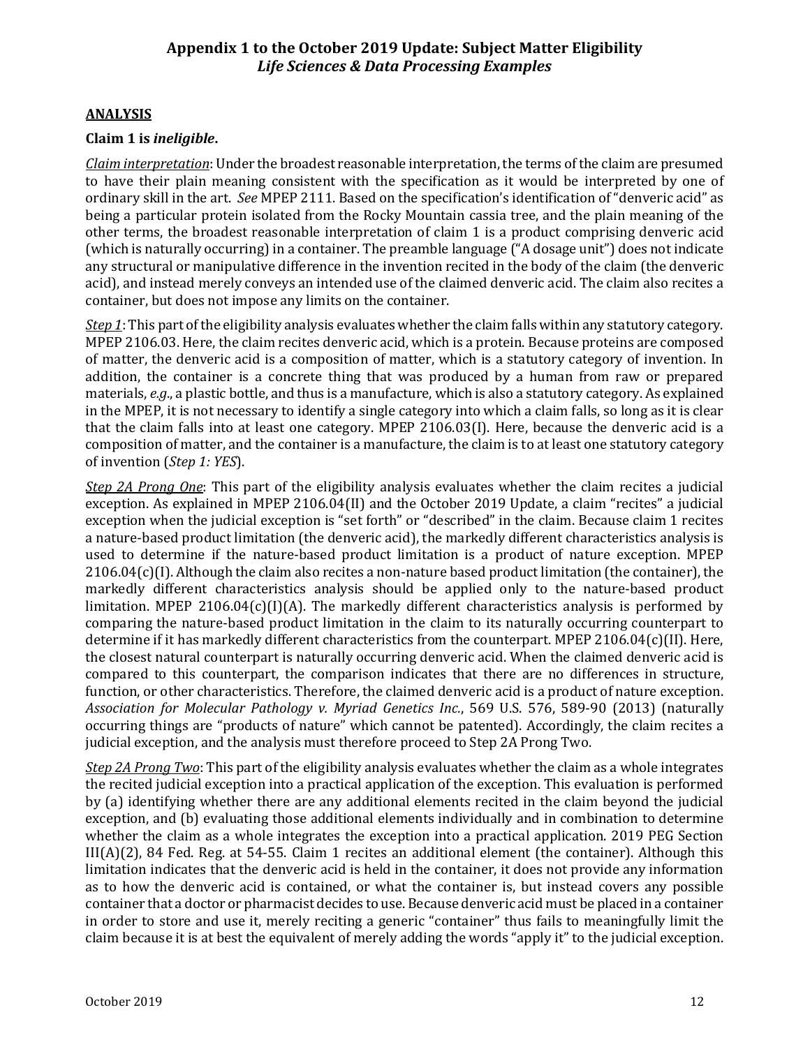## ANALYSIS

### Claim 1 is *ineligible*.

*Claim interpretation*: Under the broadest reasonable interpretation, the terms of the claim are presumed to have their plain meaning consistent with the specification as it would be interpreted by one of ordinary skill in the art. *See* MPEP 2111. Based on the specification's identification of "denveric acid" as being a particular protein isolated from the Rocky Mountain cassia tree, and the plain meaning of the other terms, the broadest reasonable interpretation of claim 1 is a product comprising denveric acid (which is naturally occurring) in a container. The preamble language ("A dosage unit") does not indicate any structural or manipulative difference in the invention recited in the body of the claim (the denveric acid), and instead merely conveys an intended use of the claimed denveric acid. The claim also recites a container, but does not impose any limits on the container.

*Step 1*: This part of the eligibility analysis evaluates whether the claim falls within any statutory category. MPEP 2106.03. Here, the claim recites denveric acid, which is a protein. Because proteins are composed of matter, the denveric acid is a composition of matter, which is a statutory category of invention. In addition, the container is a concrete thing that was produced by a human from raw or prepared materials, *e.g*., a plastic bottle, and thus is a manufacture, which is also a statutory category. As explained in the MPEP, it is not necessary to identify a single category into which a claim falls, so long as it is clear that the claim falls into at least one category. MPEP 2106.03(I). Here, because the denveric acid is a composition of matter, and the container is a manufacture, the claim is to at least one statutory category of invention (*Step 1: YES*).

*Step 2A Prong One*: This part of the eligibility analysis evaluates whether the claim recites a judicial exception. As explained in MPEP 2106.04(II) and the October 2019 Update, a claim "recites" a judicial exception when the judicial exception is "set forth" or "described" in the claim. Because claim 1 recites a nature-based product limitation (the denveric acid), the markedly different characteristics analysis is used to determine if the nature-based product limitation is a product of nature exception. MPEP 2106.04(c)(I). Although the claim also recites a non-nature based product limitation (the container), the markedly different characteristics analysis should be applied only to the nature-based product limitation. MPEP 2106.04(c)(I)(A). The markedly different characteristics analysis is performed by comparing the nature-based product limitation in the claim to its naturally occurring counterpart to determine if it has markedly different characteristics from the counterpart. MPEP 2106.04(c)(II). Here, the closest natural counterpart is naturally occurring denveric acid. When the claimed denveric acid is compared to this counterpart, the comparison indicates that there are no differences in structure, function, or other characteristics. Therefore, the claimed denveric acid is a product of nature exception. *Association for Molecular Pathology v. Myriad Genetics Inc.*, 569 U.S. 576, 589-90 (2013) (naturally occurring things are "products of nature" which cannot be patented). Accordingly, the claim recites a judicial exception, and the analysis must therefore proceed to Step 2A Prong Two.

*Step 2A Prong Two*: This part of the eligibility analysis evaluates whether the claim as a whole integrates the recited judicial exception into a practical application of the exception. This evaluation is performed by (a) identifying whether there are any additional elements recited in the claim beyond the judicial exception, and (b) evaluating those additional elements individually and in combination to determine whether the claim as a whole integrates the exception into a practical application. 2019 PEG Section III(A)(2), 84 Fed. Reg. at 54-55. Claim 1 recites an additional element (the container). Although this limitation indicates that the denveric acid is held in the container, it does not provide any information as to how the denveric acid is contained, or what the container is, but instead covers any possible container that a doctor or pharmacist decides to use. Because denveric acid must be placed in a container in order to store and use it, merely reciting a generic "container" thus fails to meaningfully limit the claim because it is at best the equivalent of merely adding the words "apply it" to the judicial exception.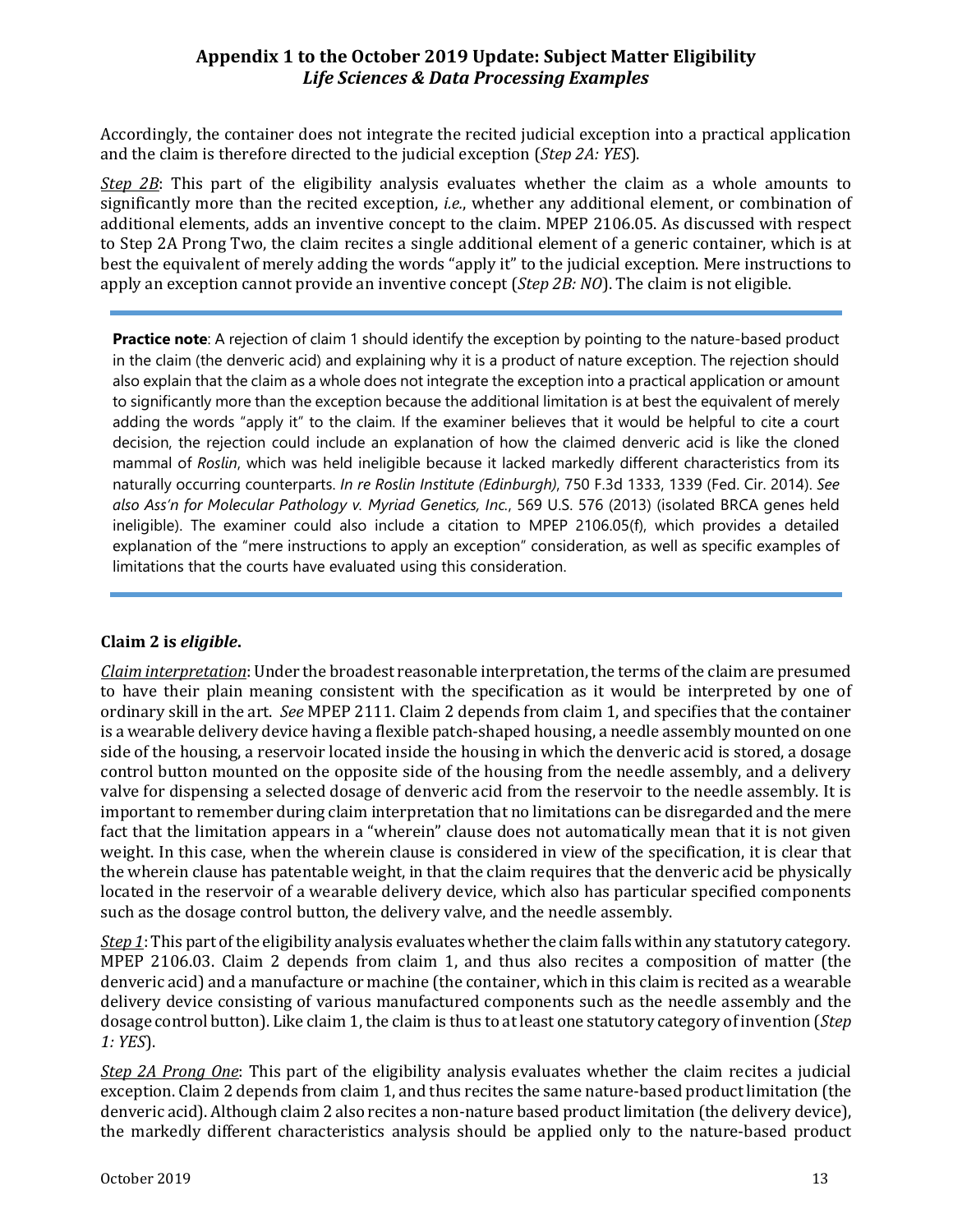Accordingly, the container does not integrate the recited judicial exception into a practical application and the claim is therefore directed to the judicial exception (*Step 2A: YES*).

*Step 2B*: This part of the eligibility analysis evaluates whether the claim as a whole amounts to significantly more than the recited exception, *i.e.*, whether any additional element, or combination of additional elements, adds an inventive concept to the claim. MPEP 2106.05. As discussed with respect to Step 2A Prong Two, the claim recites a single additional element of a generic container, which is at best the equivalent of merely adding the words "apply it" to the judicial exception. Mere instructions to apply an exception cannot provide an inventive concept (*Step 2B: NO*). The claim is not eligible.

---

**Practice note**: A rejection of claim 1 should identify the exception by pointing to the nature-based product in the claim (the denveric acid) and explaining why it is a product of nature exception. The rejection should also explain that the claim as a whole does not integrate the exception into a practical application or amount to significantly more than the exception because the additional limitation is at best the equivalent of merely adding the words "apply it" to the claim. If the examiner believes that it would be helpful to cite a court decision, the rejection could include an explanation of how the claimed denveric acid is like the cloned mammal of *Roslin*, which was held ineligible because it lacked markedly different characteristics from its naturally occurring counterparts. *In re Roslin Institute (Edinburgh)*, 750 F.3d 1333, 1339 (Fed. Cir. 2014). *See also Ass'n for Molecular Pathology v. Myriad Genetics, Inc.*, 569 U.S. 576 (2013) (isolated BRCA genes held ineligible). The examiner could also include a citation to MPEP 2106.05(f), which provides a detailed explanation of the "mere instructions to apply an exception" consideration, as well as specific examples of limitations that the courts have evaluated using this consideration.

---

**Claim 2 is *eligible*.**

*Claim interpretation*: Under the broadest reasonable interpretation, the terms of the claim are presumed to have their plain meaning consistent with the specification as it would be interpreted by one of ordinary skill in the art. *See* MPEP 2111. Claim 2 depends from claim 1, and specifies that the container is a wearable delivery device having a flexible patch-shaped housing, a needle assembly mounted on one side of the housing, a reservoir located inside the housing in which the denveric acid is stored, a dosage control button mounted on the opposite side of the housing from the needle assembly, and a delivery valve for dispensing a selected dosage of denveric acid from the reservoir to the needle assembly. It is important to remember during claim interpretation that no limitations can be disregarded and the mere fact that the limitation appears in a "wherein" clause does not automatically mean that it is not given weight. In this case, when the wherein clause is considered in view of the specification, it is clear that the wherein clause has patentable weight, in that the claim requires that the denveric acid be physically located in the reservoir of a wearable delivery device, which also has particular specified components such as the dosage control button, the delivery valve, and the needle assembly.

*Step 1*: This part of the eligibility analysis evaluates whether the claim falls within any statutory category. MPEP 2106.03. Claim 2 depends from claim 1, and thus also recites a composition of matter (the denveric acid) and a manufacture or machine (the container, which in this claim is recited as a wearable delivery device consisting of various manufactured components such as the needle assembly and the dosage control button). Like claim 1, the claim is thus to at least one statutory category of invention (*Step 1: YES*).

*Step 2A Prong One*: This part of the eligibility analysis evaluates whether the claim recites a judicial exception. Claim 2 depends from claim 1, and thus recites the same nature-based product limitation (the denveric acid). Although claim 2 also recites a non-nature based product limitation (the delivery device), the markedly different characteristics analysis should be applied only to the nature-based product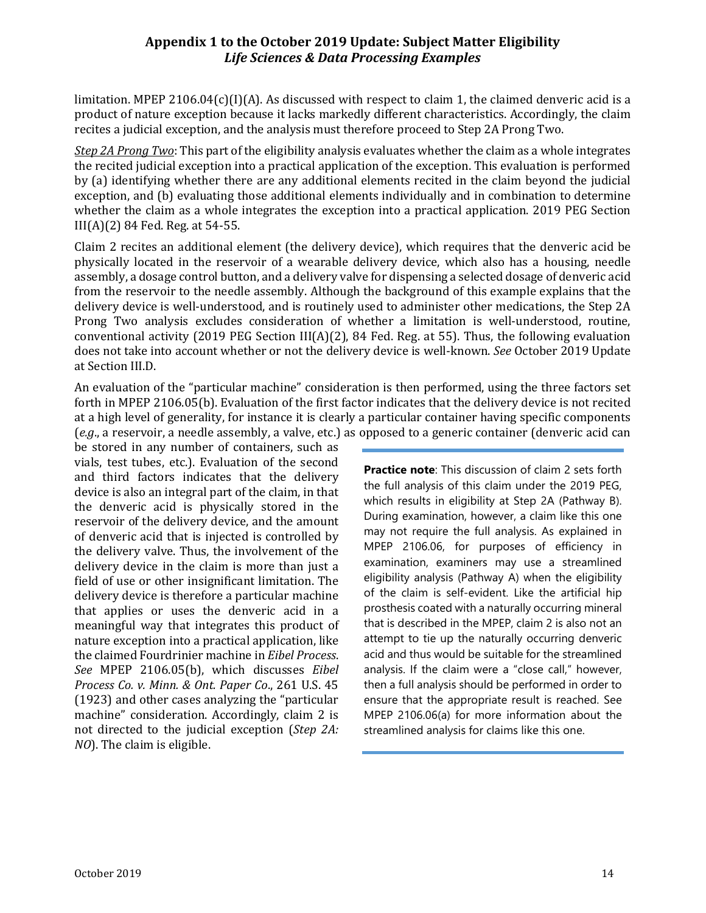limitation. MPEP 2106.04(c)(I)(A). As discussed with respect to claim 1, the claimed denveric acid is a product of nature exception because it lacks markedly different characteristics. Accordingly, the claim recites a judicial exception, and the analysis must therefore proceed to Step 2A Prong Two.

*Step 2A Prong Two*: This part of the eligibility analysis evaluates whether the claim as a whole integrates the recited judicial exception into a practical application of the exception. This evaluation is performed by (a) identifying whether there are any additional elements recited in the claim beyond the judicial exception, and (b) evaluating those additional elements individually and in combination to determine whether the claim as a whole integrates the exception into a practical application. 2019 PEG Section III(A)(2) 84 Fed. Reg. at 54-55.

Claim 2 recites an additional element (the delivery device), which requires that the denveric acid be physically located in the reservoir of a wearable delivery device, which also has a housing, needle assembly, a dosage control button, and a delivery valve for dispensing a selected dosage of denveric acid from the reservoir to the needle assembly. Although the background of this example explains that the delivery device is well-understood, and is routinely used to administer other medications, the Step 2A Prong Two analysis excludes consideration of whether a limitation is well-understood, routine, conventional activity (2019 PEG Section III(A)(2), 84 Fed. Reg. at 55). Thus, the following evaluation does not take into account whether or not the delivery device is well-known. *See* October 2019 Update at Section III.D.

An evaluation of the "particular machine" consideration is then performed, using the three factors set forth in MPEP 2106.05(b). Evaluation of the first factor indicates that the delivery device is not recited at a high level of generality, for instance it is clearly a particular container having specific components (*e.g*., a reservoir, a needle assembly, a valve, etc.) as opposed to a generic container (denveric acid can be stored in any number of containers, such as vials, test tubes, etc.). Evaluation of the second and third factors indicates that the delivery device is also an integral part of the claim, in that the denveric acid is physically stored in the reservoir of the delivery device, and the amount of denveric acid that is injected is controlled by the delivery valve. Thus, the involvement of the delivery device in the claim is more than just a field of use or other insignificant limitation. The delivery device is therefore a particular machine that applies or uses the denveric acid in a meaningful way that integrates this product of nature exception into a practical application, like the claimed Fourdrinier machine in *Eibel Process*. *See* MPEP 2106.05(b), which discusses *Eibel Process Co. v. Minn. & Ont. Paper Co*., 261 U.S. 45 (1923) and other cases analyzing the "particular machine" consideration. Accordingly, claim 2 is not directed to the judicial exception (*Step 2A: NO*). The claim is eligible.

**Practice note**: This discussion of claim 2 sets forth the full analysis of this claim under the 2019 PEG, which results in eligibility at Step 2A (Pathway B). During examination, however, a claim like this one may not require the full analysis. As explained in MPEP 2106.06, for purposes of efficiency in examination, examiners may use a streamlined eligibility analysis (Pathway A) when the eligibility of the claim is self-evident. Like the artificial hip prosthesis coated with a naturally occurring mineral that is described in the MPEP, claim 2 is also not an attempt to tie up the naturally occurring denveric acid and thus would be suitable for the streamlined analysis. If the claim were a "close call," however, then a full analysis should be performed in order to ensure that the appropriate result is reached. See MPEP 2106.06(a) for more information about the streamlined analysis for claims like this one.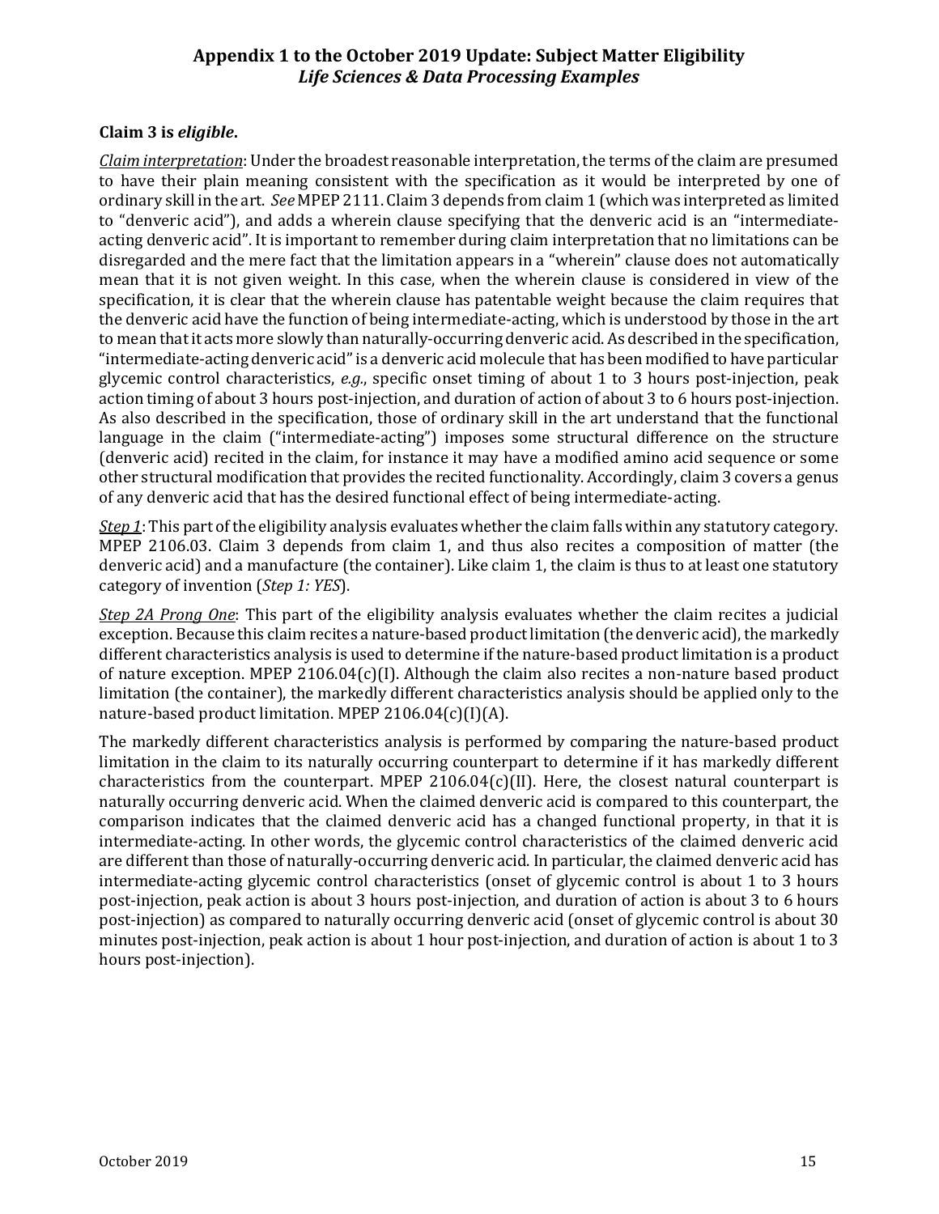**Claim 3 is *eligible*.**

*Claim interpretation*: Under the broadest reasonable interpretation, the terms of the claim are presumed to have their plain meaning consistent with the specification as it would be interpreted by one of ordinary skill in the art. *See* MPEP 2111. Claim 3 depends from claim 1 (which was interpreted as limited to "denveric acid"), and adds a wherein clause specifying that the denveric acid is an "intermediate-acting denveric acid". It is important to remember during claim interpretation that no limitations can be disregarded and the mere fact that the limitation appears in a "wherein" clause does not automatically mean that it is not given weight. In this case, when the wherein clause is considered in view of the specification, it is clear that the wherein clause has patentable weight because the claim requires that the denveric acid have the function of being intermediate-acting, which is understood by those in the art to mean that it acts more slowly than naturally-occurring denveric acid. As described in the specification, "intermediate-acting denveric acid" is a denveric acid molecule that has been modified to have particular glycemic control characteristics, *e.g.*, specific onset timing of about 1 to 3 hours post-injection, peak action timing of about 3 hours post-injection, and duration of action of about 3 to 6 hours post-injection. As also described in the specification, those of ordinary skill in the art understand that the functional language in the claim ("intermediate-acting") imposes some structural difference on the structure (denveric acid) recited in the claim, for instance it may have a modified amino acid sequence or some other structural modification that provides the recited functionality. Accordingly, claim 3 covers a genus of any denveric acid that has the desired functional effect of being intermediate-acting.

*Step 1*: This part of the eligibility analysis evaluates whether the claim falls within any statutory category. MPEP 2106.03. Claim 3 depends from claim 1, and thus also recites a composition of matter (the denveric acid) and a manufacture (the container). Like claim 1, the claim is thus to at least one statutory category of invention (*Step 1: YES*).

*Step 2A Prong One*: This part of the eligibility analysis evaluates whether the claim recites a judicial exception. Because this claim recites a nature-based product limitation (the denveric acid), the markedly different characteristics analysis is used to determine if the nature-based product limitation is a product of nature exception. MPEP 2106.04(c)(I). Although the claim also recites a non-nature based product limitation (the container), the markedly different characteristics analysis should be applied only to the nature-based product limitation. MPEP 2106.04(c)(I)(A).

The markedly different characteristics analysis is performed by comparing the nature-based product limitation in the claim to its naturally occurring counterpart to determine if it has markedly different characteristics from the counterpart. MPEP 2106.04(c)(II). Here, the closest natural counterpart is naturally occurring denveric acid. When the claimed denveric acid is compared to this counterpart, the comparison indicates that the claimed denveric acid has a changed functional property, in that it is intermediate-acting. In other words, the glycemic control characteristics of the claimed denveric acid are different than those of naturally-occurring denveric acid. In particular, the claimed denveric acid has intermediate-acting glycemic control characteristics (onset of glycemic control is about 1 to 3 hours post-injection, peak action is about 3 hours post-injection, and duration of action is about 3 to 6 hours post-injection) as compared to naturally occurring denveric acid (onset of glycemic control is about 30 minutes post-injection, peak action is about 1 hour post-injection, and duration of action is about 1 to 3 hours post-injection).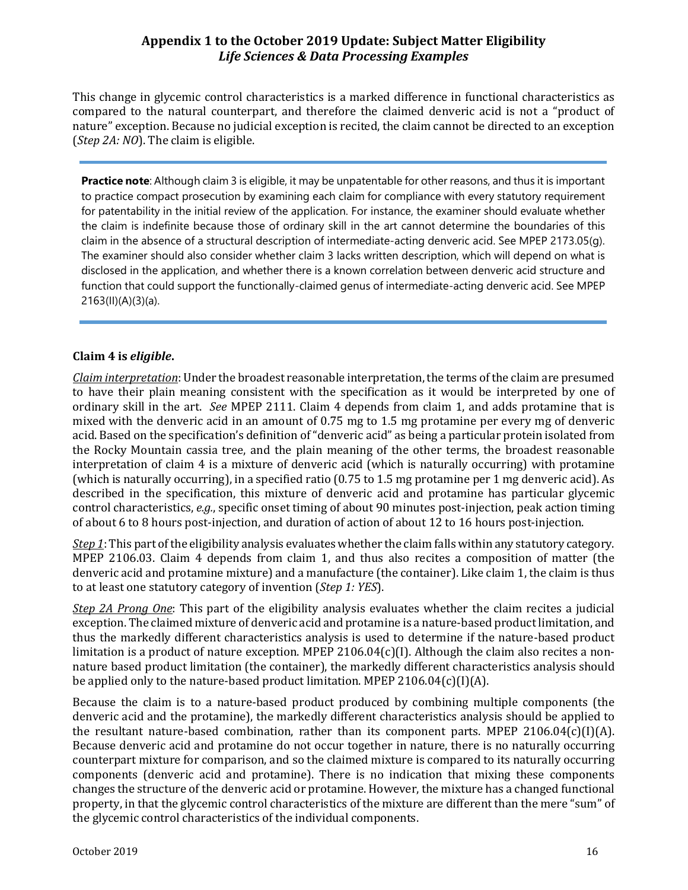This change in glycemic control characteristics is a marked difference in functional characteristics as compared to the natural counterpart, and therefore the claimed denveric acid is not a "product of nature" exception. Because no judicial exception is recited, the claim cannot be directed to an exception (*Step 2A: NO*). The claim is eligible.

> **Practice note**: Although claim 3 is eligible, it may be unpatentable for other reasons, and thus it is important to practice compact prosecution by examining each claim for compliance with every statutory requirement for patentability in the initial review of the application. For instance, the examiner should evaluate whether the claim is indefinite because those of ordinary skill in the art cannot determine the boundaries of this claim in the absence of a structural description of intermediate-acting denveric acid. See MPEP 2173.05(g). The examiner should also consider whether claim 3 lacks written description, which will depend on what is disclosed in the application, and whether there is a known correlation between denveric acid structure and function that could support the functionally-claimed genus of intermediate-acting denveric acid. See MPEP 2163(II)(A)(3)(a).

### Claim 4 is *eligible*.

*Claim interpretation*: Under the broadest reasonable interpretation, the terms of the claim are presumed to have their plain meaning consistent with the specification as it would be interpreted by one of ordinary skill in the art. *See* MPEP 2111. Claim 4 depends from claim 1, and adds protamine that is mixed with the denveric acid in an amount of 0.75 mg to 1.5 mg protamine per every mg of denveric acid. Based on the specification's definition of "denveric acid" as being a particular protein isolated from the Rocky Mountain cassia tree, and the plain meaning of the other terms, the broadest reasonable interpretation of claim 4 is a mixture of denveric acid (which is naturally occurring) with protamine (which is naturally occurring), in a specified ratio (0.75 to 1.5 mg protamine per 1 mg denveric acid). As described in the specification, this mixture of denveric acid and protamine has particular glycemic control characteristics, *e.g.*, specific onset timing of about 90 minutes post-injection, peak action timing of about 6 to 8 hours post-injection, and duration of action of about 12 to 16 hours post-injection.

*Step 1*: This part of the eligibility analysis evaluates whether the claim falls within any statutory category. MPEP 2106.03. Claim 4 depends from claim 1, and thus also recites a composition of matter (the denveric acid and protamine mixture) and a manufacture (the container). Like claim 1, the claim is thus to at least one statutory category of invention (*Step 1: YES*).

*Step 2A Prong One*: This part of the eligibility analysis evaluates whether the claim recites a judicial exception. The claimed mixture of denveric acid and protamine is a nature-based product limitation, and thus the markedly different characteristics analysis is used to determine if the nature-based product limitation is a product of nature exception. MPEP 2106.04(c)(I). Although the claim also recites a non-nature based product limitation (the container), the markedly different characteristics analysis should be applied only to the nature-based product limitation. MPEP 2106.04(c)(I)(A).

Because the claim is to a nature-based product produced by combining multiple components (the denveric acid and the protamine), the markedly different characteristics analysis should be applied to the resultant nature-based combination, rather than its component parts. MPEP 2106.04(c)(I)(A). Because denveric acid and protamine do not occur together in nature, there is no naturally occurring counterpart mixture for comparison, and so the claimed mixture is compared to its naturally occurring components (denveric acid and protamine). There is no indication that mixing these components changes the structure of the denveric acid or protamine. However, the mixture has a changed functional property, in that the glycemic control characteristics of the mixture are different than the mere "sum" of the glycemic control characteristics of the individual components.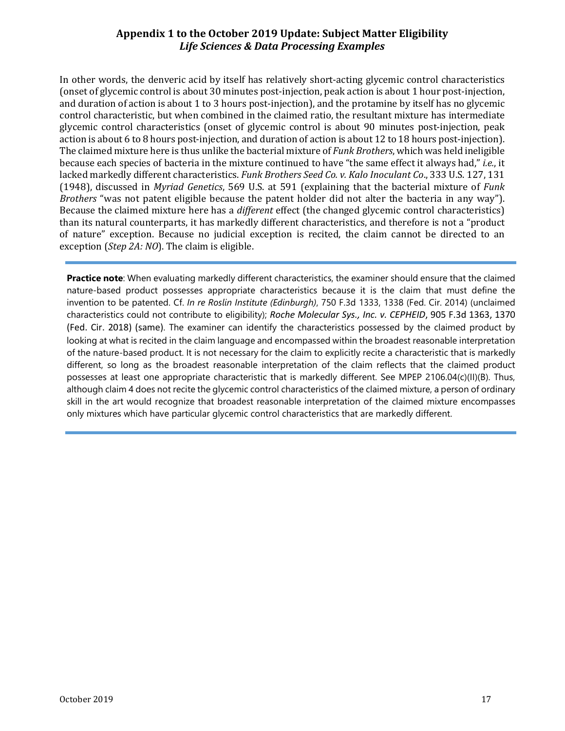In other words, the denveric acid by itself has relatively short-acting glycemic control characteristics (onset of glycemic control is about 30 minutes post-injection, peak action is about 1 hour post-injection, and duration of action is about 1 to 3 hours post-injection), and the protamine by itself has no glycemic control characteristic, but when combined in the claimed ratio, the resultant mixture has intermediate glycemic control characteristics (onset of glycemic control is about 90 minutes post-injection, peak action is about 6 to 8 hours post-injection, and duration of action is about 12 to 18 hours post-injection). The claimed mixture here is thus unlike the bacterial mixture of *Funk Brothers*, which was held ineligible because each species of bacteria in the mixture continued to have "the same effect it always had," *i.e.*, it lacked markedly different characteristics. *Funk Brothers Seed Co. v. Kalo Inoculant Co*., 333 U.S. 127, 131 (1948), discussed in *Myriad Genetics*, 569 U.S. at 591 (explaining that the bacterial mixture of *Funk Brothers* "was not patent eligible because the patent holder did not alter the bacteria in any way"). Because the claimed mixture here has a *different* effect (the changed glycemic control characteristics) than its natural counterparts, it has markedly different characteristics, and therefore is not a "product of nature" exception. Because no judicial exception is recited, the claim cannot be directed to an exception (*Step 2A: NO*). The claim is eligible.

**Practice note**: When evaluating markedly different characteristics, the examiner should ensure that the claimed nature-based product possesses appropriate characteristics because it is the claim that must define the invention to be patented. Cf. *In re Roslin Institute (Edinburgh)*, 750 F.3d 1333, 1338 (Fed. Cir. 2014) (unclaimed characteristics could not contribute to eligibility); *Roche Molecular Sys., Inc. v. CEPHEID*, 905 F.3d 1363, 1370 (Fed. Cir. 2018) (same). The examiner can identify the characteristics possessed by the claimed product by looking at what is recited in the claim language and encompassed within the broadest reasonable interpretation of the nature-based product. It is not necessary for the claim to explicitly recite a characteristic that is markedly different, so long as the broadest reasonable interpretation of the claim reflects that the claimed product possesses at least one appropriate characteristic that is markedly different. See MPEP 2106.04(c)(II)(B). Thus, although claim 4 does not recite the glycemic control characteristics of the claimed mixture, a person of ordinary skill in the art would recognize that broadest reasonable interpretation of the claimed mixture encompasses only mixtures which have particular glycemic control characteristics that are markedly different.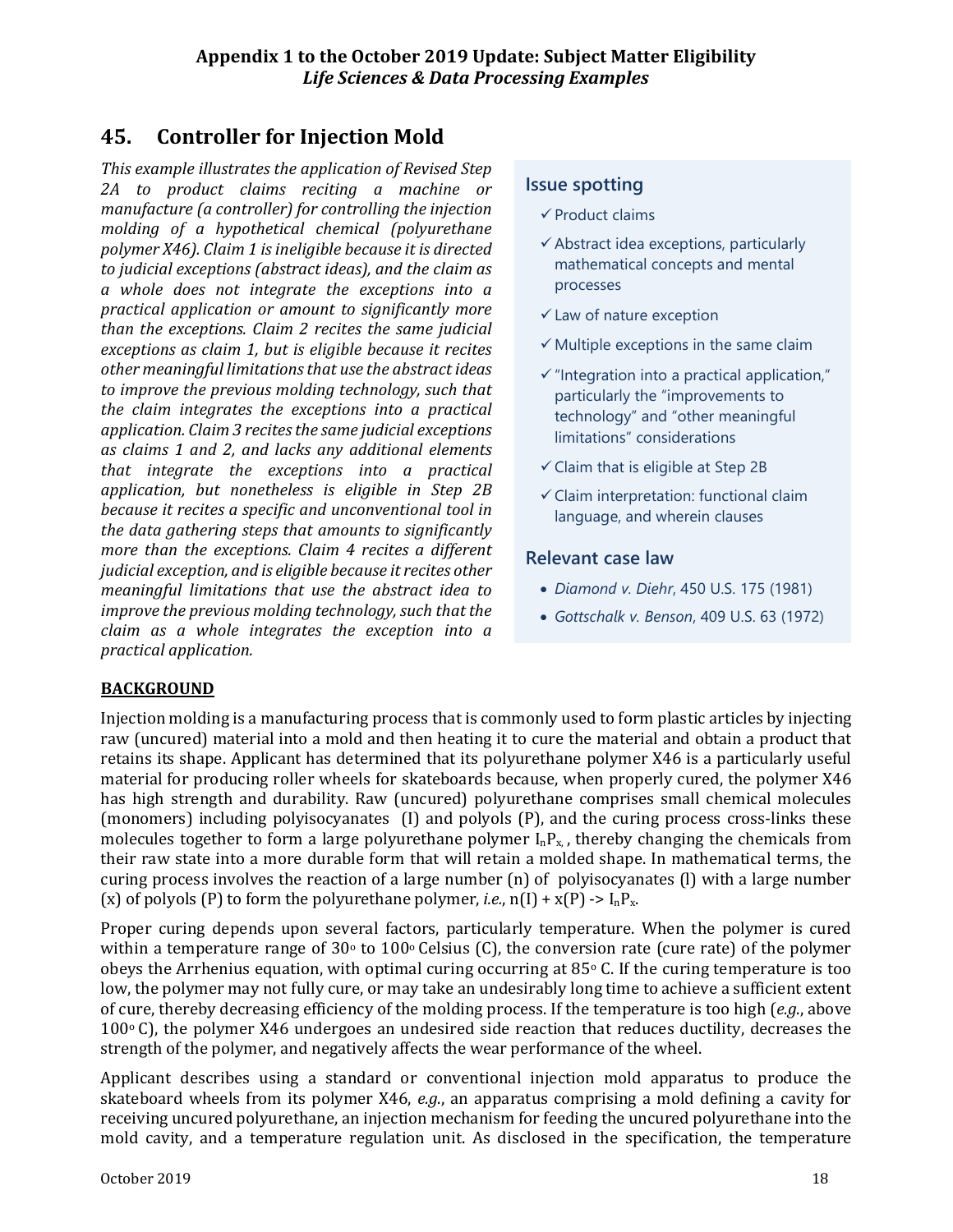## 45. Controller for Injection Mold

*This example illustrates the application of Revised Step 2A to product claims reciting a machine or manufacture (a controller) for controlling the injection molding of a hypothetical chemical (polyurethane polymer X46). Claim 1 is ineligible because it is directed to judicial exceptions (abstract ideas), and the claim as a whole does not integrate the exceptions into a practical application or amount to significantly more than the exceptions. Claim 2 recites the same judicial exceptions as claim 1, but is eligible because it recites other meaningful limitations that use the abstract ideas to improve the previous molding technology, such that the claim integrates the exceptions into a practical application. Claim 3 recites the same judicial exceptions as claims 1 and 2, and lacks any additional elements that integrate the exceptions into a practical application, but nonetheless is eligible in Step 2B because it recites a specific and unconventional tool in the data gathering steps that amounts to significantly more than the exceptions. Claim 4 recites a different judicial exception, and is eligible because it recites other meaningful limitations that use the abstract idea to improve the previous molding technology, such that the claim as a whole integrates the exception into a practical application.*

**Issue spotting**

- ✓ Product claims
- ✓ Abstract idea exceptions, particularly mathematical concepts and mental processes
- ✓ Law of nature exception
- ✓ Multiple exceptions in the same claim
- ✓ "Integration into a practical application," particularly the "improvements to technology" and "other meaningful limitations" considerations
- ✓ Claim that is eligible at Step 2B
- ✓ Claim interpretation: functional claim language, and wherein clauses

**Relevant case law**

- *Diamond v. Diehr*, 450 U.S. 175 (1981)
- *Gottschalk v. Benson*, 409 U.S. 63 (1972)

**BACKGROUND**

Injection molding is a manufacturing process that is commonly used to form plastic articles by injecting raw (uncured) material into a mold and then heating it to cure the material and obtain a product that retains its shape. Applicant has determined that its polyurethane polymer X46 is a particularly useful material for producing roller wheels for skateboards because, when properly cured, the polymer X46 has high strength and durability. Raw (uncured) polyurethane comprises small chemical molecules (monomers) including polyisocyanates (I) and polyols (P), and the curing process cross-links these molecules together to form a large polyurethane polymer $I_nP_x$, thereby changing the chemicals from their raw state into a more durable form that will retain a molded shape. In mathematical terms, the curing process involves the reaction of a large number (n) of polyisocyanates (l) with a large number (x) of polyols (P) to form the polyurethane polymer, *i.e.*, $n(I) + x(P) \rightarrow I_nP_x$.

Proper curing depends upon several factors, particularly temperature. When the polymer is cured within a temperature range of $30^{\circ}$ to $100^{\circ}$ Celsius (C), the conversion rate (cure rate) of the polymer obeys the Arrhenius equation, with optimal curing occurring at $85^{\circ}$ C. If the curing temperature is too low, the polymer may not fully cure, or may take an undesirably long time to achieve a sufficient extent of cure, thereby decreasing efficiency of the molding process. If the temperature is too high (*e.g.*, above $100^{\circ}$ C), the polymer X46 undergoes an undesired side reaction that reduces ductility, decreases the strength of the polymer, and negatively affects the wear performance of the wheel.

Applicant describes using a standard or conventional injection mold apparatus to produce the skateboard wheels from its polymer X46, *e.g.*, an apparatus comprising a mold defining a cavity for receiving uncured polyurethane, an injection mechanism for feeding the uncured polyurethane into the mold cavity, and a temperature regulation unit. As disclosed in the specification, the temperature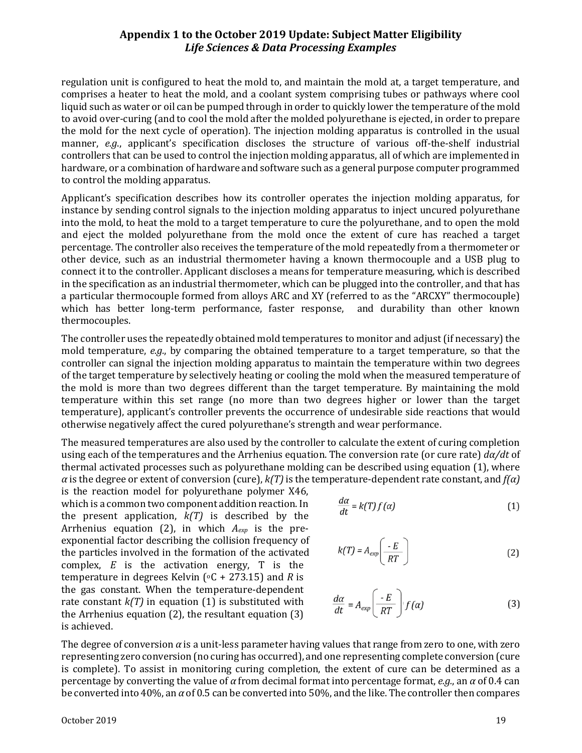regulation unit is configured to heat the mold to, and maintain the mold at, a target temperature, and comprises a heater to heat the mold, and a coolant system comprising tubes or pathways where cool liquid such as water or oil can be pumped through in order to quickly lower the temperature of the mold to avoid over-curing (and to cool the mold after the molded polyurethane is ejected, in order to prepare the mold for the next cycle of operation). The injection molding apparatus is controlled in the usual manner, *e.g.*, applicant's specification discloses the structure of various off-the-shelf industrial controllers that can be used to control the injection molding apparatus, all of which are implemented in hardware, or a combination of hardware and software such as a general purpose computer programmed to control the molding apparatus.

Applicant's specification describes how its controller operates the injection molding apparatus, for instance by sending control signals to the injection molding apparatus to inject uncured polyurethane into the mold, to heat the mold to a target temperature to cure the polyurethane, and to open the mold and eject the molded polyurethane from the mold once the extent of cure has reached a target percentage. The controller also receives the temperature of the mold repeatedly from a thermometer or other device, such as an industrial thermometer having a known thermocouple and a USB plug to connect it to the controller. Applicant discloses a means for temperature measuring, which is described in the specification as an industrial thermometer, which can be plugged into the controller, and that has a particular thermocouple formed from alloys ARC and XY (referred to as the "ARCXY" thermocouple) which has better long-term performance, faster response, and durability than other known thermocouples.

The controller uses the repeatedly obtained mold temperatures to monitor and adjust (if necessary) the mold temperature, *e.g.*, by comparing the obtained temperature to a target temperature, so that the controller can signal the injection molding apparatus to maintain the temperature within two degrees of the target temperature by selectively heating or cooling the mold when the measured temperature of the mold is more than two degrees different than the target temperature. By maintaining the mold temperature within this set range (no more than two degrees higher or lower than the target temperature), applicant's controller prevents the occurrence of undesirable side reactions that would otherwise negatively affect the cured polyurethane's strength and wear performance.

The measured temperatures are also used by the controller to calculate the extent of curing completion using each of the temperatures and the Arrhenius equation. The conversion rate (or cure rate) $d\alpha/dt$ of thermal activated processes such as polyurethane molding can be described using equation (1), where $\alpha$ is the degree or extent of conversion (cure), $k(T)$ is the temperature-dependent rate constant, and $f(\alpha)$ is the reaction model for polyurethane polymer X46, which is a common two component addition reaction. In the present application, $k(T)$ is described by the Arrhenius equation (2), in which $A_{exp}$ is the pre-exponential factor describing the collision frequency of the particles involved in the formation of the activated complex, $E$ is the activation energy, T is the temperature in degrees Kelvin (°C + 273.15) and $R$ is the gas constant. When the temperature-dependent rate constant $k(T)$ in equation (1) is substituted with the Arrhenius equation (2), the resultant equation (3) is achieved.

$$\frac{d\alpha}{dt} = k(T)\, f(\alpha) \qquad (1)$$

$$k(T) = A_{exp}\left(\frac{-E}{RT}\right) \qquad (2)$$

$$\frac{d\alpha}{dt} = A_{exp}\left(\frac{-E}{RT}\right) f(\alpha) \qquad (3)$$

The degree of conversion $\alpha$ is a unit-less parameter having values that range from zero to one, with zero representing zero conversion (no curing has occurred), and one representing complete conversion (cure is complete). To assist in monitoring curing completion, the extent of cure can be determined as a percentage by converting the value of $\alpha$ from decimal format into percentage format, *e.g.*, an $\alpha$ of 0.4 can be converted into 40%, an $\alpha$ of 0.5 can be converted into 50%, and the like. The controller then compares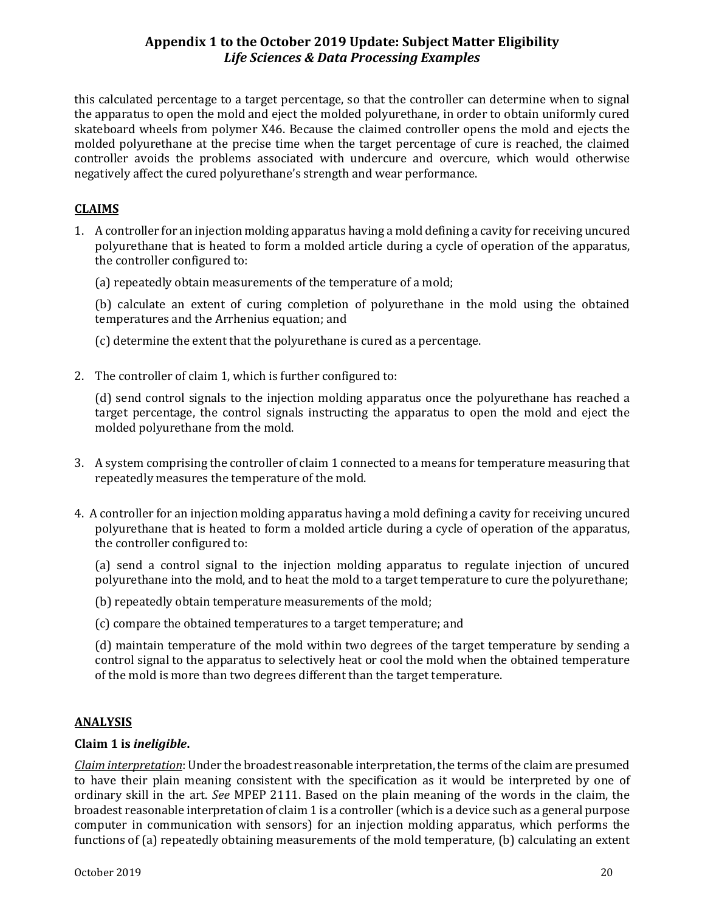this calculated percentage to a target percentage, so that the controller can determine when to signal the apparatus to open the mold and eject the molded polyurethane, in order to obtain uniformly cured skateboard wheels from polymer X46. Because the claimed controller opens the mold and ejects the molded polyurethane at the precise time when the target percentage of cure is reached, the claimed controller avoids the problems associated with undercure and overcure, which would otherwise negatively affect the cured polyurethane's strength and wear performance.

## CLAIMS

1. A controller for an injection molding apparatus having a mold defining a cavity for receiving uncured polyurethane that is heated to form a molded article during a cycle of operation of the apparatus, the controller configured to:

   (a) repeatedly obtain measurements of the temperature of a mold;

   (b) calculate an extent of curing completion of polyurethane in the mold using the obtained temperatures and the Arrhenius equation; and

   (c) determine the extent that the polyurethane is cured as a percentage.

2. The controller of claim 1, which is further configured to:

   (d) send control signals to the injection molding apparatus once the polyurethane has reached a target percentage, the control signals instructing the apparatus to open the mold and eject the molded polyurethane from the mold.

3. A system comprising the controller of claim 1 connected to a means for temperature measuring that repeatedly measures the temperature of the mold.

4. A controller for an injection molding apparatus having a mold defining a cavity for receiving uncured polyurethane that is heated to form a molded article during a cycle of operation of the apparatus, the controller configured to:

   (a) send a control signal to the injection molding apparatus to regulate injection of uncured polyurethane into the mold, and to heat the mold to a target temperature to cure the polyurethane;

   (b) repeatedly obtain temperature measurements of the mold;

   (c) compare the obtained temperatures to a target temperature; and

   (d) maintain temperature of the mold within two degrees of the target temperature by sending a control signal to the apparatus to selectively heat or cool the mold when the obtained temperature of the mold is more than two degrees different than the target temperature.

## ANALYSIS

### Claim 1 is *ineligible*.

*Claim interpretation*: Under the broadest reasonable interpretation, the terms of the claim are presumed to have their plain meaning consistent with the specification as it would be interpreted by one of ordinary skill in the art. *See* MPEP 2111. Based on the plain meaning of the words in the claim, the broadest reasonable interpretation of claim 1 is a controller (which is a device such as a general purpose computer in communication with sensors) for an injection molding apparatus, which performs the functions of (a) repeatedly obtaining measurements of the mold temperature, (b) calculating an extent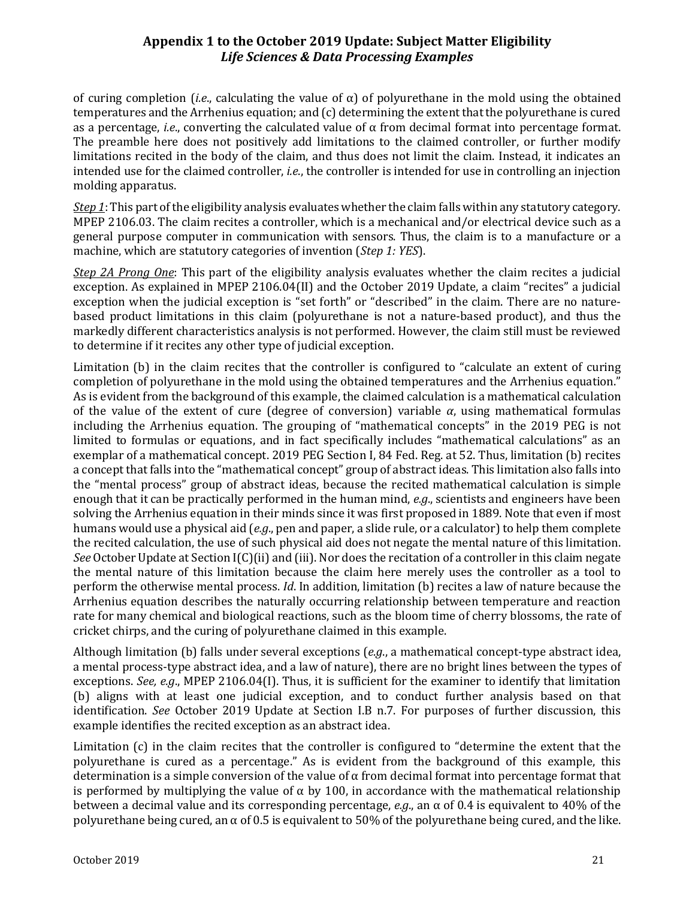of curing completion (*i.e.*, calculating the value of $\alpha$) of polyurethane in the mold using the obtained temperatures and the Arrhenius equation; and (c) determining the extent that the polyurethane is cured as a percentage, *i.e.*, converting the calculated value of $\alpha$ from decimal format into percentage format. The preamble here does not positively add limitations to the claimed controller, or further modify limitations recited in the body of the claim, and thus does not limit the claim. Instead, it indicates an intended use for the claimed controller, *i.e.*, the controller is intended for use in controlling an injection molding apparatus.

*Step 1*: This part of the eligibility analysis evaluates whether the claim falls within any statutory category. MPEP 2106.03. The claim recites a controller, which is a mechanical and/or electrical device such as a general purpose computer in communication with sensors. Thus, the claim is to a manufacture or a machine, which are statutory categories of invention (*Step 1: YES*).

*Step 2A Prong One*: This part of the eligibility analysis evaluates whether the claim recites a judicial exception. As explained in MPEP 2106.04(II) and the October 2019 Update, a claim "recites" a judicial exception when the judicial exception is "set forth" or "described" in the claim. There are no nature-based product limitations in this claim (polyurethane is not a nature-based product), and thus the markedly different characteristics analysis is not performed. However, the claim still must be reviewed to determine if it recites any other type of judicial exception.

Limitation (b) in the claim recites that the controller is configured to "calculate an extent of curing completion of polyurethane in the mold using the obtained temperatures and the Arrhenius equation." As is evident from the background of this example, the claimed calculation is a mathematical calculation of the value of the extent of cure (degree of conversion) variable $\alpha$, using mathematical formulas including the Arrhenius equation. The grouping of "mathematical concepts" in the 2019 PEG is not limited to formulas or equations, and in fact specifically includes "mathematical calculations" as an exemplar of a mathematical concept. 2019 PEG Section I, 84 Fed. Reg. at 52. Thus, limitation (b) recites a concept that falls into the "mathematical concept" group of abstract ideas. This limitation also falls into the "mental process" group of abstract ideas, because the recited mathematical calculation is simple enough that it can be practically performed in the human mind, *e.g.*, scientists and engineers have been solving the Arrhenius equation in their minds since it was first proposed in 1889. Note that even if most humans would use a physical aid (*e.g.*, pen and paper, a slide rule, or a calculator) to help them complete the recited calculation, the use of such physical aid does not negate the mental nature of this limitation. *See* October Update at Section I(C)(ii) and (iii). Nor does the recitation of a controller in the claim negate the mental nature of this limitation because the claim here merely uses the controller as a tool to perform the otherwise mental process. *Id*. In addition, limitation (b) recites a law of nature because the Arrhenius equation describes the naturally occurring relationship between temperature and reaction rate for many chemical and biological reactions, such as the bloom time of cherry blossoms, the rate of cricket chirps, and the curing of polyurethane claimed in this example.

Although limitation (b) falls under several exceptions (*e.g.*, a mathematical concept-type abstract idea, a mental process-type abstract idea, and a law of nature), there are no bright lines between the types of exceptions. *See, e.g.*, MPEP 2106.04(I). Thus, it is sufficient for the examiner to identify that limitation (b) aligns with at least one judicial exception, and to conduct further analysis based on that identification. *See* October 2019 Update at Section I.B n.7. For purposes of further discussion, this example identifies the recited exception as an abstract idea.

Limitation (c) in the claim recites that the controller is configured to "determine the extent that the polyurethane is cured as a percentage." As is evident from the background of this example, this determination is a simple conversion of the value of $\alpha$ from decimal format into percentage format that is performed by multiplying the value of $\alpha$ by 100, in accordance with the mathematical relationship between a decimal value and its corresponding percentage, *e.g.*, an $\alpha$ of 0.4 is equivalent to 40% of the polyurethane being cured, an $\alpha$ of 0.5 is equivalent to 50% of the polyurethane being cured, and the like.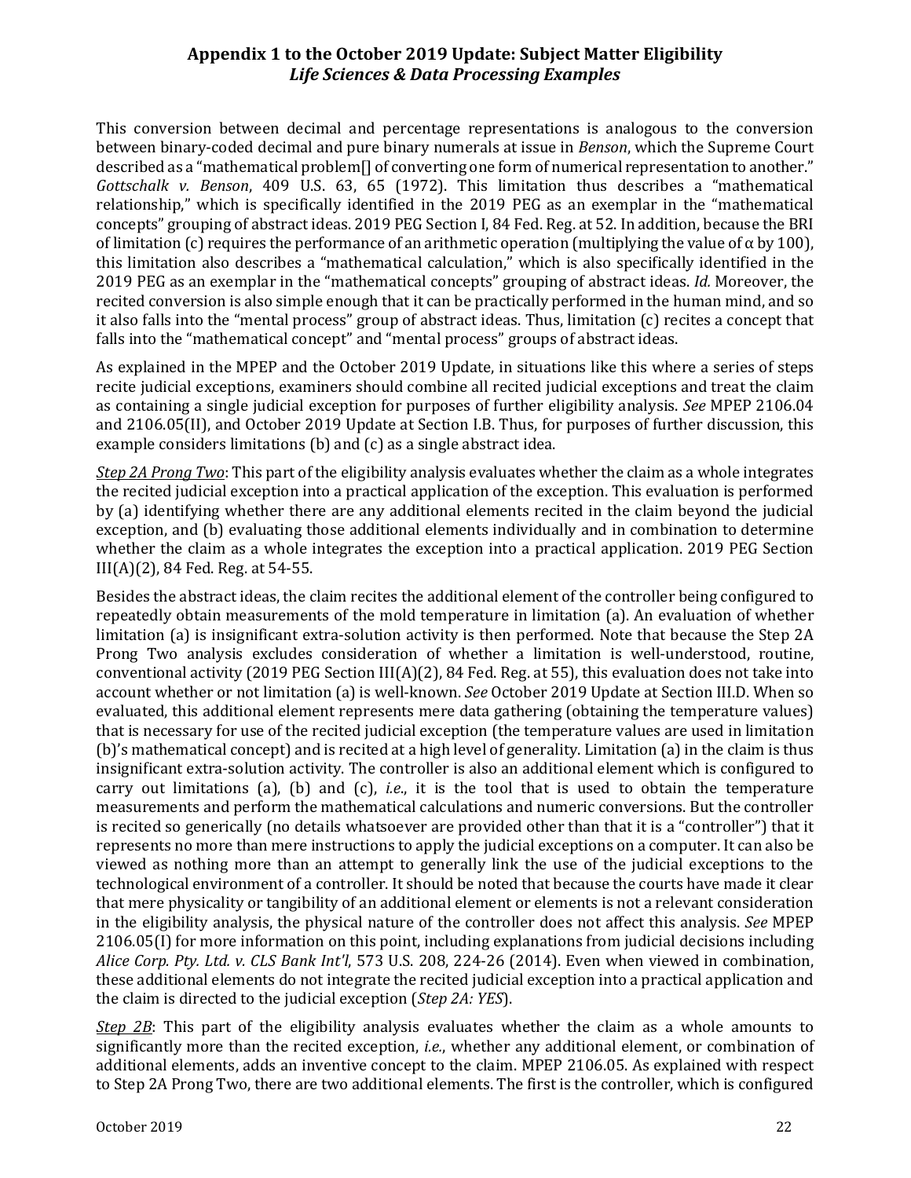This conversion between decimal and percentage representations is analogous to the conversion between binary-coded decimal and pure binary numerals at issue in *Benson*, which the Supreme Court described as a "mathematical problem[] of converting one form of numerical representation to another." *Gottschalk v. Benson*, 409 U.S. 63, 65 (1972). This limitation thus describes a "mathematical relationship," which is specifically identified in the 2019 PEG as an exemplar in the "mathematical concepts" grouping of abstract ideas. 2019 PEG Section I, 84 Fed. Reg. at 52. In addition, because the BRI of limitation (c) requires the performance of an arithmetic operation (multiplying the value of $\alpha$ by 100), this limitation also describes a "mathematical calculation," which is also specifically identified in the 2019 PEG as an exemplar in the "mathematical concepts" grouping of abstract ideas. *Id.* Moreover, the recited conversion is also simple enough that it can be practically performed in the human mind, and so it also falls into the "mental process" group of abstract ideas. Thus, limitation (c) recites a concept that falls into the "mathematical concept" and "mental process" groups of abstract ideas.

As explained in the MPEP and the October 2019 Update, in situations like this where a series of steps recite judicial exceptions, examiners should combine all recited judicial exceptions and treat the claim as containing a single judicial exception for purposes of further eligibility analysis. *See* MPEP 2106.04 and 2106.05(II), and October 2019 Update at Section I.B. Thus, for purposes of further discussion, this example considers limitations (b) and (c) as a single abstract idea.

*Step 2A Prong Two*: This part of the eligibility analysis evaluates whether the claim as a whole integrates the recited judicial exception into a practical application of the exception. This evaluation is performed by (a) identifying whether there are any additional elements recited in the claim beyond the judicial exception, and (b) evaluating those additional elements individually and in combination to determine whether the claim as a whole integrates the exception into a practical application. 2019 PEG Section III(A)(2), 84 Fed. Reg. at 54-55.

Besides the abstract ideas, the claim recites the additional element of the controller being configured to repeatedly obtain measurements of the mold temperature in limitation (a). An evaluation of whether limitation (a) is insignificant extra-solution activity is then performed. Note that because the Step 2A Prong Two analysis excludes consideration of whether a limitation is well-understood, routine, conventional activity (2019 PEG Section III(A)(2), 84 Fed. Reg. at 55), this evaluation does not take into account whether or not limitation (a) is well-known. *See* October 2019 Update at Section III.D. When so evaluated, this additional element represents mere data gathering (obtaining the temperature values) that is necessary for use of the recited judicial exception (the temperature values are used in limitation (b)'s mathematical concept) and is recited at a high level of generality. Limitation (a) in the claim is thus insignificant extra-solution activity. The controller is also an additional element which is configured to carry out limitations (a), (b) and (c), *i.e.*, it is the tool that is used to obtain the temperature measurements and perform the mathematical calculations and numeric conversions. But the controller is recited so generically (no details whatsoever are provided other than that it is a "controller") that it represents no more than mere instructions to apply the judicial exceptions on a computer. It can also be viewed as nothing more than an attempt to generally link the use of the judicial exceptions to the technological environment of a controller. It should be noted that because the courts have made it clear that mere physicality or tangibility of an additional element or elements is not a relevant consideration in the eligibility analysis, the physical nature of the controller does not affect this analysis. *See* MPEP 2106.05(I) for more information on this point, including explanations from judicial decisions including *Alice Corp. Pty. Ltd. v. CLS Bank Int'l*, 573 U.S. 208, 224-26 (2014). Even when viewed in combination, these additional elements do not integrate the recited judicial exception into a practical application and the claim is directed to the judicial exception (*Step 2A: YES*).

*Step 2B*: This part of the eligibility analysis evaluates whether the claim as a whole amounts to significantly more than the recited exception, *i.e.*, whether any additional element, or combination of additional elements, adds an inventive concept to the claim. MPEP 2106.05. As explained with respect to Step 2A Prong Two, there are two additional elements. The first is the controller, which is configured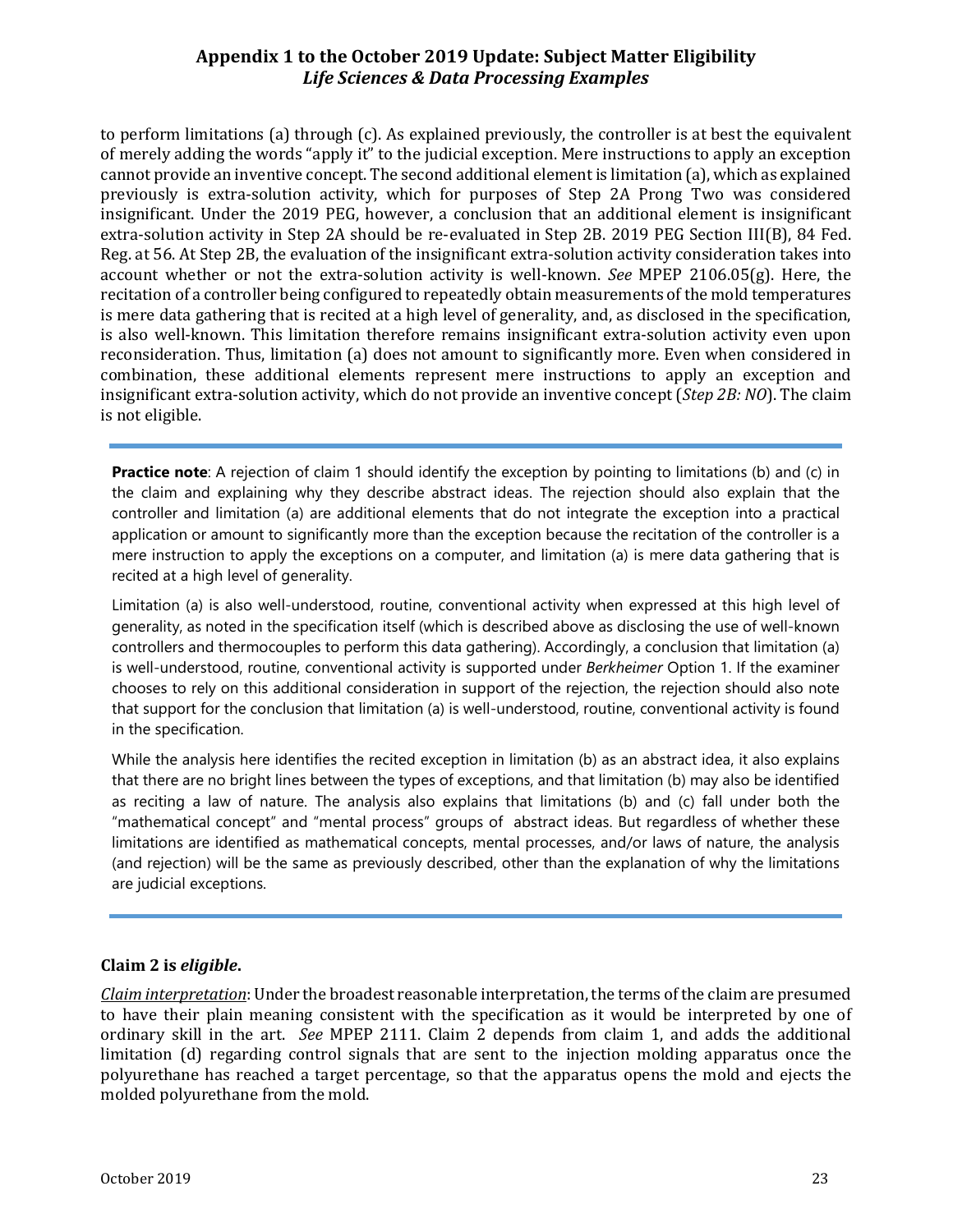to perform limitations (a) through (c). As explained previously, the controller is at best the equivalent of merely adding the words "apply it" to the judicial exception. Mere instructions to apply an exception cannot provide an inventive concept. The second additional element is limitation (a), which as explained previously is extra-solution activity, which for purposes of Step 2A Prong Two was considered insignificant. Under the 2019 PEG, however, a conclusion that an additional element is insignificant extra-solution activity in Step 2A should be re-evaluated in Step 2B. 2019 PEG Section III(B), 84 Fed. Reg. at 56. At Step 2B, the evaluation of the insignificant extra-solution activity consideration takes into account whether or not the extra-solution activity is well-known. *See* MPEP 2106.05(g). Here, the recitation of a controller being configured to repeatedly obtain measurements of the mold temperatures is mere data gathering that is recited at a high level of generality, and, as disclosed in the specification, is also well-known. This limitation therefore remains insignificant extra-solution activity even upon reconsideration. Thus, limitation (a) does not amount to significantly more. Even when considered in combination, these additional elements represent mere instructions to apply an exception and insignificant extra-solution activity, which do not provide an inventive concept (*Step 2B: NO*). The claim is not eligible.

---

**Practice note**: A rejection of claim 1 should identify the exception by pointing to limitations (b) and (c) in the claim and explaining why they describe abstract ideas. The rejection should also explain that the controller and limitation (a) are additional elements that do not integrate the exception into a practical application or amount to significantly more than the exception because the recitation of the controller is a mere instruction to apply the exceptions on a computer, and limitation (a) is mere data gathering that is recited at a high level of generality.

Limitation (a) is also well-understood, routine, conventional activity when expressed at this high level of generality, as noted in the specification itself (which is described above as disclosing the use of well-known controllers and thermocouples to perform this data gathering). Accordingly, a conclusion that limitation (a) is well-understood, routine, conventional activity is supported under *Berkheimer* Option 1. If the examiner chooses to rely on this additional consideration in support of the rejection, the rejection should also note that support for the conclusion that limitation (a) is well-understood, routine, conventional activity is found in the specification.

While the analysis here identifies the recited exception in limitation (b) as an abstract idea, it also explains that there are no bright lines between the types of exceptions, and that limitation (b) may also be identified as reciting a law of nature. The analysis also explains that limitations (b) and (c) fall under both the "mathematical concept" and "mental process" groups of abstract ideas. But regardless of whether these limitations are identified as mathematical concepts, mental processes, and/or laws of nature, the analysis (and rejection) will be the same as previously described, other than the explanation of why the limitations are judicial exceptions.

---

**Claim 2 is *eligible*.**

Claim interpretation: Under the broadest reasonable interpretation, the terms of the claim are presumed to have their plain meaning consistent with the specification as it would be interpreted by one of ordinary skill in the art. *See* MPEP 2111. Claim 2 depends from claim 1, and adds the additional limitation (d) regarding control signals that are sent to the injection molding apparatus once the polyurethane has reached a target percentage, so that the apparatus opens the mold and ejects the molded polyurethane from the mold.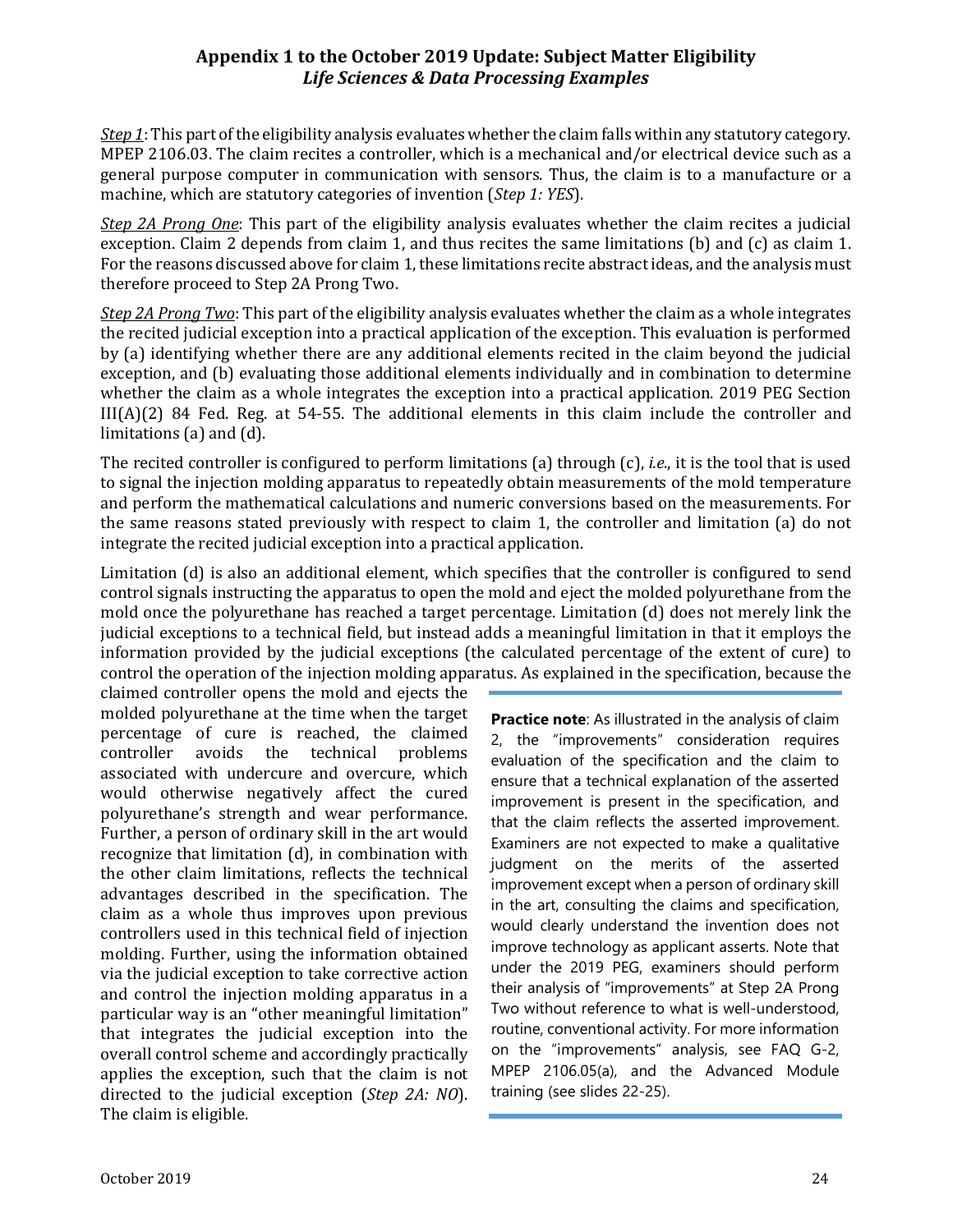*Step 1*: This part of the eligibility analysis evaluates whether the claim falls within any statutory category. MPEP 2106.03. The claim recites a controller, which is a mechanical and/or electrical device such as a general purpose computer in communication with sensors. Thus, the claim is to a manufacture or a machine, which are statutory categories of invention (*Step 1: YES*).

*Step 2A Prong One*: This part of the eligibility analysis evaluates whether the claim recites a judicial exception. Claim 2 depends from claim 1, and thus recites the same limitations (b) and (c) as claim 1. For the reasons discussed above for claim 1, these limitations recite abstract ideas, and the analysis must therefore proceed to Step 2A Prong Two.

*Step 2A Prong Two*: This part of the eligibility analysis evaluates whether the claim as a whole integrates the recited judicial exception into a practical application of the exception. This evaluation is performed by (a) identifying whether there are any additional elements recited in the claim beyond the judicial exception, and (b) evaluating those additional elements individually and in combination to determine whether the claim as a whole integrates the exception into a practical application. 2019 PEG Section III(A)(2) 84 Fed. Reg. at 54-55. The additional elements in this claim include the controller and limitations (a) and (d).

The recited controller is configured to perform limitations (a) through (c), *i.e.*, it is the tool that is used to signal the injection molding apparatus to repeatedly obtain measurements of the mold temperature and perform the mathematical calculations and numeric conversions based on the measurements. For the same reasons stated previously with respect to claim 1, the controller and limitation (a) do not integrate the recited judicial exception into a practical application.

Limitation (d) is also an additional element, which specifies that the controller is configured to send control signals instructing the apparatus to open the mold and eject the molded polyurethane from the mold once the polyurethane has reached a target percentage. Limitation (d) does not merely link the judicial exceptions to a technical field, but instead adds a meaningful limitation in that it employs the information provided by the judicial exceptions (the calculated percentage of the extent of cure) to control the operation of the injection molding apparatus. As explained in the specification, because the claimed controller opens the mold and ejects the molded polyurethane at the time when the target percentage of cure is reached, the claimed controller avoids the technical problems associated with undercure and overcure, which would otherwise negatively affect the cured polyurethane's strength and wear performance. Further, a person of ordinary skill in the art would recognize that limitation (d), in combination with the other claim limitations, reflects the technical advantages described in the specification. The claim as a whole thus improves upon previous controllers used in this technical field of injection molding. Further, using the information obtained via the judicial exception to take corrective action and control the injection molding apparatus in a particular way is an "other meaningful limitation" that integrates the judicial exception into the overall control scheme and accordingly practically applies the exception, such that the claim is not directed to the judicial exception (*Step 2A: NO*). The claim is eligible.

**Practice note**: As illustrated in the analysis of claim 2, the "improvements" consideration requires evaluation of the specification and the claim to ensure that a technical explanation of the asserted improvement is present in the specification, and that the claim reflects the asserted improvement. Examiners are not expected to make a qualitative judgment on the merits of the asserted improvement except when a person of ordinary skill in the art, consulting the claims and specification, would clearly understand the invention does not improve technology as applicant asserts. Note that under the 2019 PEG, examiners should perform their analysis of "improvements" at Step 2A Prong Two without reference to what is well-understood, routine, conventional activity. For more information on the "improvements" analysis, see FAQ G-2, MPEP 2106.05(a), and the Advanced Module training (see slides 22-25).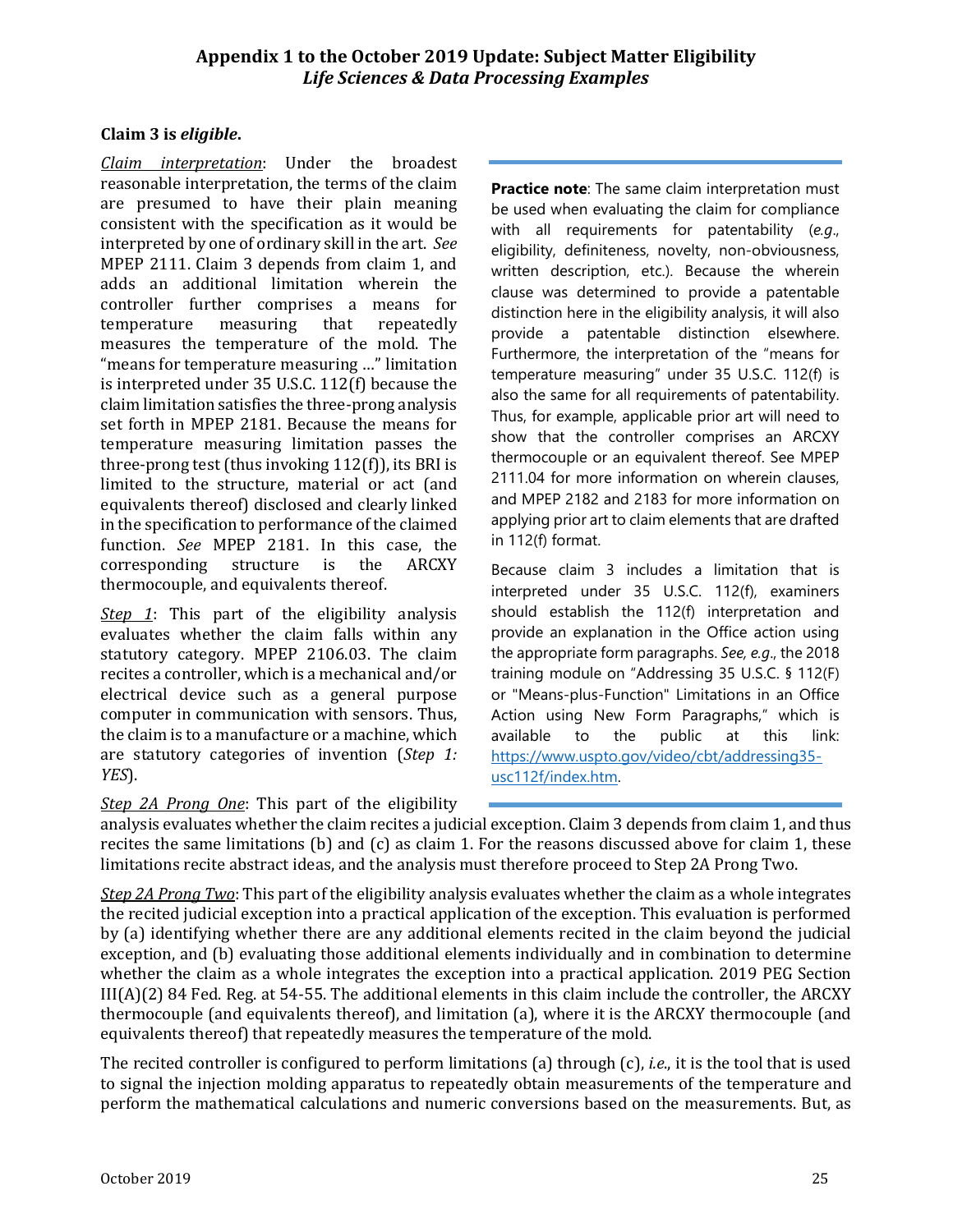**Claim 3 is *eligible*.**

*Claim interpretation*: Under the broadest reasonable interpretation, the terms of the claim are presumed to have their plain meaning consistent with the specification as it would be interpreted by one of ordinary skill in the art. *See* MPEP 2111. Claim 3 depends from claim 1, and adds an additional limitation wherein the controller further comprises a means for temperature measuring that repeatedly measures the temperature of the mold. The "means for temperature measuring ..." limitation is interpreted under 35 U.S.C. 112(f) because the claim limitation satisfies the three-prong analysis set forth in MPEP 2181. Because the means for temperature measuring limitation passes the three-prong test (thus invoking 112(f)), its BRI is limited to the structure, material or act (and equivalents thereof) disclosed and clearly linked in the specification to performance of the claimed function. *See* MPEP 2181. In this case, the corresponding structure is the ARCXY thermocouple, and equivalents thereof.

*Step 1*: This part of the eligibility analysis evaluates whether the claim falls within any statutory category. MPEP 2106.03. The claim recites a controller, which is a mechanical and/or electrical device such as a general purpose computer in communication with sensors. Thus, the claim is to a manufacture or a machine, which are statutory categories of invention (*Step 1: YES*).

> **Practice note**: The same claim interpretation must be used when evaluating the claim for compliance with all requirements for patentability (*e.g.*, eligibility, definiteness, novelty, non-obviousness, written description, etc.). Because the wherein clause was determined to provide a patentable distinction here in the eligibility analysis, it will also provide a patentable distinction elsewhere. Furthermore, the interpretation of the "means for temperature measuring" under 35 U.S.C. 112(f) is also the same for all requirements of patentability. Thus, for example, applicable prior art will need to show that the controller comprises an ARCXY thermocouple or an equivalent thereof. See MPEP 2111.04 for more information on wherein clauses, and MPEP 2182 and 2183 for more information on applying prior art to claim elements that are drafted in 112(f) format.
>
> Because claim 3 includes a limitation that is interpreted under 35 U.S.C. 112(f), examiners should establish the 112(f) interpretation and provide an explanation in the Office action using the appropriate form paragraphs. *See, e.g.*, the 2018 training module on "Addressing 35 U.S.C. § 112(F) or "Means-plus-Function" Limitations in an Office Action using New Form Paragraphs," which is available to the public at this link: https://www.uspto.gov/video/cbt/addressing35-usc112f/index.htm.

*Step 2A Prong One*: This part of the eligibility analysis evaluates whether the claim recites a judicial exception. Claim 3 depends from claim 1, and thus recites the same limitations (b) and (c) as claim 1. For the reasons discussed above for claim 1, these limitations recite abstract ideas, and the analysis must therefore proceed to Step 2A Prong Two.

*Step 2A Prong Two*: This part of the eligibility analysis evaluates whether the claim as a whole integrates the recited judicial exception into a practical application of the exception. This evaluation is performed by (a) identifying whether there are any additional elements recited in the claim beyond the judicial exception, and (b) evaluating those additional elements individually and in combination to determine whether the claim as a whole integrates the exception into a practical application. 2019 PEG Section III(A)(2) 84 Fed. Reg. at 54-55. The additional elements in this claim include the controller, the ARCXY thermocouple (and equivalents thereof), and limitation (a), where it is the ARCXY thermocouple (and equivalents thereof) that repeatedly measures the temperature of the mold.

The recited controller is configured to perform limitations (a) through (c), *i.e.*, it is the tool that is used to signal the injection molding apparatus to repeatedly obtain measurements of the temperature and perform the mathematical calculations and numeric conversions based on the measurements. But, as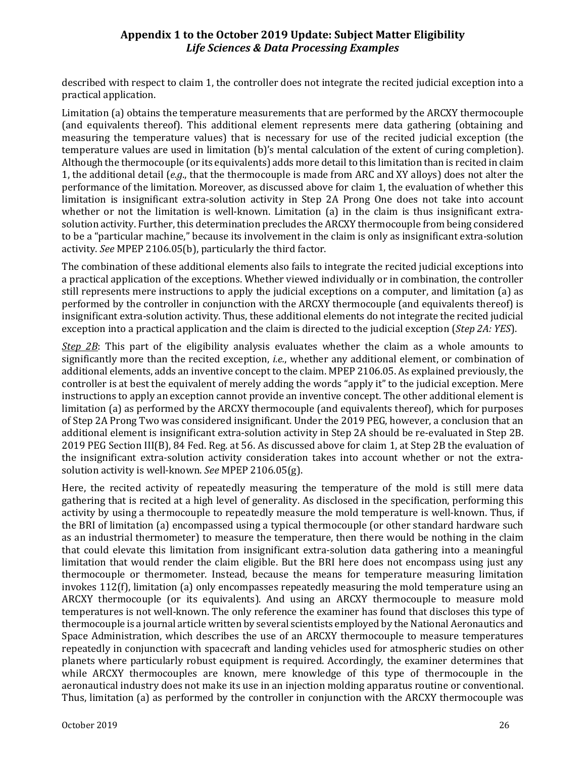described with respect to claim 1, the controller does not integrate the recited judicial exception into a practical application.

Limitation (a) obtains the temperature measurements that are performed by the ARCXY thermocouple (and equivalents thereof). This additional element represents mere data gathering (obtaining and measuring the temperature values) that is necessary for use of the recited judicial exception (the temperature values are used in limitation (b)'s mental calculation of the extent of curing completion). Although the thermocouple (or its equivalents) adds more detail to this limitation than is recited in claim 1, the additional detail (*e.g.*, that the thermocouple is made from ARC and XY alloys) does not alter the performance of the limitation. Moreover, as discussed above for claim 1, the evaluation of whether this limitation is insignificant extra-solution activity in Step 2A Prong One does not take into account whether or not the limitation is well-known. Limitation (a) in the claim is thus insignificant extra-solution activity. Further, this determination precludes the ARCXY thermocouple from being considered to be a "particular machine," because its involvement in the claim is only as insignificant extra-solution activity. *See* MPEP 2106.05(b), particularly the third factor.

The combination of these additional elements also fails to integrate the recited judicial exceptions into a practical application of the exceptions. Whether viewed individually or in combination, the controller still represents mere instructions to apply the judicial exceptions on a computer, and limitation (a) as performed by the controller in conjunction with the ARCXY thermocouple (and equivalents thereof) is insignificant extra-solution activity. Thus, these additional elements do not integrate the recited judicial exception into a practical application and the claim is directed to the judicial exception (*Step 2A: YES*).

*Step 2B*: This part of the eligibility analysis evaluates whether the claim as a whole amounts to significantly more than the recited exception, *i.e.*, whether any additional element, or combination of additional elements, adds an inventive concept to the claim. MPEP 2106.05. As explained previously, the controller is at best the equivalent of merely adding the words "apply it" to the judicial exception. Mere instructions to apply an exception cannot provide an inventive concept. The other additional element is limitation (a) as performed by the ARCXY thermocouple (and equivalents thereof), which for purposes of Step 2A Prong Two was considered insignificant. Under the 2019 PEG, however, a conclusion that an additional element is insignificant extra-solution activity in Step 2A should be re-evaluated in Step 2B. 2019 PEG Section III(B), 84 Fed. Reg. at 56. As discussed above for claim 1, at Step 2B the evaluation of the insignificant extra-solution activity consideration takes into account whether or not the extra-solution activity is well-known. *See* MPEP 2106.05(g).

Here, the recited activity of repeatedly measuring the temperature of the mold is still mere data gathering that is recited at a high level of generality. As disclosed in the specification, performing this activity by using a thermocouple to repeatedly measure the mold temperature is well-known. Thus, if the BRI of limitation (a) encompassed using a typical thermocouple (or other standard hardware such as an industrial thermometer) to measure the temperature, then there would be nothing in the claim that could elevate this limitation from insignificant extra-solution data gathering into a meaningful limitation that would render the claim eligible. But the BRI here does not encompass using just any thermocouple or thermometer. Instead, because the means for temperature measuring limitation invokes 112(f), limitation (a) only encompasses repeatedly measuring the mold temperature using an ARCXY thermocouple (or its equivalents). And using an ARCXY thermocouple to measure mold temperatures is not well-known. The only reference the examiner has found that discloses this type of thermocouple is a journal article written by several scientists employed by the National Aeronautics and Space Administration, which describes the use of an ARCXY thermocouple to measure temperatures repeatedly in conjunction with spacecraft and landing vehicles used for atmospheric studies on other planets where particularly robust equipment is required. Accordingly, the examiner determines that while ARCXY thermocouples are known, mere knowledge of this type of thermocouple in the aeronautical industry does not make its use in an injection molding apparatus routine or conventional. Thus, limitation (a) as performed by the controller in conjunction with the ARCXY thermocouple was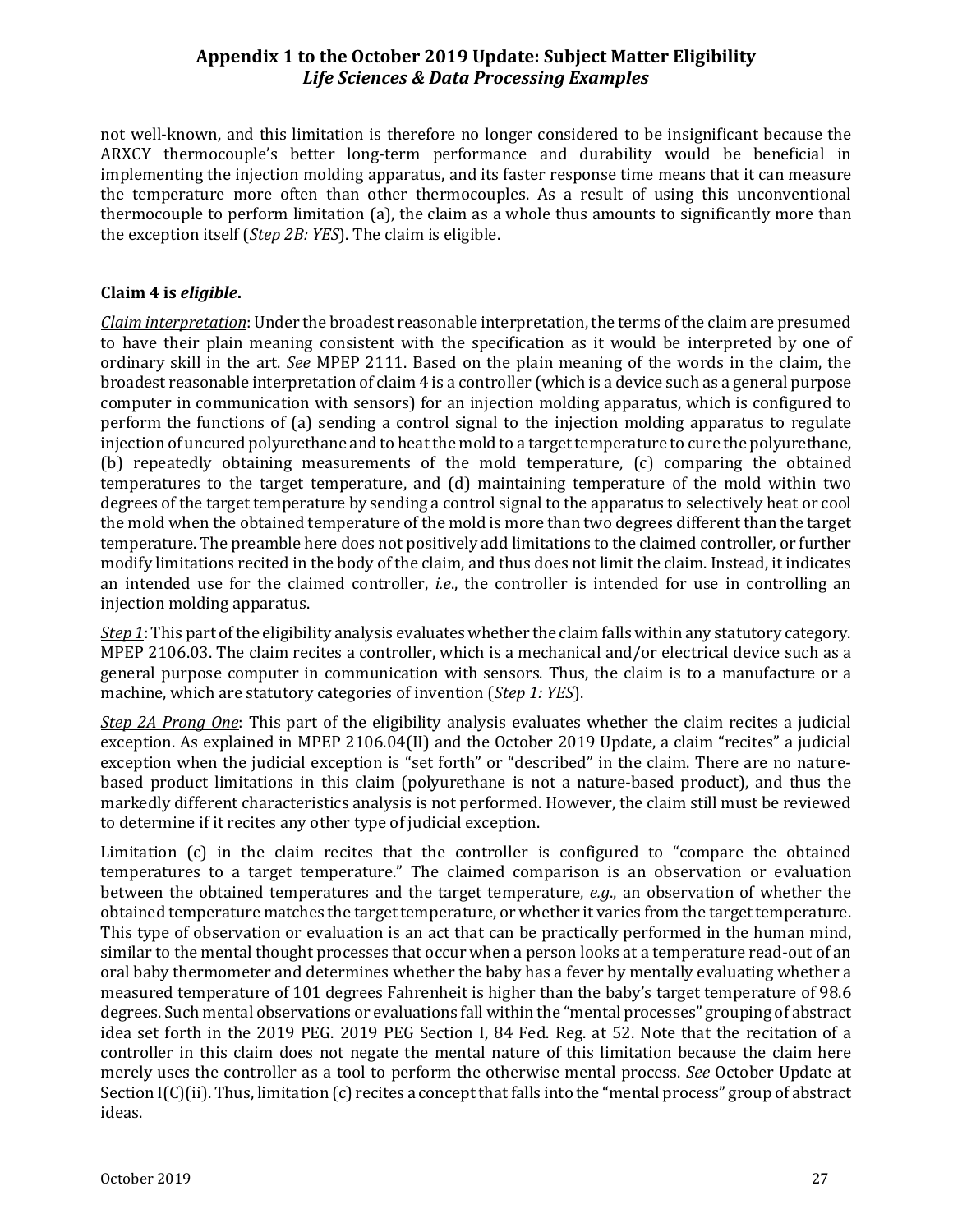not well-known, and this limitation is therefore no longer considered to be insignificant because the ARXCY thermocouple's better long-term performance and durability would be beneficial in implementing the injection molding apparatus, and its faster response time means that it can measure the temperature more often than other thermocouples. As a result of using this unconventional thermocouple to perform limitation (a), the claim as a whole thus amounts to significantly more than the exception itself (*Step 2B: YES*). The claim is eligible.

**Claim 4 is *eligible*.**

*Claim interpretation*: Under the broadest reasonable interpretation, the terms of the claim are presumed to have their plain meaning consistent with the specification as it would be interpreted by one of ordinary skill in the art. *See* MPEP 2111. Based on the plain meaning of the words in the claim, the broadest reasonable interpretation of claim 4 is a controller (which is a device such as a general purpose computer in communication with sensors) for an injection molding apparatus, which is configured to perform the functions of (a) sending a control signal to the injection molding apparatus to regulate injection of uncured polyurethane and to heat the mold to a target temperature to cure the polyurethane, (b) repeatedly obtaining measurements of the mold temperature, (c) comparing the obtained temperatures to the target temperature, and (d) maintaining temperature of the mold within two degrees of the target temperature by sending a control signal to the apparatus to selectively heat or cool the mold when the obtained temperature of the mold is more than two degrees different than the target temperature. The preamble here does not positively add limitations to the claimed controller, or further modify limitations recited in the body of the claim, and thus does not limit the claim. Instead, it indicates an intended use for the claimed controller, *i.e.*, the controller is intended for use in controlling an injection molding apparatus.

*Step 1*: This part of the eligibility analysis evaluates whether the claim falls within any statutory category. MPEP 2106.03. The claim recites a controller, which is a mechanical and/or electrical device such as a general purpose computer in communication with sensors. Thus, the claim is to a manufacture or a machine, which are statutory categories of invention (*Step 1: YES*).

*Step 2A Prong One*: This part of the eligibility analysis evaluates whether the claim recites a judicial exception. As explained in MPEP 2106.04(II) and the October 2019 Update, a claim "recites" a judicial exception when the judicial exception is "set forth" or "described" in the claim. There are no nature-based product limitations in this claim (polyurethane is not a nature-based product), and thus the markedly different characteristics analysis is not performed. However, the claim still must be reviewed to determine if it recites any other type of judicial exception.

Limitation (c) in the claim recites that the controller is configured to "compare the obtained temperatures to a target temperature." The claimed comparison is an observation or evaluation between the obtained temperatures and the target temperature, *e.g.*, an observation of whether the obtained temperature matches the target temperature, or whether it varies from the target temperature. This type of observation or evaluation is an act that can be practically performed in the human mind, similar to the mental thought processes that occur when a person looks at a temperature read-out of an oral baby thermometer and determines whether the baby has a fever by mentally evaluating whether a measured temperature of 101 degrees Fahrenheit is higher than the baby's target temperature of 98.6 degrees. Such mental observations or evaluations fall within the "mental processes" grouping of abstract idea set forth in the 2019 PEG. 2019 PEG Section I, 84 Fed. Reg. at 52. Note that the recitation of a controller in this claim does not negate the mental nature of this limitation because the claim here merely uses the controller as a tool to perform the otherwise mental process. *See* October Update at Section I(C)(ii). Thus, limitation (c) recites a concept that falls into the "mental process" group of abstract ideas.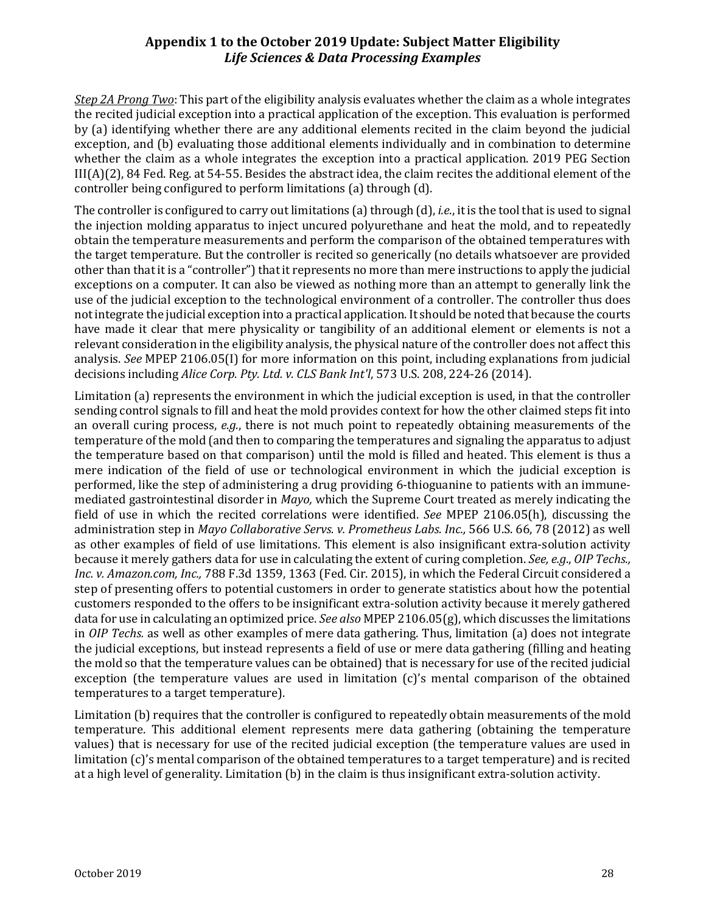*Step 2A Prong Two*: This part of the eligibility analysis evaluates whether the claim as a whole integrates the recited judicial exception into a practical application of the exception. This evaluation is performed by (a) identifying whether there are any additional elements recited in the claim beyond the judicial exception, and (b) evaluating those additional elements individually and in combination to determine whether the claim as a whole integrates the exception into a practical application. 2019 PEG Section III(A)(2), 84 Fed. Reg. at 54-55. Besides the abstract idea, the claim recites the additional element of the controller being configured to perform limitations (a) through (d).

The controller is configured to carry out limitations (a) through (d), *i.e.*, it is the tool that is used to signal the injection molding apparatus to inject uncured polyurethane and heat the mold, and to repeatedly obtain the temperature measurements and perform the comparison of the obtained temperatures with the target temperature. But the controller is recited so generically (no details whatsoever are provided other than that it is a "controller") that it represents no more than mere instructions to apply the judicial exceptions on a computer. It can also be viewed as nothing more than an attempt to generally link the use of the judicial exception to the technological environment of a controller. The controller thus does not integrate the judicial exception into a practical application. It should be noted that because the courts have made it clear that mere physicality or tangibility of an additional element or elements is not a relevant consideration in the eligibility analysis, the physical nature of the controller does not affect this analysis. *See* MPEP 2106.05(I) for more information on this point, including explanations from judicial decisions including *Alice Corp. Pty. Ltd. v. CLS Bank Int'l*, 573 U.S. 208, 224-26 (2014).

Limitation (a) represents the environment in which the judicial exception is used, in that the controller sending control signals to fill and heat the mold provides context for how the other claimed steps fit into an overall curing process, *e.g.*, there is not much point to repeatedly obtaining measurements of the temperature of the mold (and then to comparing the temperatures and signaling the apparatus to adjust the temperature based on that comparison) until the mold is filled and heated. This element is thus a mere indication of the field of use or technological environment in which the judicial exception is performed, like the step of administering a drug providing 6-thioguanine to patients with an immune-mediated gastrointestinal disorder in *Mayo,* which the Supreme Court treated as merely indicating the field of use in which the recited correlations were identified. *See* MPEP 2106.05(h), discussing the administration step in *Mayo Collaborative Servs. v. Prometheus Labs. Inc.,* 566 U.S. 66, 78 (2012) as well as other examples of field of use limitations. This element is also insignificant extra-solution activity because it merely gathers data for use in calculating the extent of curing completion. *See, e.g*., *OIP Techs., Inc. v. Amazon.com, Inc.,* 788 F.3d 1359, 1363 (Fed. Cir. 2015), in which the Federal Circuit considered a step of presenting offers to potential customers in order to generate statistics about how the potential customers responded to the offers to be insignificant extra-solution activity because it merely gathered data for use in calculating an optimized price. *See also* MPEP 2106.05(g), which discusses the limitations in *OIP Techs.* as well as other examples of mere data gathering. Thus, limitation (a) does not integrate the judicial exceptions, but instead represents a field of use or mere data gathering (filling and heating the mold so that the temperature values can be obtained) that is necessary for use of the recited judicial exception (the temperature values are used in limitation (c)'s mental comparison of the obtained temperatures to a target temperature).

Limitation (b) requires that the controller is configured to repeatedly obtain measurements of the mold temperature. This additional element represents mere data gathering (obtaining the temperature values) that is necessary for use of the recited judicial exception (the temperature values are used in limitation (c)'s mental comparison of the obtained temperatures to a target temperature) and is recited at a high level of generality. Limitation (b) in the claim is thus insignificant extra-solution activity.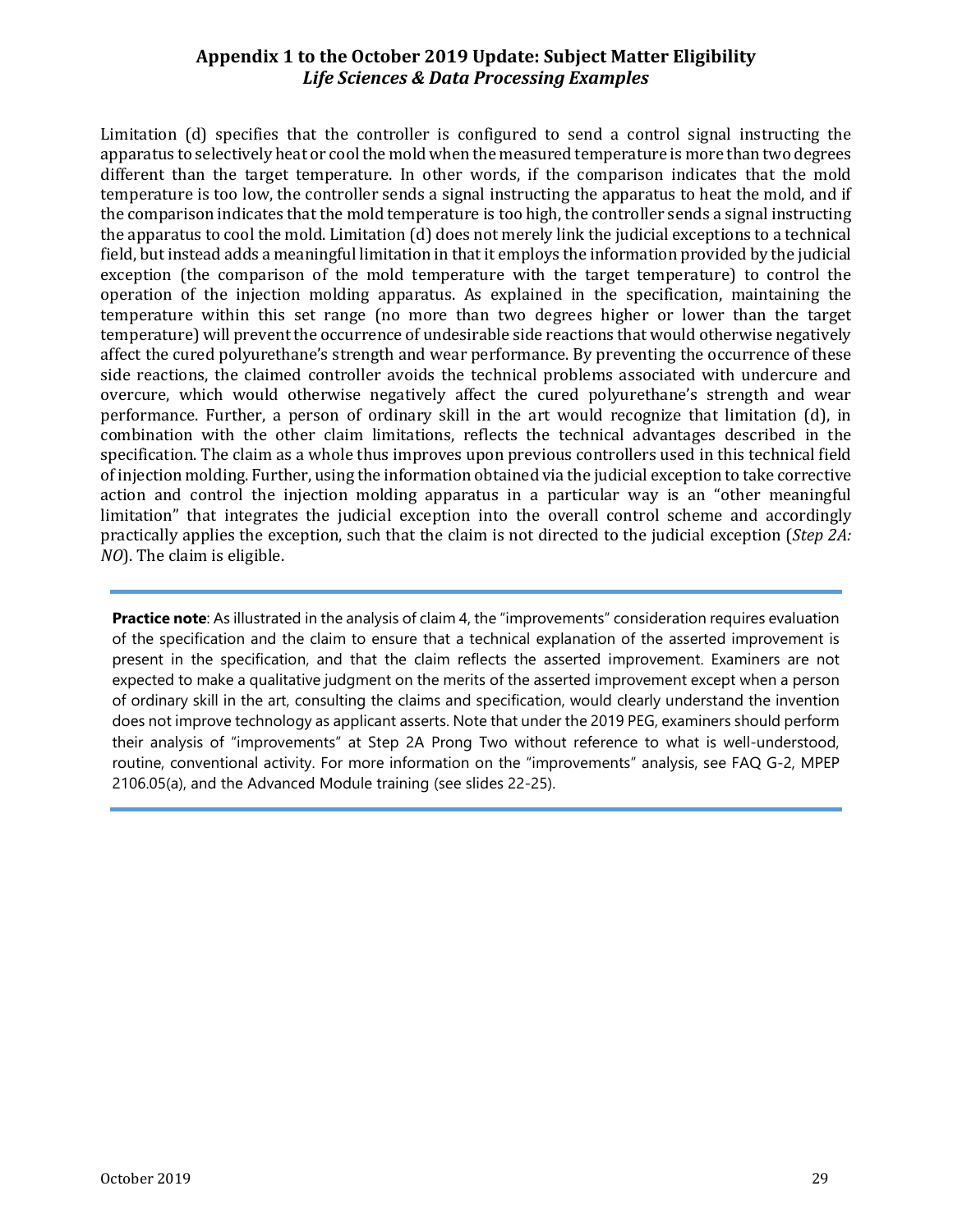Limitation (d) specifies that the controller is configured to send a control signal instructing the apparatus to selectively heat or cool the mold when the measured temperature is more than two degrees different than the target temperature. In other words, if the comparison indicates that the mold temperature is too low, the controller sends a signal instructing the apparatus to heat the mold, and if the comparison indicates that the mold temperature is too high, the controller sends a signal instructing the apparatus to cool the mold. Limitation (d) does not merely link the judicial exceptions to a technical field, but instead adds a meaningful limitation in that it employs the information provided by the judicial exception (the comparison of the mold temperature with the target temperature) to control the operation of the injection molding apparatus. As explained in the specification, maintaining the temperature within this set range (no more than two degrees higher or lower than the target temperature) will prevent the occurrence of undesirable side reactions that would otherwise negatively affect the cured polyurethane's strength and wear performance. By preventing the occurrence of these side reactions, the claimed controller avoids the technical problems associated with undercure and overcure, which would otherwise negatively affect the cured polyurethane's strength and wear performance. Further, a person of ordinary skill in the art would recognize that limitation (d), in combination with the other claim limitations, reflects the technical advantages described in the specification. The claim as a whole thus improves upon previous controllers used in this technical field of injection molding. Further, using the information obtained via the judicial exception to take corrective action and control the injection molding apparatus in a particular way is an "other meaningful limitation" that integrates the judicial exception into the overall control scheme and accordingly practically applies the exception, such that the claim is not directed to the judicial exception (*Step 2A: NO*). The claim is eligible.

---

**Practice note**: As illustrated in the analysis of claim 4, the "improvements" consideration requires evaluation of the specification and the claim to ensure that a technical explanation of the asserted improvement is present in the specification, and that the claim reflects the asserted improvement. Examiners are not expected to make a qualitative judgment on the merits of the asserted improvement except when a person of ordinary skill in the art, consulting the claims and specification, would clearly understand the invention does not improve technology as applicant asserts. Note that under the 2019 PEG, examiners should perform their analysis of "improvements" at Step 2A Prong Two without reference to what is well-understood, routine, conventional activity. For more information on the "improvements" analysis, see FAQ G-2, MPEP 2106.05(a), and the Advanced Module training (see slides 22-25).

---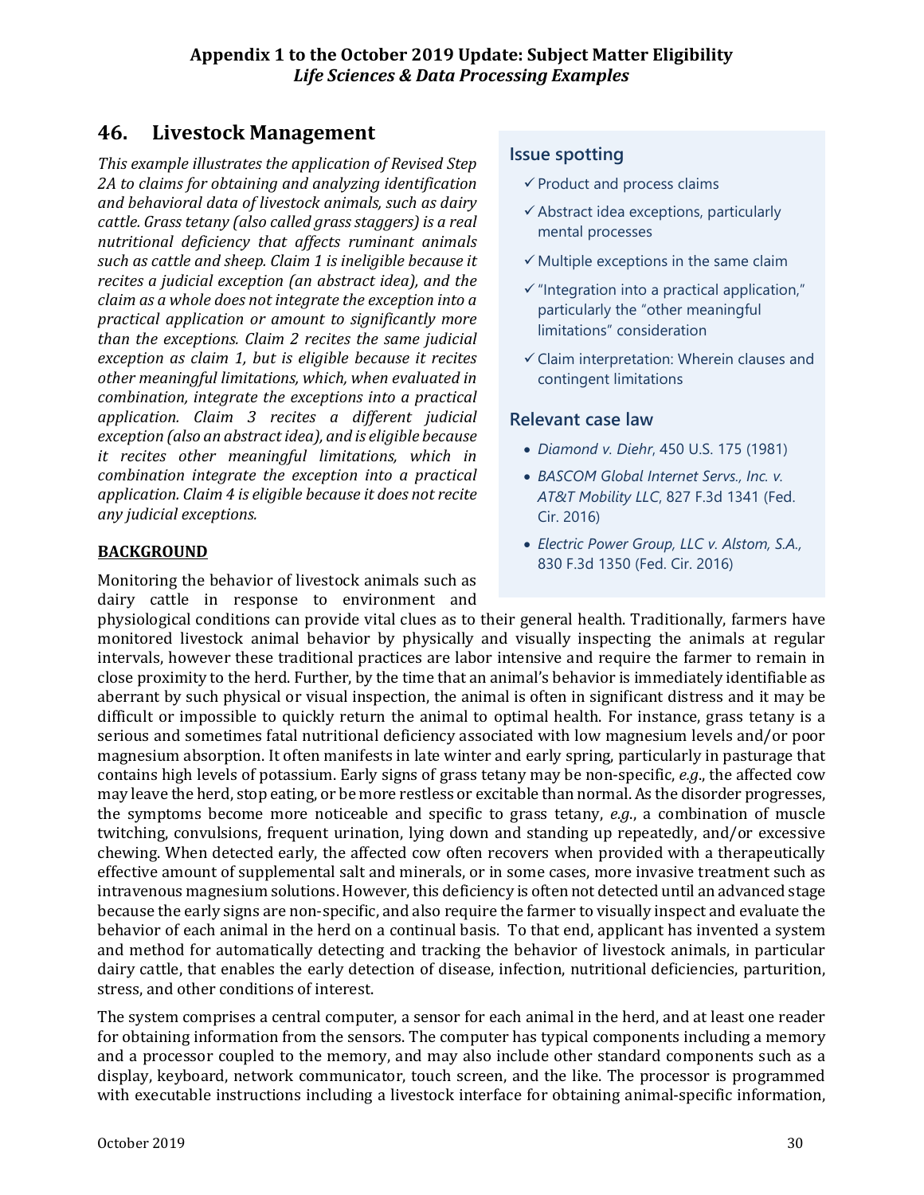## 46. Livestock Management

*This example illustrates the application of Revised Step 2A to claims for obtaining and analyzing identification and behavioral data of livestock animals, such as dairy cattle. Grass tetany (also called grass staggers) is a real nutritional deficiency that affects ruminant animals such as cattle and sheep. Claim 1 is ineligible because it recites a judicial exception (an abstract idea), and the claim as a whole does not integrate the exception into a practical application or amount to significantly more than the exceptions. Claim 2 recites the same judicial exception as claim 1, but is eligible because it recites other meaningful limitations, which, when evaluated in combination, integrate the exceptions into a practical application. Claim 3 recites a different judicial exception (also an abstract idea), and is eligible because it recites other meaningful limitations, which in combination integrate the exception into a practical application. Claim 4 is eligible because it does not recite any judicial exceptions.*

### Issue spotting

- ✓ Product and process claims
- ✓ Abstract idea exceptions, particularly mental processes
- ✓ Multiple exceptions in the same claim
- ✓ "Integration into a practical application," particularly the "other meaningful limitations" consideration
- ✓ Claim interpretation: Wherein clauses and contingent limitations

### Relevant case law

- *Diamond v. Diehr*, 450 U.S. 175 (1981)
- *BASCOM Global Internet Servs., Inc. v. AT&T Mobility LLC*, 827 F.3d 1341 (Fed. Cir. 2016)
- *Electric Power Group, LLC v. Alstom, S.A.*, 830 F.3d 1350 (Fed. Cir. 2016)

**BACKGROUND**

Monitoring the behavior of livestock animals such as dairy cattle in response to environment and physiological conditions can provide vital clues as to their general health. Traditionally, farmers have monitored livestock animal behavior by physically and visually inspecting the animals at regular intervals, however these traditional practices are labor intensive and require the farmer to remain in close proximity to the herd. Further, by the time that an animal's behavior is immediately identifiable as aberrant by such physical or visual inspection, the animal is often in significant distress and it may be difficult or impossible to quickly return the animal to optimal health. For instance, grass tetany is a serious and sometimes fatal nutritional deficiency associated with low magnesium levels and/or poor magnesium absorption. It often manifests in late winter and early spring, particularly in pasturage that contains high levels of potassium. Early signs of grass tetany may be non-specific, *e.g.*, the affected cow may leave the herd, stop eating, or be more restless or excitable than normal. As the disorder progresses, the symptoms become more noticeable and specific to grass tetany, *e.g.*, a combination of muscle twitching, convulsions, frequent urination, lying down and standing up repeatedly, and/or excessive chewing. When detected early, the affected cow often recovers when provided with a therapeutically effective amount of supplemental salt and minerals, or in some cases, more invasive treatment such as intravenous magnesium solutions. However, this deficiency is often not detected until an advanced stage because the early signs are non-specific, and also require the farmer to visually inspect and evaluate the behavior of each animal in the herd on a continual basis. To that end, applicant has invented a system and method for automatically detecting and tracking the behavior of livestock animals, in particular dairy cattle, that enables the early detection of disease, infection, nutritional deficiencies, parturition, stress, and other conditions of interest.

The system comprises a central computer, a sensor for each animal in the herd, and at least one reader for obtaining information from the sensors. The computer has typical components including a memory and a processor coupled to the memory, and may also include other standard components such as a display, keyboard, network communicator, touch screen, and the like. The processor is programmed with executable instructions including a livestock interface for obtaining animal-specific information,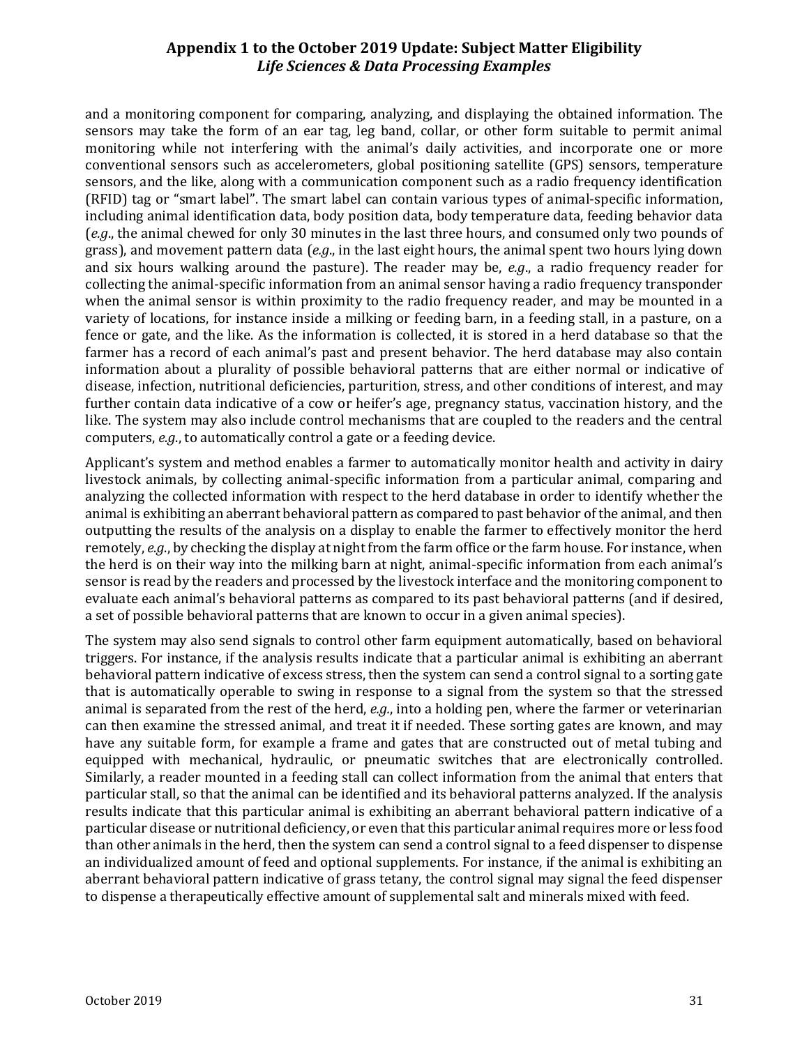and a monitoring component for comparing, analyzing, and displaying the obtained information. The sensors may take the form of an ear tag, leg band, collar, or other form suitable to permit animal monitoring while not interfering with the animal's daily activities, and incorporate one or more conventional sensors such as accelerometers, global positioning satellite (GPS) sensors, temperature sensors, and the like, along with a communication component such as a radio frequency identification (RFID) tag or "smart label". The smart label can contain various types of animal-specific information, including animal identification data, body position data, body temperature data, feeding behavior data (*e.g.*, the animal chewed for only 30 minutes in the last three hours, and consumed only two pounds of grass), and movement pattern data (*e.g.*, in the last eight hours, the animal spent two hours lying down and six hours walking around the pasture). The reader may be, *e.g.*, a radio frequency reader for collecting the animal-specific information from an animal sensor having a radio frequency transponder when the animal sensor is within proximity to the radio frequency reader, and may be mounted in a variety of locations, for instance inside a milking or feeding barn, in a feeding stall, in a pasture, on a fence or gate, and the like. As the information is collected, it is stored in a herd database so that the farmer has a record of each animal's past and present behavior. The herd database may also contain information about a plurality of possible behavioral patterns that are either normal or indicative of disease, infection, nutritional deficiencies, parturition, stress, and other conditions of interest, and may further contain data indicative of a cow or heifer's age, pregnancy status, vaccination history, and the like. The system may also include control mechanisms that are coupled to the readers and the central computers, *e.g.*, to automatically control a gate or a feeding device.

Applicant's system and method enables a farmer to automatically monitor health and activity in dairy livestock animals, by collecting animal-specific information from a particular animal, comparing and analyzing the collected information with respect to the herd database in order to identify whether the animal is exhibiting an aberrant behavioral pattern as compared to past behavior of the animal, and then outputting the results of the analysis on a display to enable the farmer to effectively monitor the herd remotely, *e.g.*, by checking the display at night from the farm office or the farm house. For instance, when the herd is on their way into the milking barn at night, animal-specific information from each animal's sensor is read by the readers and processed by the livestock interface and the monitoring component to evaluate each animal's behavioral patterns as compared to its past behavioral patterns (and if desired, a set of possible behavioral patterns that are known to occur in a given animal species).

The system may also send signals to control other farm equipment automatically, based on behavioral triggers. For instance, if the analysis results indicate that a particular animal is exhibiting an aberrant behavioral pattern indicative of excess stress, then the system can send a control signal to a sorting gate that is automatically operable to swing in response to a signal from the system so that the stressed animal is separated from the rest of the herd, *e.g.*, into a holding pen, where the farmer or veterinarian can then examine the stressed animal, and treat it if needed. These sorting gates are known, and may have any suitable form, for example a frame and gates that are constructed out of metal tubing and equipped with mechanical, hydraulic, or pneumatic switches that are electronically controlled. Similarly, a reader mounted in a feeding stall can collect information from the animal that enters that particular stall, so that the animal can be identified and its behavioral patterns analyzed. If the analysis results indicate that this particular animal is exhibiting an aberrant behavioral pattern indicative of a particular disease or nutritional deficiency, or even that this particular animal requires more or less food than other animals in the herd, then the system can send a control signal to a feed dispenser to dispense an individualized amount of feed and optional supplements. For instance, if the animal is exhibiting an aberrant behavioral pattern indicative of grass tetany, the control signal may signal the feed dispenser to dispense a therapeutically effective amount of supplemental salt and minerals mixed with feed.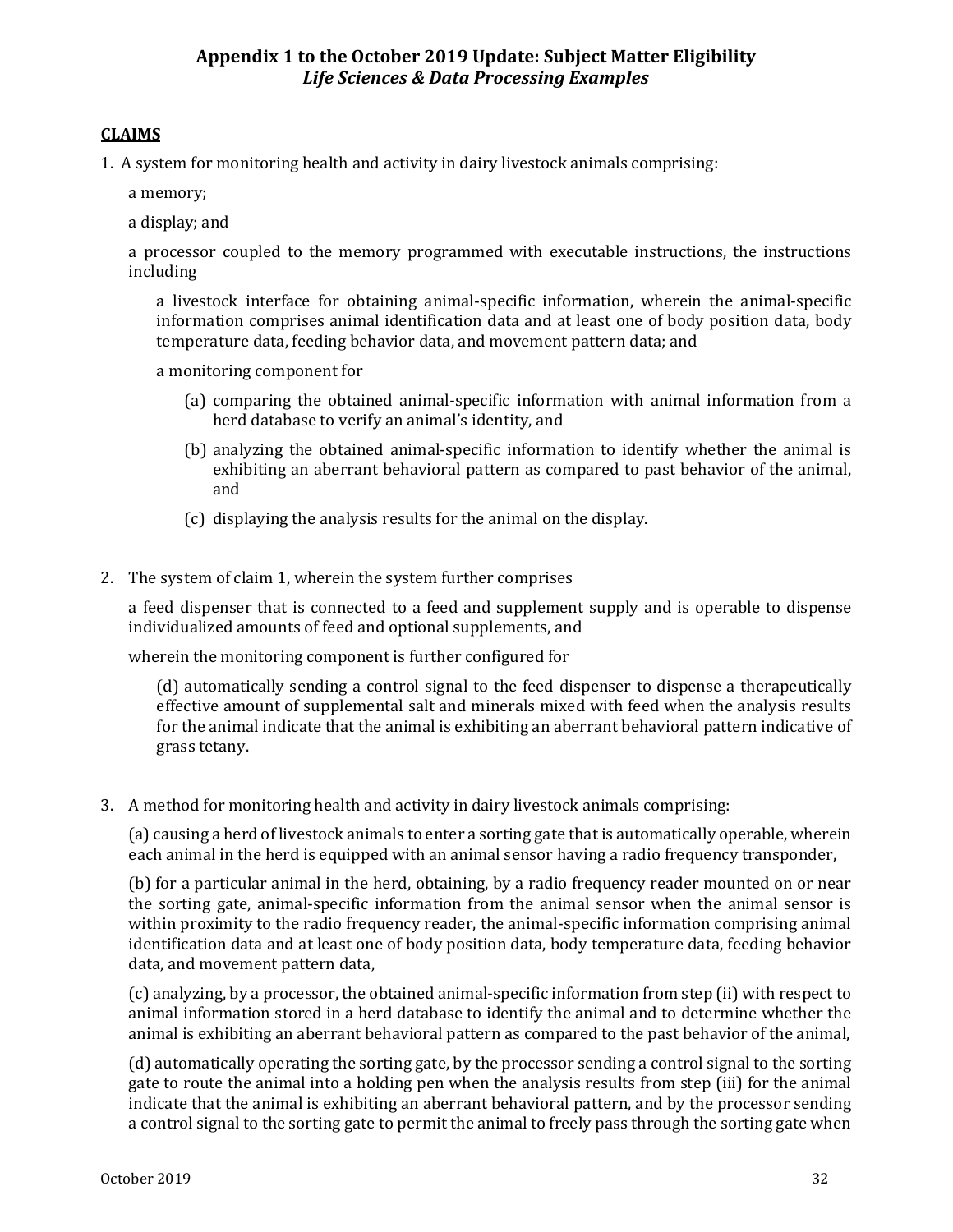# Appendix 1 to the October 2019 Update: Subject Matter Eligibility
## *Life Sciences & Data Processing Examples*

**CLAIMS**

1. A system for monitoring health and activity in dairy livestock animals comprising:

   a memory;

   a display; and

   a processor coupled to the memory programmed with executable instructions, the instructions including

   a livestock interface for obtaining animal-specific information, wherein the animal-specific information comprises animal identification data and at least one of body position data, body temperature data, feeding behavior data, and movement pattern data; and

   a monitoring component for

   (a) comparing the obtained animal-specific information with animal information from a herd database to verify an animal's identity, and

   (b) analyzing the obtained animal-specific information to identify whether the animal is exhibiting an aberrant behavioral pattern as compared to past behavior of the animal, and

   (c) displaying the analysis results for the animal on the display.

2. The system of claim 1, wherein the system further comprises

   a feed dispenser that is connected to a feed and supplement supply and is operable to dispense individualized amounts of feed and optional supplements, and

   wherein the monitoring component is further configured for

   (d) automatically sending a control signal to the feed dispenser to dispense a therapeutically effective amount of supplemental salt and minerals mixed with feed when the analysis results for the animal indicate that the animal is exhibiting an aberrant behavioral pattern indicative of grass tetany.

3. A method for monitoring health and activity in dairy livestock animals comprising:

   (a) causing a herd of livestock animals to enter a sorting gate that is automatically operable, wherein each animal in the herd is equipped with an animal sensor having a radio frequency transponder,

   (b) for a particular animal in the herd, obtaining, by a radio frequency reader mounted on or near the sorting gate, animal-specific information from the animal sensor when the animal sensor is within proximity to the radio frequency reader, the animal-specific information comprising animal identification data and at least one of body position data, body temperature data, feeding behavior data, and movement pattern data,

   (c) analyzing, by a processor, the obtained animal-specific information from step (ii) with respect to animal information stored in a herd database to identify the animal and to determine whether the animal is exhibiting an aberrant behavioral pattern as compared to the past behavior of the animal,

   (d) automatically operating the sorting gate, by the processor sending a control signal to the sorting gate to route the animal into a holding pen when the analysis results from step (iii) for the animal indicate that the animal is exhibiting an aberrant behavioral pattern, and by the processor sending a control signal to the sorting gate to permit the animal to freely pass through the sorting gate when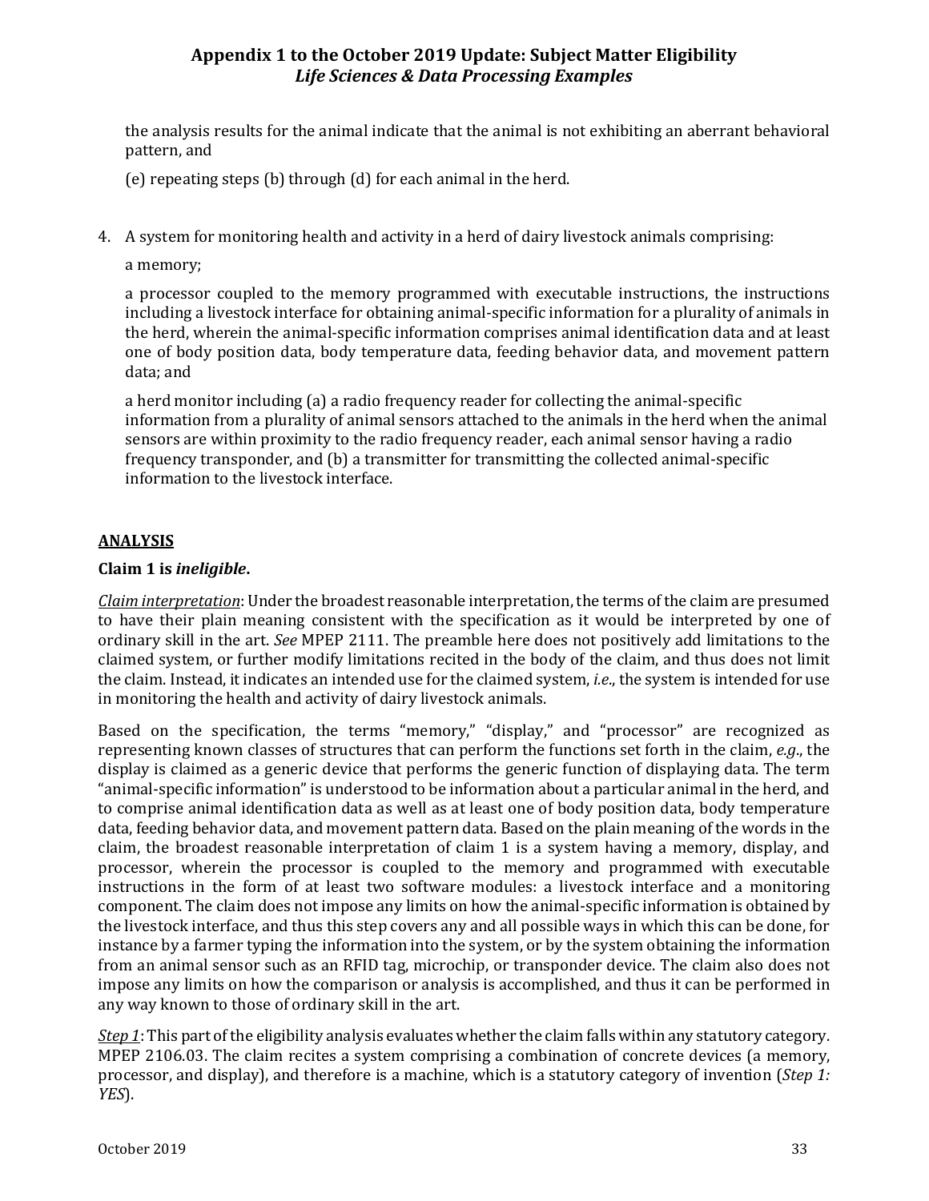the analysis results for the animal indicate that the animal is not exhibiting an aberrant behavioral pattern, and

(e) repeating steps (b) through (d) for each animal in the herd.

4. A system for monitoring health and activity in a herd of dairy livestock animals comprising:

   a memory;

   a processor coupled to the memory programmed with executable instructions, the instructions including a livestock interface for obtaining animal-specific information for a plurality of animals in the herd, wherein the animal-specific information comprises animal identification data and at least one of body position data, body temperature data, feeding behavior data, and movement pattern data; and

   a herd monitor including (a) a radio frequency reader for collecting the animal-specific information from a plurality of animal sensors attached to the animals in the herd when the animal sensors are within proximity to the radio frequency reader, each animal sensor having a radio frequency transponder, and (b) a transmitter for transmitting the collected animal-specific information to the livestock interface.

**ANALYSIS**

**Claim 1 is *ineligible*.**

*Claim interpretation*: Under the broadest reasonable interpretation, the terms of the claim are presumed to have their plain meaning consistent with the specification as it would be interpreted by one of ordinary skill in the art. *See* MPEP 2111. The preamble here does not positively add limitations to the claimed system, or further modify limitations recited in the body of the claim, and thus does not limit the claim. Instead, it indicates an intended use for the claimed system, *i.e.*, the system is intended for use in monitoring the health and activity of dairy livestock animals.

Based on the specification, the terms "memory," "display," and "processor" are recognized as representing known classes of structures that can perform the functions set forth in the claim, *e.g.*, the display is claimed as a generic device that performs the generic function of displaying data. The term "animal-specific information" is understood to be information about a particular animal in the herd, and to comprise animal identification data as well as at least one of body position data, body temperature data, feeding behavior data, and movement pattern data. Based on the plain meaning of the words in the claim, the broadest reasonable interpretation of claim 1 is a system having a memory, display, and processor, wherein the processor is coupled to the memory and programmed with executable instructions in the form of at least two software modules: a livestock interface and a monitoring component. The claim does not impose any limits on how the animal-specific information is obtained by the livestock interface, and thus this step covers any and all possible ways in which this can be done, for instance by a farmer typing the information into the system, or by the system obtaining the information from an animal sensor such as an RFID tag, microchip, or transponder device. The claim also does not impose any limits on how the comparison or analysis is accomplished, and thus it can be performed in any way known to those of ordinary skill in the art.

*Step 1*: This part of the eligibility analysis evaluates whether the claim falls within any statutory category. MPEP 2106.03. The claim recites a system comprising a combination of concrete devices (a memory, processor, and display), and therefore is a machine, which is a statutory category of invention (*Step 1: YES*).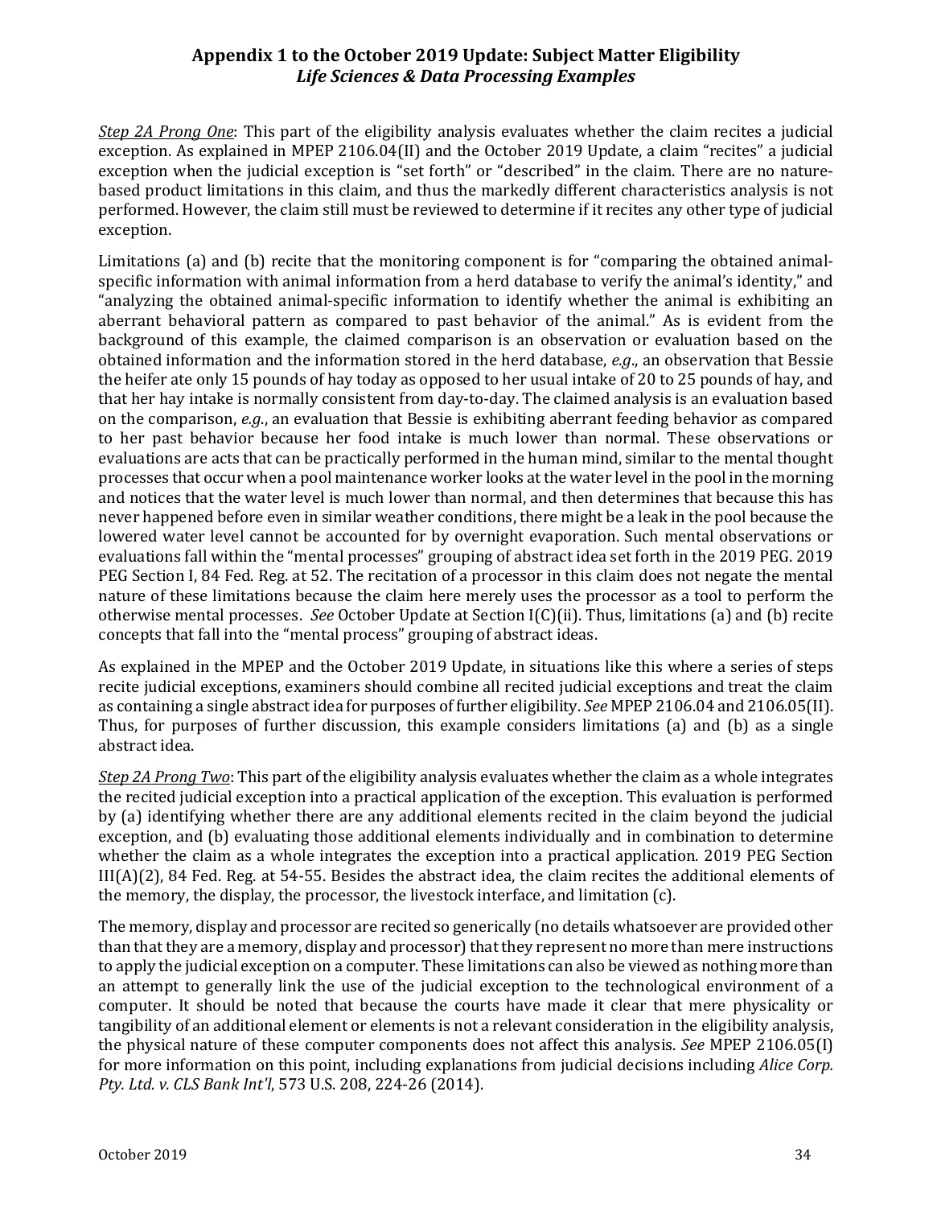*Step 2A Prong One*: This part of the eligibility analysis evaluates whether the claim recites a judicial exception. As explained in MPEP 2106.04(II) and the October 2019 Update, a claim "recites" a judicial exception when the judicial exception is "set forth" or "described" in the claim. There are no nature-based product limitations in this claim, and thus the markedly different characteristics analysis is not performed. However, the claim still must be reviewed to determine if it recites any other type of judicial exception.

Limitations (a) and (b) recite that the monitoring component is for "comparing the obtained animal-specific information with animal information from a herd database to verify the animal's identity," and "analyzing the obtained animal-specific information to identify whether the animal is exhibiting an aberrant behavioral pattern as compared to past behavior of the animal." As is evident from the background of this example, the claimed comparison is an observation or evaluation based on the obtained information and the information stored in the herd database, *e.g.*, an observation that Bessie the heifer ate only 15 pounds of hay today as opposed to her usual intake of 20 to 25 pounds of hay, and that her hay intake is normally consistent from day-to-day. The claimed analysis is an evaluation based on the comparison, *e.g.*, an evaluation that Bessie is exhibiting aberrant feeding behavior as compared to her past behavior because her food intake is much lower than normal. These observations or evaluations are acts that can be practically performed in the human mind, similar to the mental thought processes that occur when a pool maintenance worker looks at the water level in the pool in the morning and notices that the water level is much lower than normal, and then determines that because this has never happened before even in similar weather conditions, there might be a leak in the pool because the lowered water level cannot be accounted for by overnight evaporation. Such mental observations or evaluations fall within the "mental processes" grouping of abstract idea set forth in the 2019 PEG. 2019 PEG Section I, 84 Fed. Reg. at 52. The recitation of a processor in this claim does not negate the mental nature of these limitations because the claim here merely uses the processor as a tool to perform the otherwise mental processes. *See* October Update at Section I(C)(ii). Thus, limitations (a) and (b) recite concepts that fall into the "mental process" grouping of abstract ideas.

As explained in the MPEP and the October 2019 Update, in situations like this where a series of steps recite judicial exceptions, examiners should combine all recited judicial exceptions and treat the claim as containing a single abstract idea for purposes of further eligibility. *See* MPEP 2106.04 and 2106.05(II). Thus, for purposes of further discussion, this example considers limitations (a) and (b) as a single abstract idea.

*Step 2A Prong Two*: This part of the eligibility analysis evaluates whether the claim as a whole integrates the recited judicial exception into a practical application of the exception. This evaluation is performed by (a) identifying whether there are any additional elements recited in the claim beyond the judicial exception, and (b) evaluating those additional elements individually and in combination to determine whether the claim as a whole integrates the exception into a practical application. 2019 PEG Section III(A)(2), 84 Fed. Reg. at 54-55. Besides the abstract idea, the claim recites the additional elements of the memory, the display, the processor, the livestock interface, and limitation (c).

The memory, display and processor are recited so generically (no details whatsoever are provided other than that they are a memory, display and processor) that they represent no more than mere instructions to apply the judicial exception on a computer. These limitations can also be viewed as nothing more than an attempt to generally link the use of the judicial exception to the technological environment of a computer. It should be noted that because the courts have made it clear that mere physicality or tangibility of an additional element or elements is not a relevant consideration in the eligibility analysis, the physical nature of these computer components does not affect this analysis. *See* MPEP 2106.05(I) for more information on this point, including explanations from judicial decisions including *Alice Corp. Pty. Ltd. v. CLS Bank Int'l*, 573 U.S. 208, 224-26 (2014).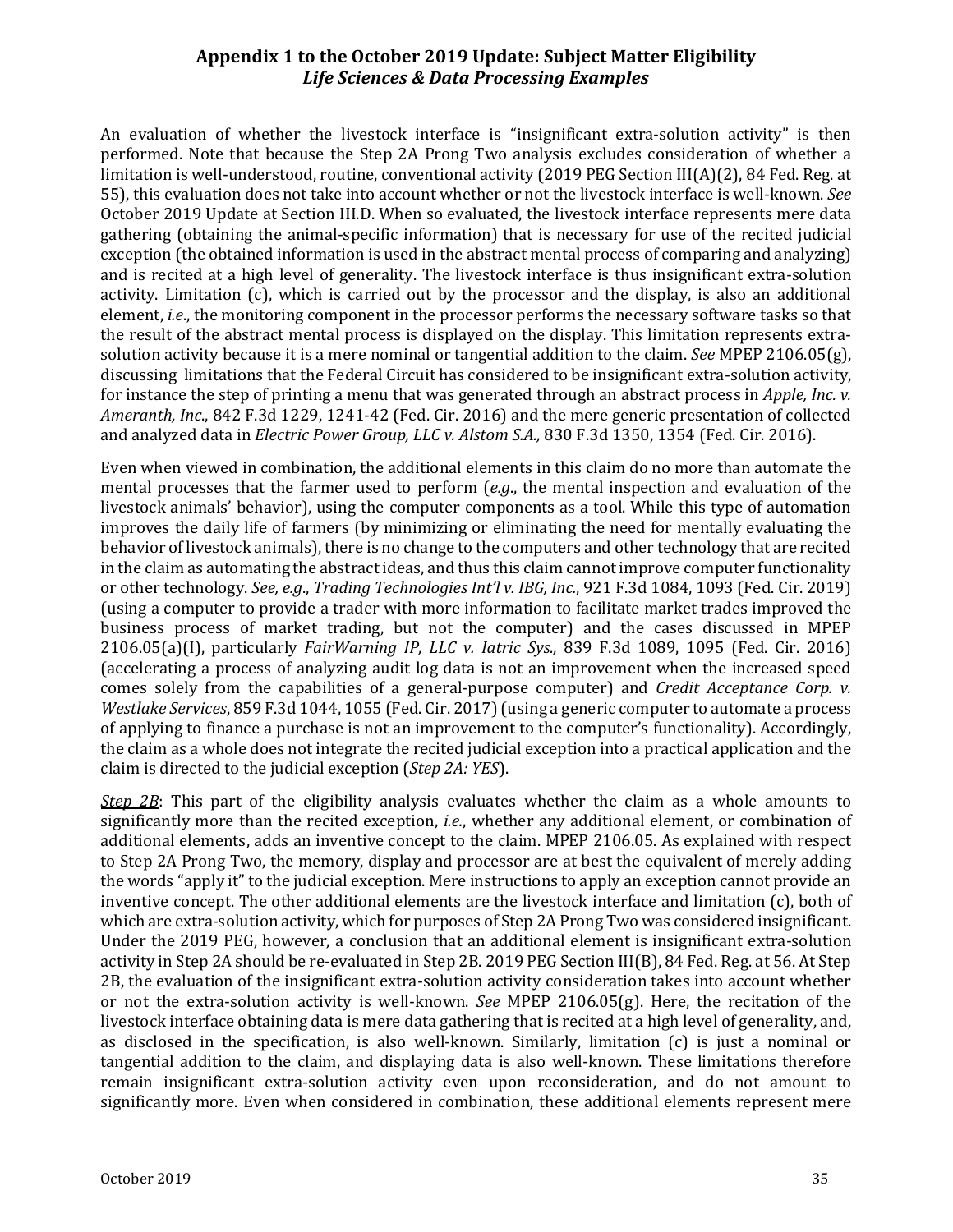An evaluation of whether the livestock interface is "insignificant extra-solution activity" is then performed. Note that because the Step 2A Prong Two analysis excludes consideration of whether a limitation is well-understood, routine, conventional activity (2019 PEG Section III(A)(2), 84 Fed. Reg. at 55), this evaluation does not take into account whether or not the livestock interface is well-known. *See* October 2019 Update at Section III.D. When so evaluated, the livestock interface represents mere data gathering (obtaining the animal-specific information) that is necessary for use of the recited judicial exception (the obtained information is used in the abstract mental process of comparing and analyzing) and is recited at a high level of generality. The livestock interface is thus insignificant extra-solution activity. Limitation (c), which is carried out by the processor and the display, is also an additional element, *i.e.*, the monitoring component in the processor performs the necessary software tasks so that the result of the abstract mental process is displayed on the display. This limitation represents extra-solution activity because it is a mere nominal or tangential addition to the claim. *See* MPEP 2106.05(g), discussing limitations that the Federal Circuit has considered to be insignificant extra-solution activity, for instance the step of printing a menu that was generated through an abstract process in *Apple, Inc. v. Ameranth, Inc*., 842 F.3d 1229, 1241-42 (Fed. Cir. 2016) and the mere generic presentation of collected and analyzed data in *Electric Power Group, LLC v. Alstom S.A.,* 830 F.3d 1350, 1354 (Fed. Cir. 2016).

Even when viewed in combination, the additional elements in this claim do no more than automate the mental processes that the farmer used to perform (*e.g*., the mental inspection and evaluation of the livestock animals' behavior), using the computer components as a tool. While this type of automation improves the daily life of farmers (by minimizing or eliminating the need for mentally evaluating the behavior of livestock animals), there is no change to the computers and other technology that are recited in the claim as automating the abstract ideas, and thus this claim cannot improve computer functionality or other technology. *See, e.g*., *Trading Technologies Int'l v. IBG, Inc.*, 921 F.3d 1084, 1093 (Fed. Cir. 2019) (using a computer to provide a trader with more information to facilitate market trades improved the business process of market trading, but not the computer) and the cases discussed in MPEP 2106.05(a)(I), particularly *FairWarning IP, LLC v. Iatric Sys.,* 839 F.3d 1089, 1095 (Fed. Cir. 2016) (accelerating a process of analyzing audit log data is not an improvement when the increased speed comes solely from the capabilities of a general-purpose computer) and *Credit Acceptance Corp. v. Westlake Services*, 859 F.3d 1044, 1055 (Fed. Cir. 2017) (using a generic computer to automate a process of applying to finance a purchase is not an improvement to the computer's functionality). Accordingly, the claim as a whole does not integrate the recited judicial exception into a practical application and the claim is directed to the judicial exception (*Step 2A: YES*).

*Step 2B*: This part of the eligibility analysis evaluates whether the claim as a whole amounts to significantly more than the recited exception, *i.e.*, whether any additional element, or combination of additional elements, adds an inventive concept to the claim. MPEP 2106.05. As explained with respect to Step 2A Prong Two, the memory, display and processor are at best the equivalent of merely adding the words "apply it" to the judicial exception. Mere instructions to apply an exception cannot provide an inventive concept. The other additional elements are the livestock interface and limitation (c), both of which are extra-solution activity, which for purposes of Step 2A Prong Two was considered insignificant. Under the 2019 PEG, however, a conclusion that an additional element is insignificant extra-solution activity in Step 2A should be re-evaluated in Step 2B. 2019 PEG Section III(B), 84 Fed. Reg. at 56. At Step 2B, the evaluation of the insignificant extra-solution activity consideration takes into account whether or not the extra-solution activity is well-known. *See* MPEP 2106.05(g). Here, the recitation of the livestock interface obtaining data is mere data gathering that is recited at a high level of generality, and, as disclosed in the specification, is also well-known. Similarly, limitation (c) is just a nominal or tangential addition to the claim, and displaying data is also well-known. These limitations therefore remain insignificant extra-solution activity even upon reconsideration, and do not amount to significantly more. Even when considered in combination, these additional elements represent mere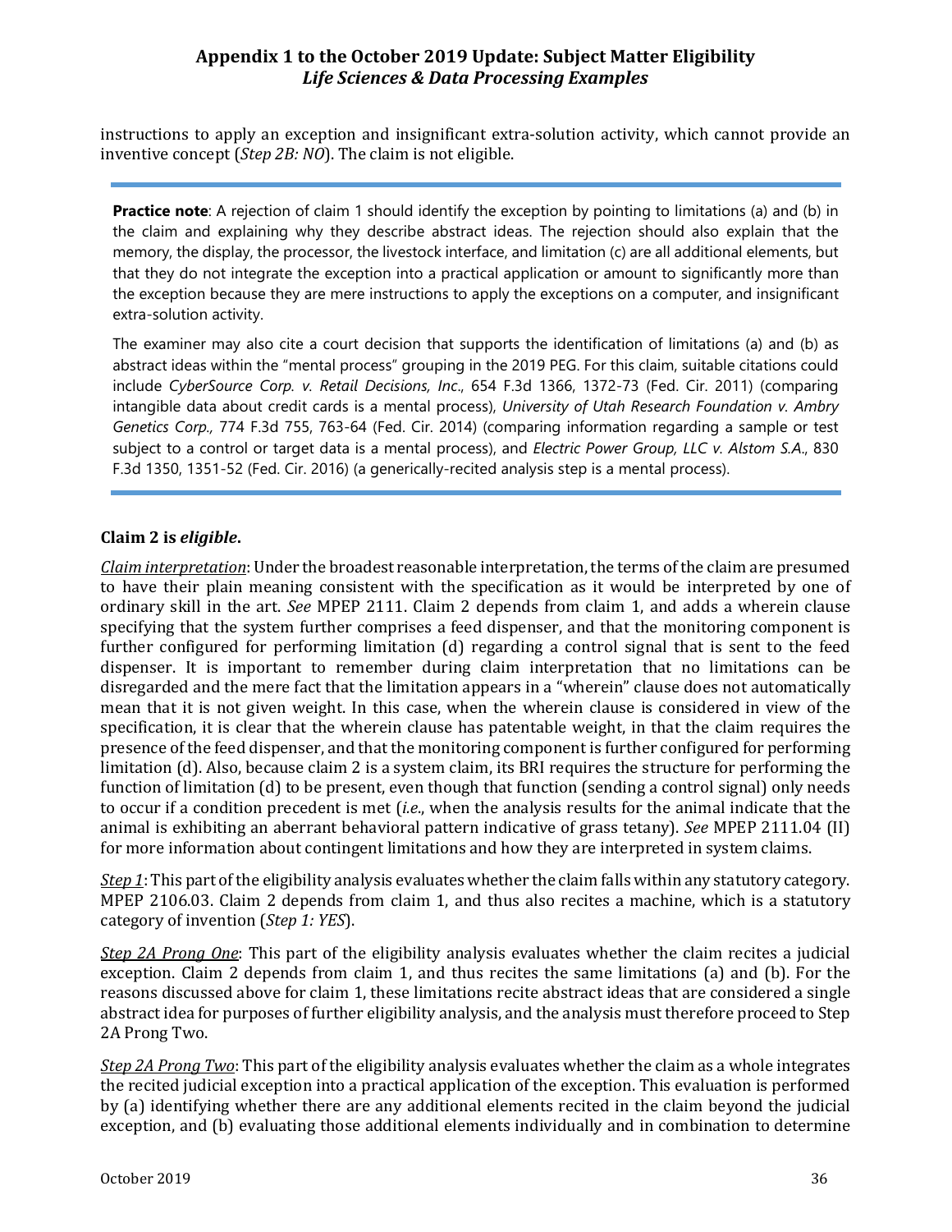instructions to apply an exception and insignificant extra-solution activity, which cannot provide an inventive concept (*Step 2B: NO*). The claim is not eligible.

**Practice note**: A rejection of claim 1 should identify the exception by pointing to limitations (a) and (b) in the claim and explaining why they describe abstract ideas. The rejection should also explain that the memory, the display, the processor, the livestock interface, and limitation (c) are all additional elements, but that they do not integrate the exception into a practical application or amount to significantly more than the exception because they are mere instructions to apply the exceptions on a computer, and insignificant extra-solution activity.

The examiner may also cite a court decision that supports the identification of limitations (a) and (b) as abstract ideas within the "mental process" grouping in the 2019 PEG. For this claim, suitable citations could include *CyberSource Corp. v. Retail Decisions, Inc*., 654 F.3d 1366, 1372-73 (Fed. Cir. 2011) (comparing intangible data about credit cards is a mental process), *University of Utah Research Foundation v. Ambry Genetics Corp.,* 774 F.3d 755, 763-64 (Fed. Cir. 2014) (comparing information regarding a sample or test subject to a control or target data is a mental process), and *Electric Power Group, LLC v. Alstom S.A*., 830 F.3d 1350, 1351-52 (Fed. Cir. 2016) (a generically-recited analysis step is a mental process).

### Claim 2 is *eligible*.

<u>*Claim interpretation*</u>: Under the broadest reasonable interpretation, the terms of the claim are presumed to have their plain meaning consistent with the specification as it would be interpreted by one of ordinary skill in the art. *See* MPEP 2111. Claim 2 depends from claim 1, and adds a wherein clause specifying that the system further comprises a feed dispenser, and that the monitoring component is further configured for performing limitation (d) regarding a control signal that is sent to the feed dispenser. It is important to remember during claim interpretation that no limitations can be disregarded and the mere fact that the limitation appears in a "wherein" clause does not automatically mean that it is not given weight. In this case, when the wherein clause is considered in view of the specification, it is clear that the wherein clause has patentable weight, in that the claim requires the presence of the feed dispenser, and that the monitoring component is further configured for performing limitation (d). Also, because claim 2 is a system claim, its BRI requires the structure for performing the function of limitation (d) to be present, even though that function (sending a control signal) only needs to occur if a condition precedent is met (*i.e*., when the analysis results for the animal indicate that the animal is exhibiting an aberrant behavioral pattern indicative of grass tetany). *See* MPEP 2111.04 (II) for more information about contingent limitations and how they are interpreted in system claims.

<u>*Step 1*</u>: This part of the eligibility analysis evaluates whether the claim falls within any statutory category. MPEP 2106.03. Claim 2 depends from claim 1, and thus also recites a machine, which is a statutory category of invention (*Step 1: YES*).

<u>*Step 2A Prong One*</u>: This part of the eligibility analysis evaluates whether the claim recites a judicial exception. Claim 2 depends from claim 1, and thus recites the same limitations (a) and (b). For the reasons discussed above for claim 1, these limitations recite abstract ideas that are considered a single abstract idea for purposes of further eligibility analysis, and the analysis must therefore proceed to Step 2A Prong Two.

<u>*Step 2A Prong Two*</u>: This part of the eligibility analysis evaluates whether the claim as a whole integrates the recited judicial exception into a practical application of the exception. This evaluation is performed by (a) identifying whether there are any additional elements recited in the claim beyond the judicial exception, and (b) evaluating those additional elements individually and in combination to determine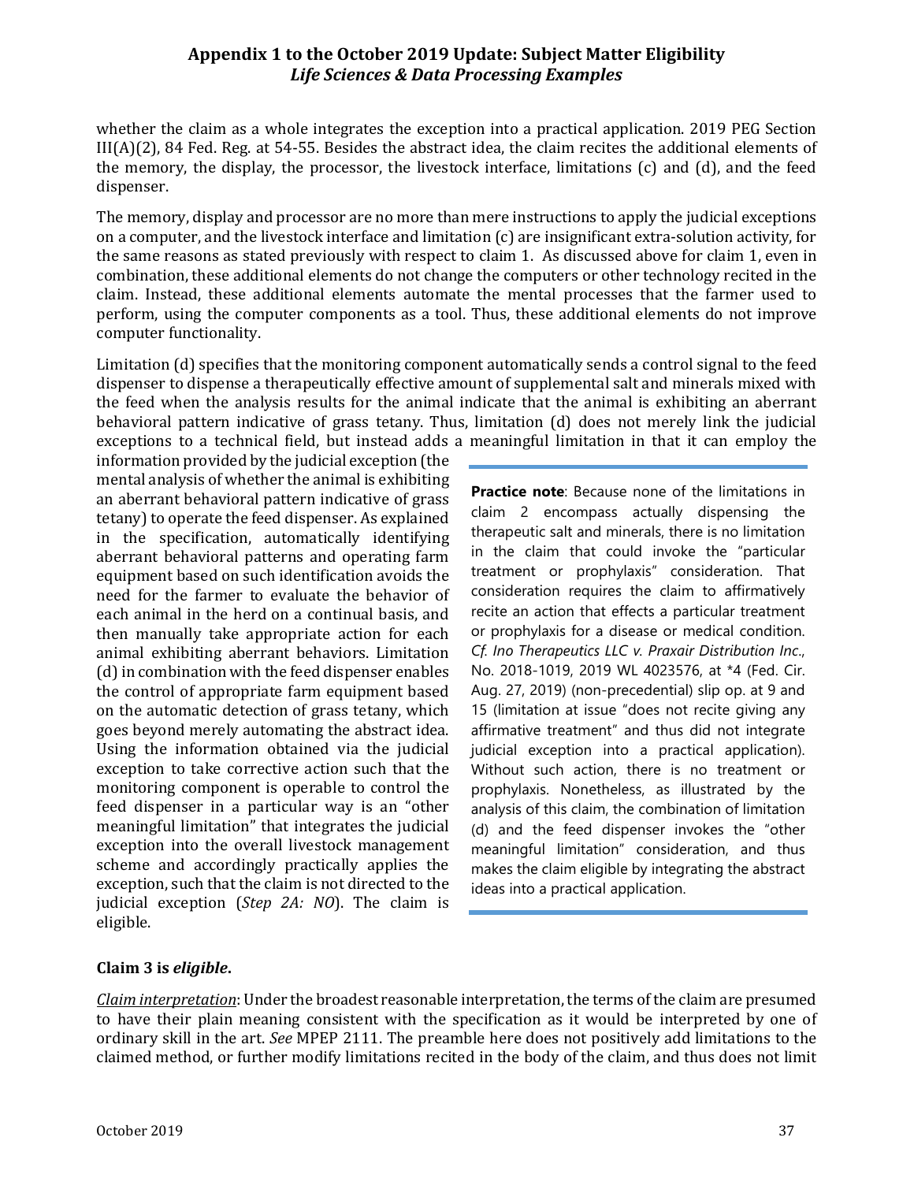whether the claim as a whole integrates the exception into a practical application. 2019 PEG Section III(A)(2), 84 Fed. Reg. at 54-55. Besides the abstract idea, the claim recites the additional elements of the memory, the display, the processor, the livestock interface, limitations (c) and (d), and the feed dispenser.

The memory, display and processor are no more than mere instructions to apply the judicial exceptions on a computer, and the livestock interface and limitation (c) are insignificant extra-solution activity, for the same reasons as stated previously with respect to claim 1. As discussed above for claim 1, even in combination, these additional elements do not change the computers or other technology recited in the claim. Instead, these additional elements automate the mental processes that the farmer used to perform, using the computer components as a tool. Thus, these additional elements do not improve computer functionality.

Limitation (d) specifies that the monitoring component automatically sends a control signal to the feed dispenser to dispense a therapeutically effective amount of supplemental salt and minerals mixed with the feed when the analysis results for the animal indicate that the animal is exhibiting an aberrant behavioral pattern indicative of grass tetany. Thus, limitation (d) does not merely link the judicial exceptions to a technical field, but instead adds a meaningful limitation in that it can employ the information provided by the judicial exception (the mental analysis of whether the animal is exhibiting an aberrant behavioral pattern indicative of grass tetany) to operate the feed dispenser. As explained in the specification, automatically identifying aberrant behavioral patterns and operating farm equipment based on such identification avoids the need for the farmer to evaluate the behavior of each animal in the herd on a continual basis, and then manually take appropriate action for each animal exhibiting aberrant behaviors. Limitation (d) in combination with the feed dispenser enables the control of appropriate farm equipment based on the automatic detection of grass tetany, which goes beyond merely automating the abstract idea. Using the information obtained via the judicial exception to take corrective action such that the monitoring component is operable to control the feed dispenser in a particular way is an "other meaningful limitation" that integrates the judicial exception into the overall livestock management scheme and accordingly practically applies the exception, such that the claim is not directed to the judicial exception (*Step 2A: NO*). The claim is eligible.

> **Practice note**: Because none of the limitations in claim 2 encompass actually dispensing the therapeutic salt and minerals, there is no limitation in the claim that could invoke the "particular treatment or prophylaxis" consideration. That consideration requires the claim to affirmatively recite an action that effects a particular treatment or prophylaxis for a disease or medical condition. *Cf. Ino Therapeutics LLC v. Praxair Distribution Inc.*, No. 2018-1019, 2019 WL 4023576, at *4 (Fed. Cir. Aug. 27, 2019) (non-precedential) slip op. at 9 and 15 (limitation at issue "does not recite giving any affirmative treatment" and thus did not integrate judicial exception into a practical application). Without such action, there is no treatment or prophylaxis. Nonetheless, as illustrated by the analysis of this claim, the combination of limitation (d) and the feed dispenser invokes the "other meaningful limitation" consideration, and thus makes the claim eligible by integrating the abstract ideas into a practical application.

**Claim 3 is *eligible*.**

*Claim interpretation*: Under the broadest reasonable interpretation, the terms of the claim are presumed to have their plain meaning consistent with the specification as it would be interpreted by one of ordinary skill in the art. *See* MPEP 2111. The preamble here does not positively add limitations to the claimed method, or further modify limitations recited in the body of the claim, and thus does not limit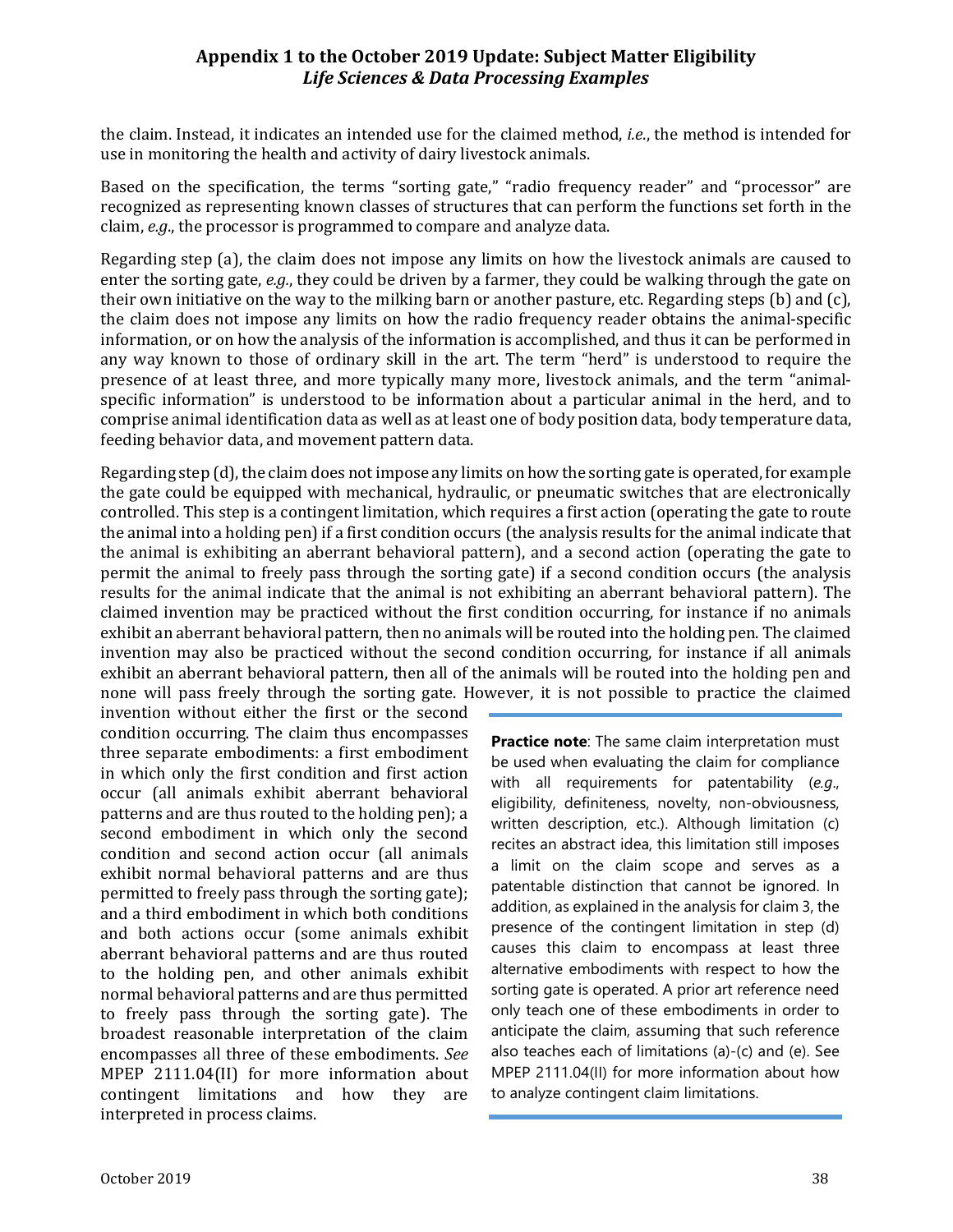the claim. Instead, it indicates an intended use for the claimed method, *i.e.*, the method is intended for use in monitoring the health and activity of dairy livestock animals.

Based on the specification, the terms "sorting gate," "radio frequency reader" and "processor" are recognized as representing known classes of structures that can perform the functions set forth in the claim, *e.g.*, the processor is programmed to compare and analyze data.

Regarding step (a), the claim does not impose any limits on how the livestock animals are caused to enter the sorting gate, *e.g.*, they could be driven by a farmer, they could be walking through the gate on their own initiative on the way to the milking barn or another pasture, etc. Regarding steps (b) and (c), the claim does not impose any limits on how the radio frequency reader obtains the animal-specific information, or on how the analysis of the information is accomplished, and thus it can be performed in any way known to those of ordinary skill in the art. The term "herd" is understood to require the presence of at least three, and more typically many more, livestock animals, and the term "animal-specific information" is understood to be information about a particular animal in the herd, and to comprise animal identification data as well as at least one of body position data, body temperature data, feeding behavior data, and movement pattern data.

Regarding step (d), the claim does not impose any limits on how the sorting gate is operated, for example the gate could be equipped with mechanical, hydraulic, or pneumatic switches that are electronically controlled. This step is a contingent limitation, which requires a first action (operating the gate to route the animal into a holding pen) if a first condition occurs (the analysis results for the animal indicate that the animal is exhibiting an aberrant behavioral pattern), and a second action (operating the gate to permit the animal to freely pass through the sorting gate) if a second condition occurs (the analysis results for the animal indicate that the animal is not exhibiting an aberrant behavioral pattern). The claimed invention may be practiced without the first condition occurring, for instance if no animals exhibit an aberrant behavioral pattern, then no animals will be routed into the holding pen. The claimed invention may also be practiced without the second condition occurring, for instance if all animals exhibit an aberrant behavioral pattern, then all of the animals will be routed into the holding pen and none will pass freely through the sorting gate. However, it is not possible to practice the claimed invention without either the first or the second condition occurring. The claim thus encompasses three separate embodiments: a first embodiment in which only the first condition and first action occur (all animals exhibit aberrant behavioral patterns and are thus routed to the holding pen); a second embodiment in which only the second condition and second action occur (all animals exhibit normal behavioral patterns and are thus permitted to freely pass through the sorting gate); and a third embodiment in which both conditions and both actions occur (some animals exhibit aberrant behavioral patterns and are thus routed to the holding pen, and other animals exhibit normal behavioral patterns and are thus permitted to freely pass through the sorting gate). The broadest reasonable interpretation of the claim encompasses all three of these embodiments. *See* MPEP 2111.04(II) for more information about contingent limitations and how they are interpreted in process claims.

> **Practice note**: The same claim interpretation must be used when evaluating the claim for compliance with all requirements for patentability (*e.g.*, eligibility, definiteness, novelty, non-obviousness, written description, etc.). Although limitation (c) recites an abstract idea, this limitation still imposes a limit on the claim scope and serves as a patentable distinction that cannot be ignored. In addition, as explained in the analysis for claim 3, the presence of the contingent limitation in step (d) causes this claim to encompass at least three alternative embodiments with respect to how the sorting gate is operated. A prior art reference need only teach one of these embodiments in order to anticipate the claim, assuming that such reference also teaches each of limitations (a)-(c) and (e). See MPEP 2111.04(II) for more information about how to analyze contingent claim limitations.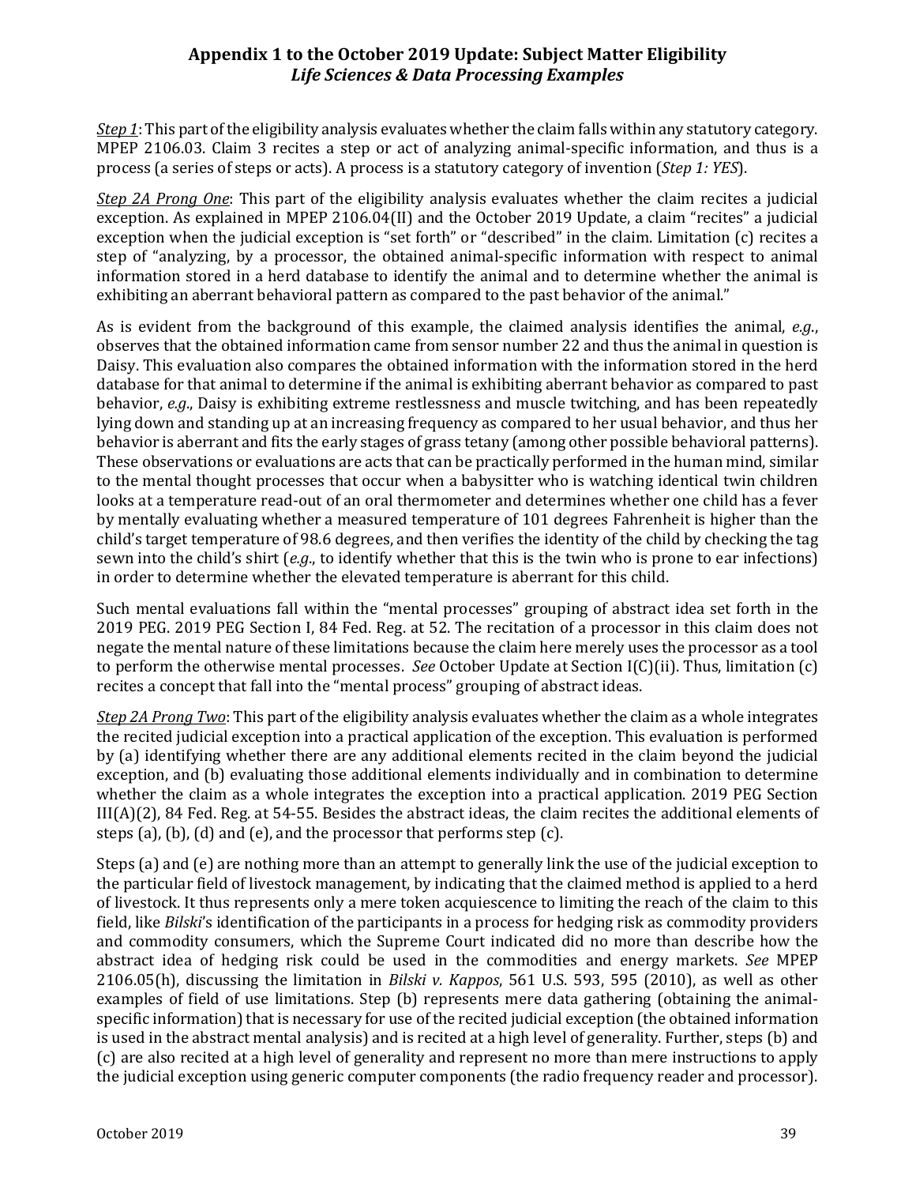*Step 1*: This part of the eligibility analysis evaluates whether the claim falls within any statutory category. MPEP 2106.03. Claim 3 recites a step or act of analyzing animal-specific information, and thus is a process (a series of steps or acts). A process is a statutory category of invention (*Step 1: YES*).

*Step 2A Prong One*: This part of the eligibility analysis evaluates whether the claim recites a judicial exception. As explained in MPEP 2106.04(II) and the October 2019 Update, a claim "recites" a judicial exception when the judicial exception is "set forth" or "described" in the claim. Limitation (c) recites a step of "analyzing, by a processor, the obtained animal-specific information with respect to animal information stored in a herd database to identify the animal and to determine whether the animal is exhibiting an aberrant behavioral pattern as compared to the past behavior of the animal."

As is evident from the background of this example, the claimed analysis identifies the animal, *e.g.*, observes that the obtained information came from sensor number 22 and thus the animal in question is Daisy. This evaluation also compares the obtained information with the information stored in the herd database for that animal to determine if the animal is exhibiting aberrant behavior as compared to past behavior, *e.g.*, Daisy is exhibiting extreme restlessness and muscle twitching, and has been repeatedly lying down and standing up at an increasing frequency as compared to her usual behavior, and thus her behavior is aberrant and fits the early stages of grass tetany (among other possible behavioral patterns). These observations or evaluations are acts that can be practically performed in the human mind, similar to the mental thought processes that occur when a babysitter who is watching identical twin children looks at a temperature read-out of an oral thermometer and determines whether one child has a fever by mentally evaluating whether a measured temperature of 101 degrees Fahrenheit is higher than the child's target temperature of 98.6 degrees, and then verifies the identity of the child by checking the tag sewn into the child's shirt (*e.g.*, to identify whether that this is the twin who is prone to ear infections) in order to determine whether the elevated temperature is aberrant for this child.

Such mental evaluations fall within the "mental processes" grouping of abstract idea set forth in the 2019 PEG. 2019 PEG Section I, 84 Fed. Reg. at 52. The recitation of a processor in this claim does not negate the mental nature of these limitations because the claim here merely uses the processor as a tool to perform the otherwise mental processes. *See* October Update at Section I(C)(ii). Thus, limitation (c) recites a concept that fall into the "mental process" grouping of abstract ideas.

*Step 2A Prong Two*: This part of the eligibility analysis evaluates whether the claim as a whole integrates the recited judicial exception into a practical application of the exception. This evaluation is performed by (a) identifying whether there are any additional elements recited in the claim beyond the judicial exception, and (b) evaluating those additional elements individually and in combination to determine whether the claim as a whole integrates the exception into a practical application. 2019 PEG Section III(A)(2), 84 Fed. Reg. at 54-55. Besides the abstract ideas, the claim recites the additional elements of steps (a), (b), (d) and (e), and the processor that performs step (c).

Steps (a) and (e) are nothing more than an attempt to generally link the use of the judicial exception to the particular field of livestock management, by indicating that the claimed method is applied to a herd of livestock. It thus represents only a mere token acquiescence to limiting the reach of the claim to this field, like *Bilski*'s identification of the participants in a process for hedging risk as commodity providers and commodity consumers, which the Supreme Court indicated did no more than describe how the abstract idea of hedging risk could be used in the commodities and energy markets. *See* MPEP 2106.05(h), discussing the limitation in *Bilski v. Kappos*, 561 U.S. 593, 595 (2010), as well as other examples of field of use limitations. Step (b) represents mere data gathering (obtaining the animal-specific information) that is necessary for use of the recited judicial exception (the obtained information is used in the abstract mental analysis) and is recited at a high level of generality. Further, steps (b) and (c) are also recited at a high level of generality and represent no more than mere instructions to apply the judicial exception using generic computer components (the radio frequency reader and processor).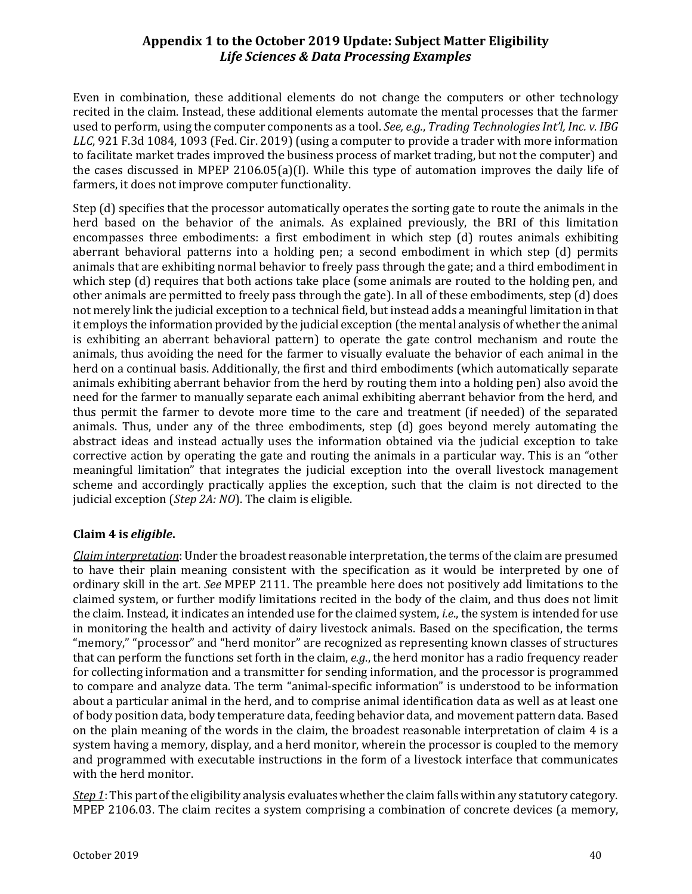Even in combination, these additional elements do not change the computers or other technology recited in the claim. Instead, these additional elements automate the mental processes that the farmer used to perform, using the computer components as a tool. *See, e.g.*, *Trading Technologies Int'l, Inc. v. IBG LLC*, 921 F.3d 1084, 1093 (Fed. Cir. 2019) (using a computer to provide a trader with more information to facilitate market trades improved the business process of market trading, but not the computer) and the cases discussed in MPEP 2106.05(a)(I). While this type of automation improves the daily life of farmers, it does not improve computer functionality.

Step (d) specifies that the processor automatically operates the sorting gate to route the animals in the herd based on the behavior of the animals. As explained previously, the BRI of this limitation encompasses three embodiments: a first embodiment in which step (d) routes animals exhibiting aberrant behavioral patterns into a holding pen; a second embodiment in which step (d) permits animals that are exhibiting normal behavior to freely pass through the gate; and a third embodiment in which step (d) requires that both actions take place (some animals are routed to the holding pen, and other animals are permitted to freely pass through the gate). In all of these embodiments, step (d) does not merely link the judicial exception to a technical field, but instead adds a meaningful limitation in that it employs the information provided by the judicial exception (the mental analysis of whether the animal is exhibiting an aberrant behavioral pattern) to operate the gate control mechanism and route the animals, thus avoiding the need for the farmer to visually evaluate the behavior of each animal in the herd on a continual basis. Additionally, the first and third embodiments (which automatically separate animals exhibiting aberrant behavior from the herd by routing them into a holding pen) also avoid the need for the farmer to manually separate each animal exhibiting aberrant behavior from the herd, and thus permit the farmer to devote more time to the care and treatment (if needed) of the separated animals. Thus, under any of the three embodiments, step (d) goes beyond merely automating the abstract ideas and instead actually uses the information obtained via the judicial exception to take corrective action by operating the gate and routing the animals in a particular way. This is an "other meaningful limitation" that integrates the judicial exception into the overall livestock management scheme and accordingly practically applies the exception, such that the claim is not directed to the judicial exception (*Step 2A: NO*). The claim is eligible.

**Claim 4 is *eligible*.**

*Claim interpretation*: Under the broadest reasonable interpretation, the terms of the claim are presumed to have their plain meaning consistent with the specification as it would be interpreted by one of ordinary skill in the art. *See* MPEP 2111. The preamble here does not positively add limitations to the claimed system, or further modify limitations recited in the body of the claim, and thus does not limit the claim. Instead, it indicates an intended use for the claimed system, *i.e.*, the system is intended for use in monitoring the health and activity of dairy livestock animals. Based on the specification, the terms "memory," "processor" and "herd monitor" are recognized as representing known classes of structures that can perform the functions set forth in the claim, *e.g.*, the herd monitor has a radio frequency reader for collecting information and a transmitter for sending information, and the processor is programmed to compare and analyze data. The term "animal-specific information" is understood to be information about a particular animal in the herd, and to comprise animal identification data as well as at least one of body position data, body temperature data, feeding behavior data, and movement pattern data. Based on the plain meaning of the words in the claim, the broadest reasonable interpretation of claim 4 is a system having a memory, display, and a herd monitor, wherein the processor is coupled to the memory and programmed with executable instructions in the form of a livestock interface that communicates with the herd monitor.

*Step 1*: This part of the eligibility analysis evaluates whether the claim falls within any statutory category. MPEP 2106.03. The claim recites a system comprising a combination of concrete devices (a memory,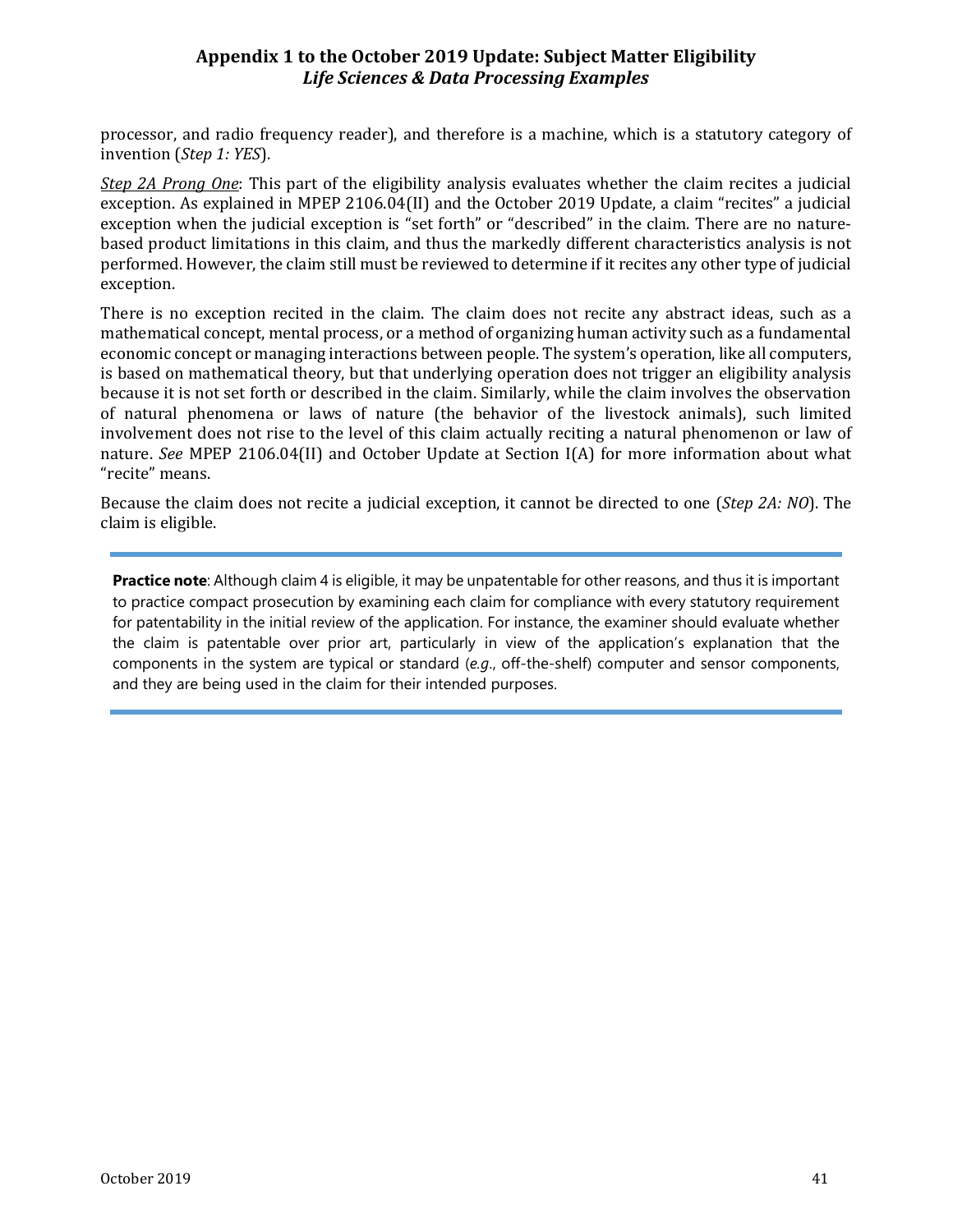processor, and radio frequency reader), and therefore is a machine, which is a statutory category of invention (*Step 1: YES*).

*Step 2A Prong One*: This part of the eligibility analysis evaluates whether the claim recites a judicial exception. As explained in MPEP 2106.04(II) and the October 2019 Update, a claim "recites" a judicial exception when the judicial exception is "set forth" or "described" in the claim. There are no nature-based product limitations in this claim, and thus the markedly different characteristics analysis is not performed. However, the claim still must be reviewed to determine if it recites any other type of judicial exception.

There is no exception recited in the claim. The claim does not recite any abstract ideas, such as a mathematical concept, mental process, or a method of organizing human activity such as a fundamental economic concept or managing interactions between people. The system's operation, like all computers, is based on mathematical theory, but that underlying operation does not trigger an eligibility analysis because it is not set forth or described in the claim. Similarly, while the claim involves the observation of natural phenomena or laws of nature (the behavior of the livestock animals), such limited involvement does not rise to the level of this claim actually reciting a natural phenomenon or law of nature. *See* MPEP 2106.04(II) and October Update at Section I(A) for more information about what "recite" means.

Because the claim does not recite a judicial exception, it cannot be directed to one (*Step 2A: NO*). The claim is eligible.

---

**Practice note**: Although claim 4 is eligible, it may be unpatentable for other reasons, and thus it is important to practice compact prosecution by examining each claim for compliance with every statutory requirement for patentability in the initial review of the application. For instance, the examiner should evaluate whether the claim is patentable over prior art, particularly in view of the application's explanation that the components in the system are typical or standard (*e.g.*, off-the-shelf) computer and sensor components, and they are being used in the claim for their intended purposes.

---